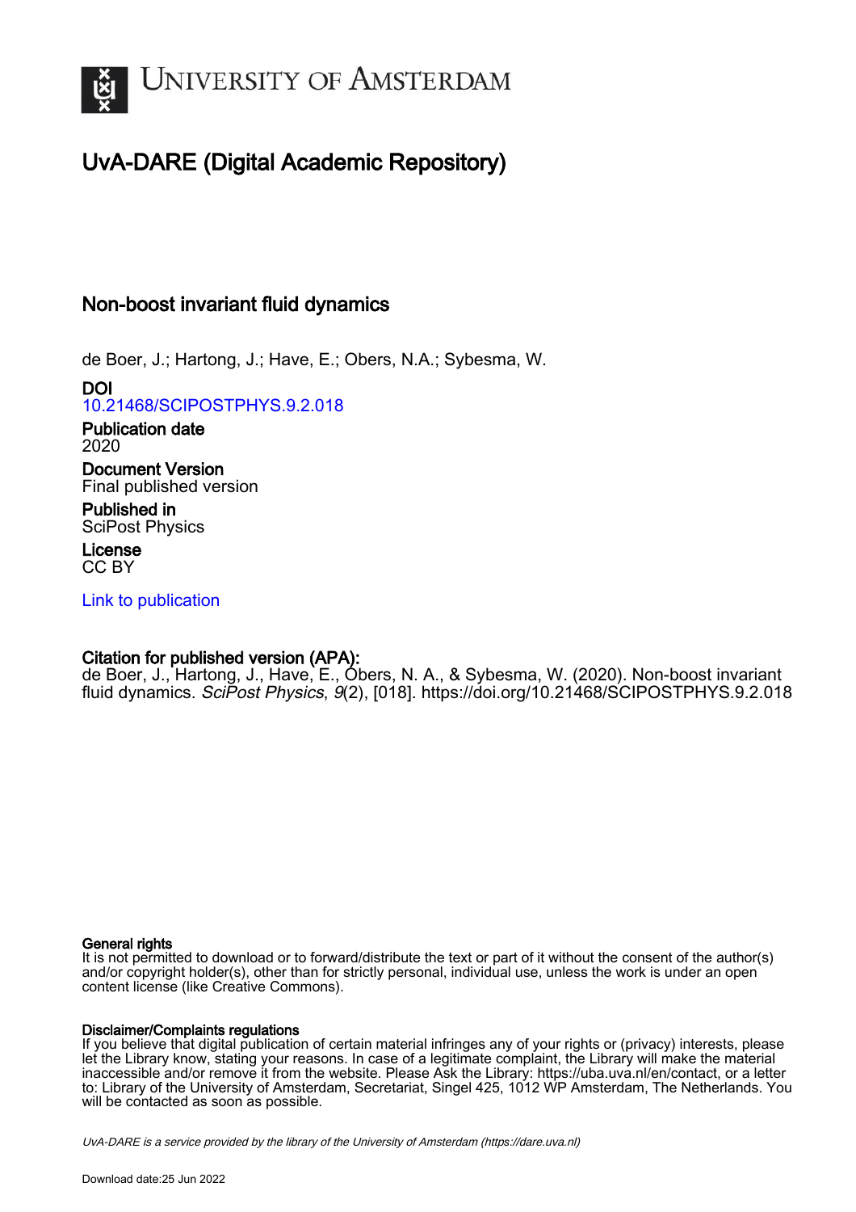# University of Amsterdam

## UvA-DARE (Digital Academic Repository)

### Non-boost invariant fluid dynamics

de Boer, J.; Hartong, J.; Have, E.; Obers, N.A.; Sybesma, W.

**DOI**
10.21468/SCIPOSTPHYS.9.2.018

**Publication date**
2020

**Document Version**
Final published version

**Published in**
SciPost Physics

**License**
CC BY

Link to publication

**Citation for published version (APA):**
de Boer, J., Hartong, J., Have, E., Obers, N. A., & Sybesma, W. (2020). Non-boost invariant fluid dynamics. *SciPost Physics*, *9*(2), [018]. https://doi.org/10.21468/SCIPOSTPHYS.9.2.018

**General rights**
It is not permitted to download or to forward/distribute the text or part of it without the consent of the author(s) and/or copyright holder(s), other than for strictly personal, individual use, unless the work is under an open content license (like Creative Commons).

**Disclaimer/Complaints regulations**
If you believe that digital publication of certain material infringes any of your rights or (privacy) interests, please let the Library know, stating your reasons. In case of a legitimate complaint, the Library will make the material inaccessible and/or remove it from the website. Please Ask the Library: https://uba.uva.nl/en/contact, or a letter to: Library of the University of Amsterdam, Secretariat, Singel 425, 1012 WP Amsterdam, The Netherlands. You will be contacted as soon as possible.

*UvA-DARE is a service provided by the library of the University of Amsterdam (https://dare.uva.nl)*

Download date:25 Jun 2022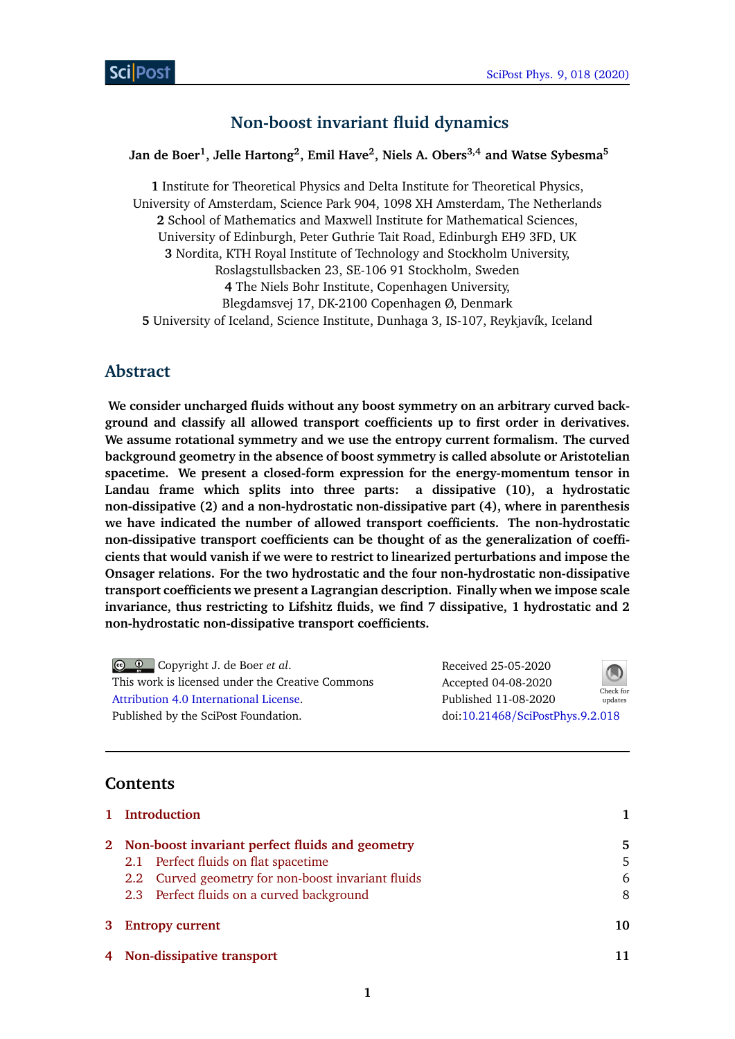# Non-boost invariant fluid dynamics

**Jan de Boer[1], Jelle Hartong[2], Emil Have[2], Niels A. Obers[3,4] and Watse Sybesma[5]**

**1** Institute for Theoretical Physics and Delta Institute for Theoretical Physics, University of Amsterdam, Science Park 904, 1098 XH Amsterdam, The Netherlands
**2** School of Mathematics and Maxwell Institute for Mathematical Sciences, University of Edinburgh, Peter Guthrie Tait Road, Edinburgh EH9 3FD, UK
**3** Nordita, KTH Royal Institute of Technology and Stockholm University, Roslagstullsbacken 23, SE-106 91 Stockholm, Sweden
**4** The Niels Bohr Institute, Copenhagen University, Blegdamsvej 17, DK-2100 Copenhagen Ø, Denmark
**5** University of Iceland, Science Institute, Dunhaga 3, IS-107, Reykjavík, Iceland

## Abstract

**We consider uncharged fluids without any boost symmetry on an arbitrary curved background and classify all allowed transport coefficients up to first order in derivatives. We assume rotational symmetry and we use the entropy current formalism. The curved background geometry in the absence of boost symmetry is called absolute or Aristotelian spacetime. We present a closed-form expression for the energy-momentum tensor in Landau frame which splits into three parts: a dissipative (10), a hydrostatic non-dissipative (2) and a non-hydrostatic non-dissipative part (4), where in parenthesis we have indicated the number of allowed transport coefficients. The non-hydrostatic non-dissipative transport coefficients can be thought of as the generalization of coefficients that would vanish if we were to restrict to linearized perturbations and impose the Onsager relations. For the two hydrostatic and the four non-hydrostatic non-dissipative transport coefficients we present a Lagrangian description. Finally when we impose scale invariance, thus restricting to Lifshitz fluids, we find 7 dissipative, 1 hydrostatic and 2 non-hydrostatic non-dissipative transport coefficients.**

Copyright J. de Boer *et al*.
This work is licensed under the Creative Commons Attribution 4.0 International License.
Published by the SciPost Foundation.

Received 25-05-2020
Accepted 04-08-2020
Published 11-08-2020
doi:10.21468/SciPostPhys.9.2.018

## Contents

| | | |
|---|---|---|
| **1** | **Introduction** | **1** |
| **2** | **Non-boost invariant perfect fluids and geometry** | **5** |
| 2.1 | Perfect fluids on flat spacetime | 5 |
| 2.2 | Curved geometry for non-boost invariant fluids | 6 |
| 2.3 | Perfect fluids on a curved background | 8 |
| **3** | **Entropy current** | **10** |
| **4** | **Non-dissipative transport** | **11** |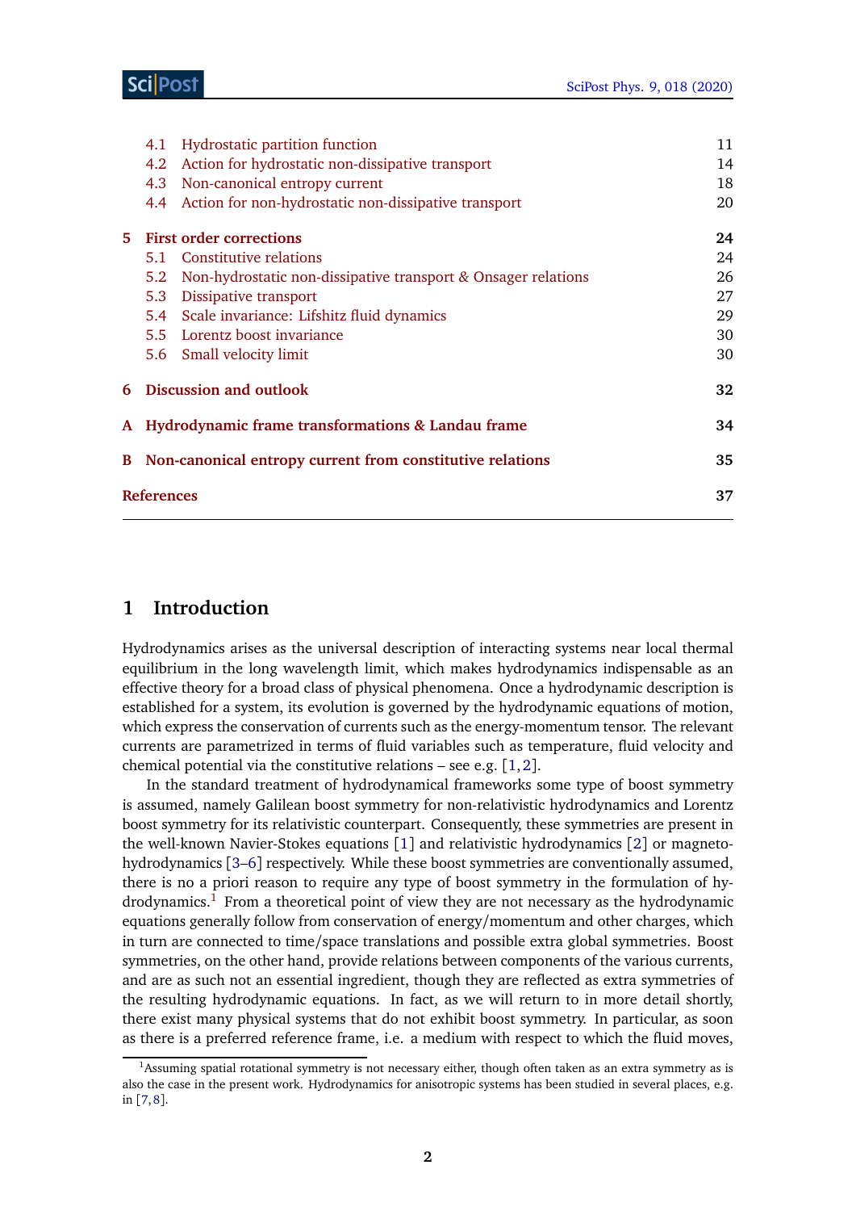4.1 Hydrostatic partition function 11
4.2 Action for hydrostatic non-dissipative transport 14
4.3 Non-canonical entropy current 18
4.4 Action for non-hydrostatic non-dissipative transport 20

**5 First order corrections 24**

5.1 Constitutive relations 24
5.2 Non-hydrostatic non-dissipative transport & Onsager relations 26
5.3 Dissipative transport 27
5.4 Scale invariance: Lifshitz fluid dynamics 29
5.5 Lorentz boost invariance 30
5.6 Small velocity limit 30

**6 Discussion and outlook 32**

**A Hydrodynamic frame transformations & Landau frame 34**

**B Non-canonical entropy current from constitutive relations 35**

**References 37**

# 1 Introduction

Hydrodynamics arises as the universal description of interacting systems near local thermal equilibrium in the long wavelength limit, which makes hydrodynamics indispensable as an effective theory for a broad class of physical phenomena. Once a hydrodynamic description is established for a system, its evolution is governed by the hydrodynamic equations of motion, which express the conservation of currents such as the energy-momentum tensor. The relevant currents are parametrized in terms of fluid variables such as temperature, fluid velocity and chemical potential via the constitutive relations – see e.g. [1,2].

In the standard treatment of hydrodynamical frameworks some type of boost symmetry is assumed, namely Galilean boost symmetry for non-relativistic hydrodynamics and Lorentz boost symmetry for its relativistic counterpart. Consequently, these symmetries are present in the well-known Navier-Stokes equations [1] and relativistic hydrodynamics [2] or magneto-hydrodynamics [3–6] respectively. While these boost symmetries are conventionally assumed, there is no a priori reason to require any type of boost symmetry in the formulation of hydrodynamics.[1] From a theoretical point of view they are not necessary as the hydrodynamic equations generally follow from conservation of energy/momentum and other charges, which in turn are connected to time/space translations and possible extra global symmetries. Boost symmetries, on the other hand, provide relations between components of the various currents, and are as such not an essential ingredient, though they are reflected as extra symmetries of the resulting hydrodynamic equations. In fact, as we will return to in more detail shortly, there exist many physical systems that do not exhibit boost symmetry. In particular, as soon as there is a preferred reference frame, i.e. a medium with respect to which the fluid moves,

[1] Assuming spatial rotational symmetry is not necessary either, though often taken as an extra symmetry as is also the case in the present work. Hydrodynamics for anisotropic systems has been studied in several places, e.g. in [7,8].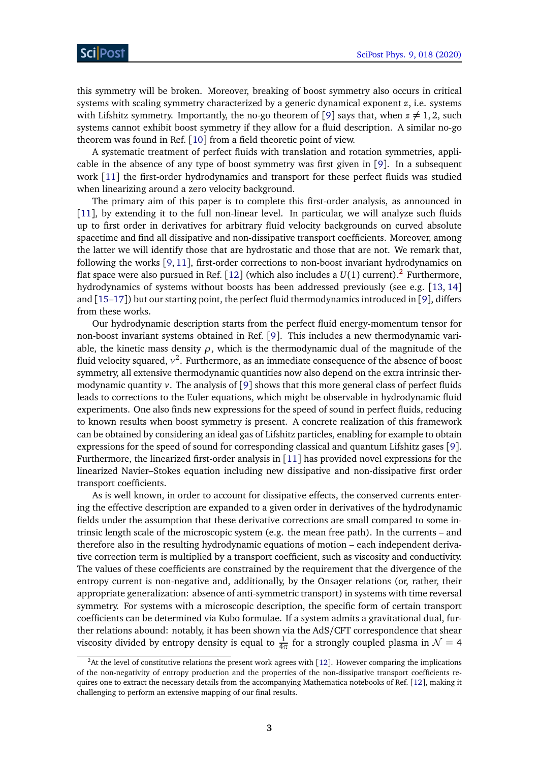this symmetry will be broken. Moreover, breaking of boost symmetry also occurs in critical systems with scaling symmetry characterized by a generic dynamical exponent $z$, i.e. systems with Lifshitz symmetry. Importantly, the no-go theorem of [9] says that, when $z \neq 1, 2$, such systems cannot exhibit boost symmetry if they allow for a fluid description. A similar no-go theorem was found in Ref. [10] from a field theoretic point of view.

A systematic treatment of perfect fluids with translation and rotation symmetries, applicable in the absence of any type of boost symmetry was first given in [9]. In a subsequent work [11] the first-order hydrodynamics and transport for these perfect fluids was studied when linearizing around a zero velocity background.

The primary aim of this paper is to complete this first-order analysis, as announced in [11], by extending it to the full non-linear level. In particular, we will analyze such fluids up to first order in derivatives for arbitrary fluid velocity backgrounds on curved absolute spacetime and find all dissipative and non-dissipative transport coefficients. Moreover, among the latter we will identify those that are hydrostatic and those that are not. We remark that, following the works [9, 11], first-order corrections to non-boost invariant hydrodynamics on flat space were also pursued in Ref. [12] (which also includes a $U(1)$ current).[2] Furthermore, hydrodynamics of systems without boosts has been addressed previously (see e.g. [13, 14] and [15–17]) but our starting point, the perfect fluid thermodynamics introduced in [9], differs from these works.

Our hydrodynamic description starts from the perfect fluid energy-momentum tensor for non-boost invariant systems obtained in Ref. [9]. This includes a new thermodynamic variable, the kinetic mass density $\rho$, which is the thermodynamic dual of the magnitude of the fluid velocity squared, $v^2$. Furthermore, as an immediate consequence of the absence of boost symmetry, all extensive thermodynamic quantities now also depend on the extra intrinsic thermodynamic quantity $v$. The analysis of [9] shows that this more general class of perfect fluids leads to corrections to the Euler equations, which might be observable in hydrodynamic fluid experiments. One also finds new expressions for the speed of sound in perfect fluids, reducing to known results when boost symmetry is present. A concrete realization of this framework can be obtained by considering an ideal gas of Lifshitz particles, enabling for example to obtain expressions for the speed of sound for corresponding classical and quantum Lifshitz gases [9]. Furthermore, the linearized first-order analysis in [11] has provided novel expressions for the linearized Navier–Stokes equation including new dissipative and non-dissipative first order transport coefficients.

As is well known, in order to account for dissipative effects, the conserved currents entering the effective description are expanded to a given order in derivatives of the hydrodynamic fields under the assumption that these derivative corrections are small compared to some intrinsic length scale of the microscopic system (e.g. the mean free path). In the currents – and therefore also in the resulting hydrodynamic equations of motion – each independent derivative correction term is multiplied by a transport coefficient, such as viscosity and conductivity. The values of these coefficients are constrained by the requirement that the divergence of the entropy current is non-negative and, additionally, by the Onsager relations (or, rather, their appropriate generalization: absence of anti-symmetric transport) in systems with time reversal symmetry. For systems with a microscopic description, the specific form of certain transport coefficients can be determined via Kubo formulae. If a system admits a gravitational dual, further relations abound: notably, it has been shown via the AdS/CFT correspondence that shear viscosity divided by entropy density is equal to $\frac{1}{4\pi}$ for a strongly coupled plasma in $\mathcal{N} = 4$

[2] At the level of constitutive relations the present work agrees with [12]. However comparing the implications of the non-negativity of entropy production and the properties of the non-dissipative transport coefficients requires one to extract the necessary details from the accompanying Mathematica notebooks of Ref. [12], making it challenging to perform an extensive mapping of our final results.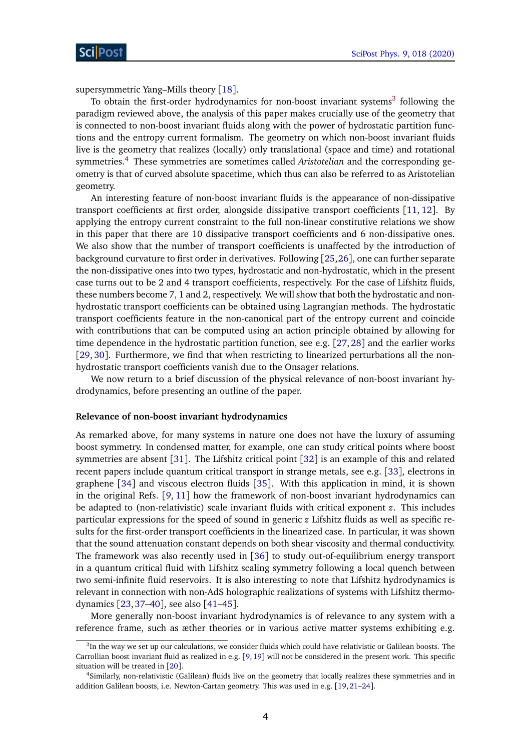supersymmetric Yang–Mills theory [18].

To obtain the first-order hydrodynamics for non-boost invariant systems[3] following the paradigm reviewed above, the analysis of this paper makes crucially use of the geometry that is connected to non-boost invariant fluids along with the power of hydrostatic partition functions and the entropy current formalism. The geometry on which non-boost invariant fluids live is the geometry that realizes (locally) only translational (space and time) and rotational symmetries.[4] These symmetries are sometimes called *Aristotelian* and the corresponding geometry is that of curved absolute spacetime, which thus can also be referred to as Aristotelian geometry.

An interesting feature of non-boost invariant fluids is the appearance of non-dissipative transport coefficients at first order, alongside dissipative transport coefficients [11, 12]. By applying the entropy current constraint to the full non-linear constitutive relations we show in this paper that there are 10 dissipative transport coefficients and 6 non-dissipative ones. We also show that the number of transport coefficients is unaffected by the introduction of background curvature to first order in derivatives. Following [25, 26], one can further separate the non-dissipative ones into two types, hydrostatic and non-hydrostatic, which in the present case turns out to be 2 and 4 transport coefficients, respectively. For the case of Lifshitz fluids, these numbers become 7, 1 and 2, respectively. We will show that both the hydrostatic and non-hydrostatic transport coefficients can be obtained using Lagrangian methods. The hydrostatic transport coefficients feature in the non-canonical part of the entropy current and coincide with contributions that can be computed using an action principle obtained by allowing for time dependence in the hydrostatic partition function, see e.g. [27, 28] and the earlier works [29, 30]. Furthermore, we find that when restricting to linearized perturbations all the non-hydrostatic transport coefficients vanish due to the Onsager relations.

We now return to a brief discussion of the physical relevance of non-boost invariant hydrodynamics, before presenting an outline of the paper.

#### Relevance of non-boost invariant hydrodynamics

As remarked above, for many systems in nature one does not have the luxury of assuming boost symmetry. In condensed matter, for example, one can study critical points where boost symmetries are absent [31]. The Lifshitz critical point [32] is an example of this and related recent papers include quantum critical transport in strange metals, see e.g. [33], electrons in graphene [34] and viscous electron fluids [35]. With this application in mind, it is shown in the original Refs. [9, 11] how the framework of non-boost invariant hydrodynamics can be adapted to (non-relativistic) scale invariant fluids with critical exponent $z$. This includes particular expressions for the speed of sound in generic $z$ Lifshitz fluids as well as specific results for the first-order transport coefficients in the linearized case. In particular, it was shown that the sound attenuation constant depends on both shear viscosity and thermal conductivity. The framework was also recently used in [36] to study out-of-equilibrium energy transport in a quantum critical fluid with Lifshitz scaling symmetry following a local quench between two semi-infinite fluid reservoirs. It is also interesting to note that Lifshitz hydrodynamics is relevant in connection with non-AdS holographic realizations of systems with Lifshitz thermodynamics [23, 37–40], see also [41–45].

More generally non-boost invariant hydrodynamics is of relevance to any system with a reference frame, such as æther theories or in various active matter systems exhibiting e.g.

---

[3] In the way we set up our calculations, we consider fluids which could have relativistic or Galilean boosts. The Carrollian boost invariant fluid as realized in e.g. [9, 19] will not be considered in the present work. This specific situation will be treated in [20].

[4] Similarly, non-relativistic (Galilean) fluids live on the geometry that locally realizes these symmetries and in addition Galilean boosts, i.e. Newton-Cartan geometry. This was used in e.g. [19, 21–24].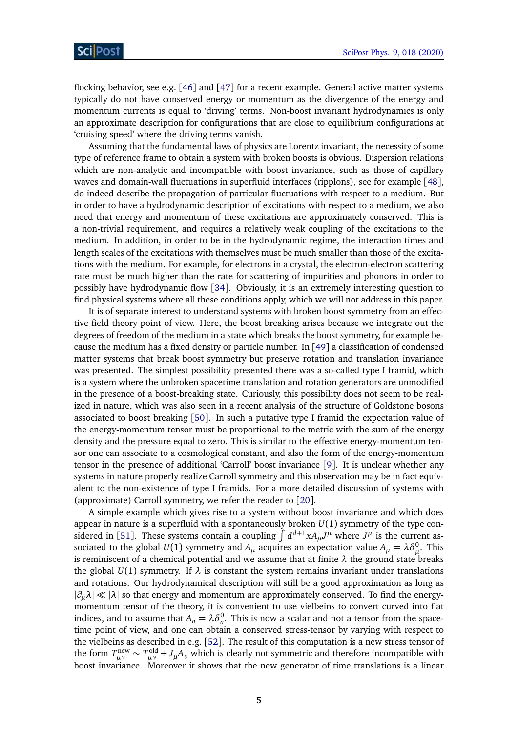flocking behavior, see e.g. [46] and [47] for a recent example. General active matter systems typically do not have conserved energy or momentum as the divergence of the energy and momentum currents is equal to 'driving' terms. Non-boost invariant hydrodynamics is only an approximate description for configurations that are close to equilibrium configurations at 'cruising speed' where the driving terms vanish.

Assuming that the fundamental laws of physics are Lorentz invariant, the necessity of some type of reference frame to obtain a system with broken boosts is obvious. Dispersion relations which are non-analytic and incompatible with boost invariance, such as those of capillary waves and domain-wall fluctuations in superfluid interfaces (ripplons), see for example [48], do indeed describe the propagation of particular fluctuations with respect to a medium. But in order to have a hydrodynamic description of excitations with respect to a medium, we also need that energy and momentum of these excitations are approximately conserved. This is a non-trivial requirement, and requires a relatively weak coupling of the excitations to the medium. In addition, in order to be in the hydrodynamic regime, the interaction times and length scales of the excitations with themselves must be much smaller than those of the excitations with the medium. For example, for electrons in a crystal, the electron-electron scattering rate must be much higher than the rate for scattering of impurities and phonons in order to possibly have hydrodynamic flow [34]. Obviously, it is an extremely interesting question to find physical systems where all these conditions apply, which we will not address in this paper.

It is of separate interest to understand systems with broken boost symmetry from an effective field theory point of view. Here, the boost breaking arises because we integrate out the degrees of freedom of the medium in a state which breaks the boost symmetry, for example because the medium has a fixed density or particle number. In [49] a classification of condensed matter systems that break boost symmetry but preserve rotation and translation invariance was presented. The simplest possibility presented there was a so-called type I framid, which is a system where the unbroken spacetime translation and rotation generators are unmodified in the presence of a boost-breaking state. Curiously, this possibility does not seem to be realized in nature, which was also seen in a recent analysis of the structure of Goldstone bosons associated to boost breaking [50]. In such a putative type I framid the expectation value of the energy-momentum tensor must be proportional to the metric with the sum of the energy density and the pressure equal to zero. This is similar to the effective energy-momentum tensor one can associate to a cosmological constant, and also the form of the energy-momentum tensor in the presence of additional 'Carroll' boost invariance [9]. It is unclear whether any systems in nature properly realize Carroll symmetry and this observation may be in fact equivalent to the non-existence of type I framids. For a more detailed discussion of systems with (approximate) Carroll symmetry, we refer the reader to [20].

A simple example which gives rise to a system without boost invariance and which does appear in nature is a superfluid with a spontaneously broken $U(1)$ symmetry of the type considered in [51]. These systems contain a coupling $\int d^{d+1}x A_\mu J^\mu$ where $J^\mu$ is the current associated to the global $U(1)$ symmetry and $A_\mu$ acquires an expectation value $A_\mu = \lambda \delta^0_\mu$. This is reminiscent of a chemical potential and we assume that at finite $\lambda$ the ground state breaks the global $U(1)$ symmetry. If $\lambda$ is constant the system remains invariant under translations and rotations. Our hydrodynamical description will still be a good approximation as long as $|\partial_\mu \lambda| \ll |\lambda|$ so that energy and momentum are approximately conserved. To find the energy-momentum tensor of the theory, it is convenient to use vielbeins to convert curved into flat indices, and to assume that $A_a = \lambda \delta^0_a$. This is now a scalar and not a tensor from the spacetime point of view, and one can obtain a conserved stress-tensor by varying with respect to the vielbeins as described in e.g. [52]. The result of this computation is a new stress tensor of the form $T^{\text{new}}_{\mu\nu} \sim T^{\text{old}}_{\mu\nu} + J_\mu A_\nu$ which is clearly not symmetric and therefore incompatible with boost invariance. Moreover it shows that the new generator of time translations is a linear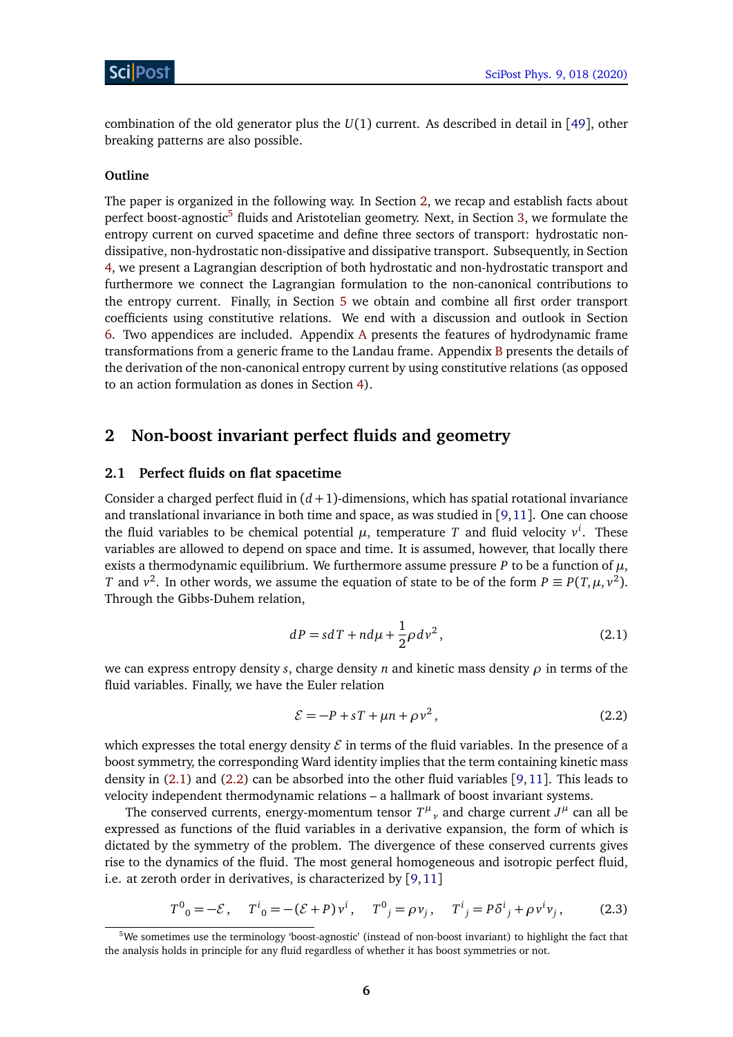combination of the old generator plus the $U(1)$ current. As described in detail in [49], other breaking patterns are also possible.

**Outline**

The paper is organized in the following way. In Section 2, we recap and establish facts about perfect boost-agnostic[5] fluids and Aristotelian geometry. Next, in Section 3, we formulate the entropy current on curved spacetime and define three sectors of transport: hydrostatic non-dissipative, non-hydrostatic non-dissipative and dissipative transport. Subsequently, in Section 4, we present a Lagrangian description of both hydrostatic and non-hydrostatic transport and furthermore we connect the Lagrangian formulation to the non-canonical contributions to the entropy current. Finally, in Section 5 we obtain and combine all first order transport coefficients using constitutive relations. We end with a discussion and outlook in Section 6. Two appendices are included. Appendix A presents the features of hydrodynamic frame transformations from a generic frame to the Landau frame. Appendix B presents the details of the derivation of the non-canonical entropy current by using constitutive relations (as opposed to an action formulation as dones in Section 4).

## 2 Non-boost invariant perfect fluids and geometry

### 2.1 Perfect fluids on flat spacetime

Consider a charged perfect fluid in $(d+1)$-dimensions, which has spatial rotational invariance and translational invariance in both time and space, as was studied in [9,11]. One can choose the fluid variables to be chemical potential $\mu$, temperature $T$ and fluid velocity $v^i$. These variables are allowed to depend on space and time. It is assumed, however, that locally there exists a thermodynamic equilibrium. We furthermore assume pressure $P$ to be a function of $\mu$, $T$ and $v^2$. In other words, we assume the equation of state to be of the form $P \equiv P(T,\mu,v^2)$. Through the Gibbs-Duhem relation,

$$dP = s\,dT + n\,d\mu + \frac{1}{2}\rho\, dv^2\,, \tag{2.1}$$

we can express entropy density $s$, charge density $n$ and kinetic mass density $\rho$ in terms of the fluid variables. Finally, we have the Euler relation

$$\mathcal{E} = -P + sT + \mu n + \rho v^2\,, \tag{2.2}$$

which expresses the total energy density $\mathcal{E}$ in terms of the fluid variables. In the presence of a boost symmetry, the corresponding Ward identity implies that the term containing kinetic mass density in (2.1) and (2.2) can be absorbed into the other fluid variables [9,11]. This leads to velocity independent thermodynamic relations – a hallmark of boost invariant systems.

The conserved currents, energy-momentum tensor $T^\mu{}_\nu$ and charge current $J^\mu$ can all be expressed as functions of the fluid variables in a derivative expansion, the form of which is dictated by the symmetry of the problem. The divergence of these conserved currents gives rise to the dynamics of the fluid. The most general homogeneous and isotropic perfect fluid, i.e. at zeroth order in derivatives, is characterized by [9,11]

$$T^0{}_0 = -\mathcal{E}\,, \quad T^i{}_0 = -(\mathcal{E}+P)\,v^i\,, \quad T^0{}_j = \rho v_j\,, \quad T^i{}_j = P\delta^i{}_j + \rho v^i v_j\,, \tag{2.3}$$

[5] We sometimes use the terminology 'boost-agnostic' (instead of non-boost invariant) to highlight the fact that the analysis holds in principle for any fluid regardless of whether it has boost symmetries or not.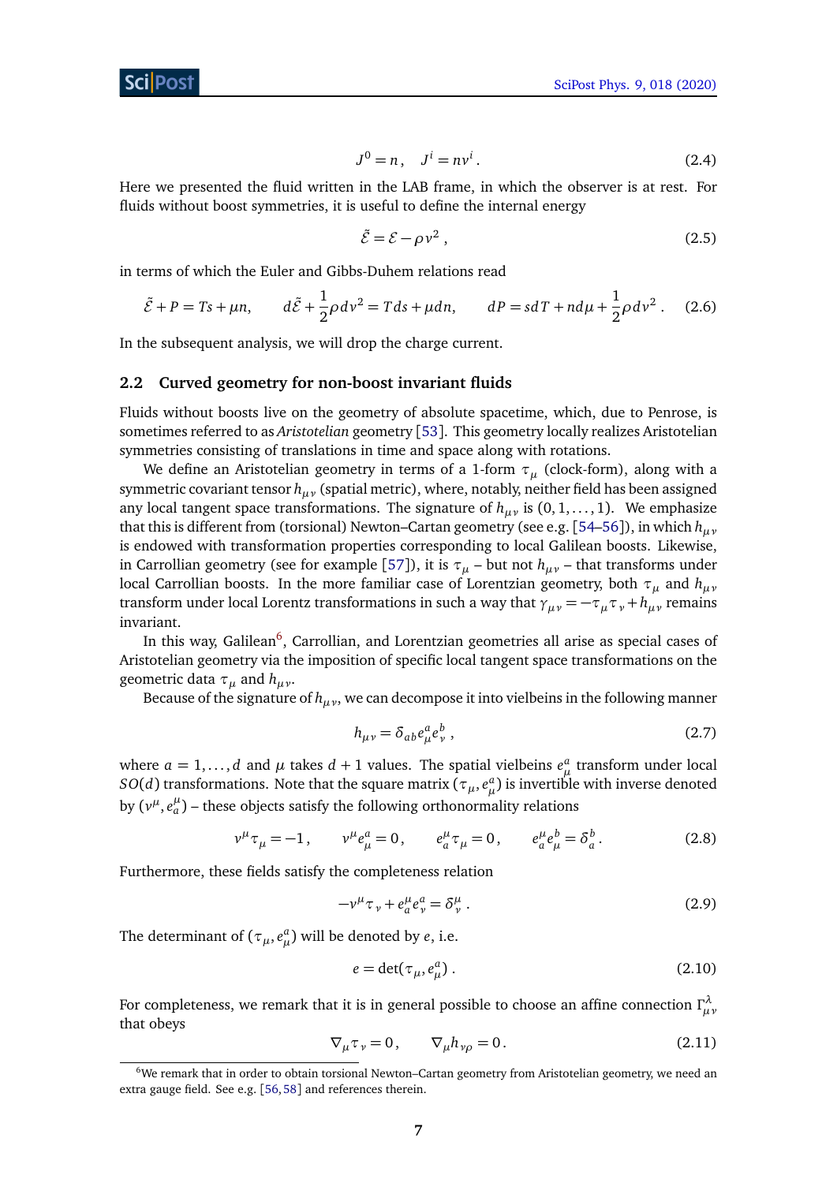$$J^0 = n\,, \quad J^i = nv^i\,. \tag{2.4}$$

Here we presented the fluid written in the LAB frame, in which the observer is at rest. For fluids without boost symmetries, it is useful to define the internal energy

$$\tilde{\mathcal{E}} = \mathcal{E} - \rho v^2\,, \tag{2.5}$$

in terms of which the Euler and Gibbs-Duhem relations read

$$\tilde{\mathcal{E}} + P = Ts + \mu n, \qquad d\tilde{\mathcal{E}} + \frac{1}{2}\rho dv^2 = Tds + \mu dn, \qquad dP = sdT + nd\mu + \frac{1}{2}\rho dv^2\,. \tag{2.6}$$

In the subsequent analysis, we will drop the charge current.

## 2.2 Curved geometry for non-boost invariant fluids

Fluids without boosts live on the geometry of absolute spacetime, which, due to Penrose, is sometimes referred to as *Aristotelian* geometry [53]. This geometry locally realizes Aristotelian symmetries consisting of translations in time and space along with rotations.

We define an Aristotelian geometry in terms of a 1-form $\tau_\mu$ (clock-form), along with a symmetric covariant tensor $h_{\mu\nu}$ (spatial metric), where, notably, neither field has been assigned any local tangent space transformations. The signature of $h_{\mu\nu}$ is $(0, 1, \ldots, 1)$. We emphasize that this is different from (torsional) Newton–Cartan geometry (see e.g. [54–56]), in which $h_{\mu\nu}$ is endowed with transformation properties corresponding to local Galilean boosts. Likewise, in Carrollian geometry (see for example [57]), it is $\tau_\mu$ – but not $h_{\mu\nu}$ – that transforms under local Carrollian boosts. In the more familiar case of Lorentzian geometry, both $\tau_\mu$ and $h_{\mu\nu}$ transform under local Lorentz transformations in such a way that $\gamma_{\mu\nu} = -\tau_\mu\tau_\nu + h_{\mu\nu}$ remains invariant.

In this way, Galilean[6], Carrollian, and Lorentzian geometries all arise as special cases of Aristotelian geometry via the imposition of specific local tangent space transformations on the geometric data $\tau_\mu$ and $h_{\mu\nu}$.

Because of the signature of $h_{\mu\nu}$, we can decompose it into vielbeins in the following manner

$$h_{\mu\nu} = \delta_{ab} e^a_\mu e^b_\nu\,, \tag{2.7}$$

where $a = 1, \ldots, d$ and $\mu$ takes $d+1$ values. The spatial vielbeins $e^a_\mu$ transform under local $SO(d)$ transformations. Note that the square matrix $(\tau_\mu, e^a_\mu)$ is invertible with inverse denoted by $(v^\mu, e^\mu_a)$ – these objects satisfy the following orthonormality relations

$$v^\mu \tau_\mu = -1\,, \qquad v^\mu e^a_\mu = 0\,, \qquad e^\mu_a \tau_\mu = 0\,, \qquad e^\mu_a e^b_\mu = \delta^b_a\,. \tag{2.8}$$

Furthermore, these fields satisfy the completeness relation

$$-v^\mu \tau_\nu + e^\mu_a e^a_\nu = \delta^\mu_\nu\,. \tag{2.9}$$

The determinant of $(\tau_\mu, e^a_\mu)$ will be denoted by $e$, i.e.

$$e = \det(\tau_\mu, e^a_\mu)\,. \tag{2.10}$$

For completeness, we remark that it is in general possible to choose an affine connection $\Gamma^\lambda_{\mu\nu}$ that obeys

$$\nabla_\mu \tau_\nu = 0\,, \qquad \nabla_\mu h_{\nu\rho} = 0\,. \tag{2.11}$$

[6] We remark that in order to obtain torsional Newton–Cartan geometry from Aristotelian geometry, we need an extra gauge field. See e.g. [56, 58] and references therein.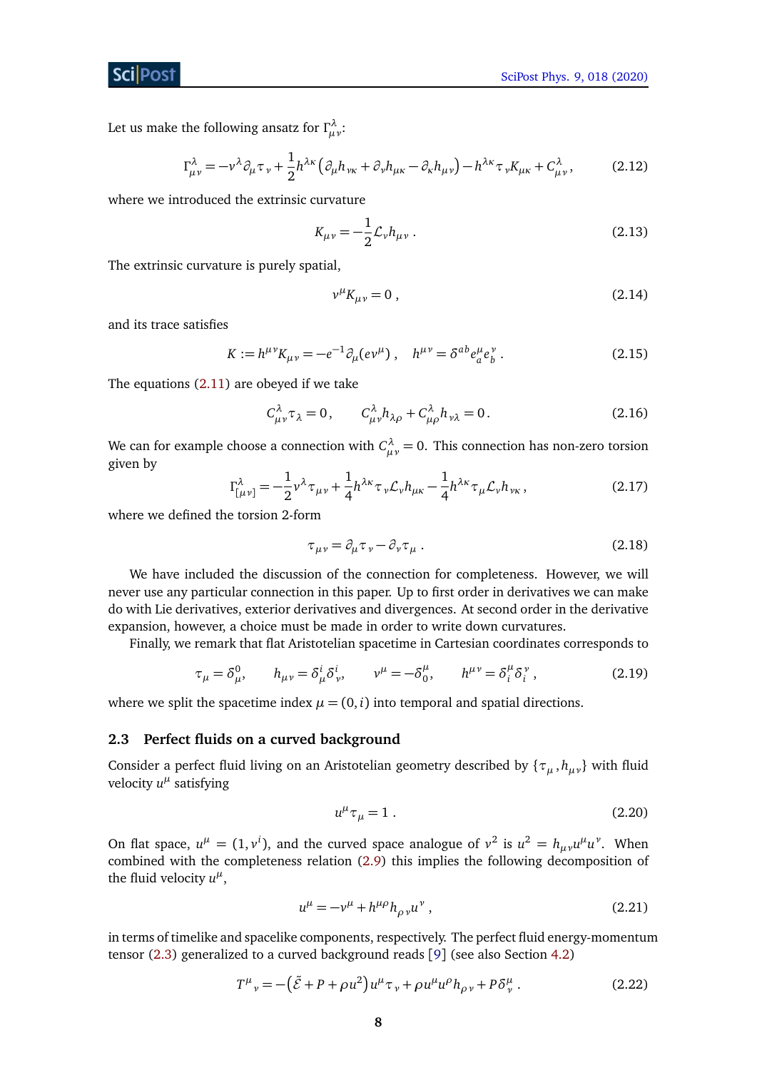Let us make the following ansatz for $\Gamma^\lambda_{\mu\nu}$:

$$\Gamma^\lambda_{\mu\nu} = -v^\lambda \partial_\mu \tau_\nu + \frac{1}{2} h^{\lambda\kappa}\left(\partial_\mu h_{\nu\kappa} + \partial_\nu h_{\mu\kappa} - \partial_\kappa h_{\mu\nu}\right) - h^{\lambda\kappa}\tau_\nu K_{\mu\kappa} + C^\lambda_{\mu\nu}, \tag{2.12}$$

where we introduced the extrinsic curvature

$$K_{\mu\nu} = -\frac{1}{2}\mathcal{L}_v h_{\mu\nu}\,. \tag{2.13}$$

The extrinsic curvature is purely spatial,

$$v^\mu K_{\mu\nu} = 0\,, \tag{2.14}$$

and its trace satisfies

$$K := h^{\mu\nu} K_{\mu\nu} = -e^{-1}\partial_\mu(e v^\mu)\,, \quad h^{\mu\nu} = \delta^{ab} e^\mu_a e^\nu_b\,. \tag{2.15}$$

The equations (2.11) are obeyed if we take

$$C^\lambda_{\mu\nu}\tau_\lambda = 0\,, \qquad C^\lambda_{\mu\nu} h_{\lambda\rho} + C^\lambda_{\mu\rho} h_{\nu\lambda} = 0\,. \tag{2.16}$$

We can for example choose a connection with $C^\lambda_{\mu\nu} = 0$. This connection has non-zero torsion given by

$$\Gamma^\lambda_{[\mu\nu]} = -\frac{1}{2} v^\lambda \tau_{\mu\nu} + \frac{1}{4} h^{\lambda\kappa}\tau_\nu \mathcal{L}_v h_{\mu\kappa} - \frac{1}{4} h^{\lambda\kappa}\tau_\mu \mathcal{L}_v h_{\nu\kappa}\,, \tag{2.17}$$

where we defined the torsion 2-form

$$\tau_{\mu\nu} = \partial_\mu \tau_\nu - \partial_\nu \tau_\mu\,. \tag{2.18}$$

We have included the discussion of the connection for completeness. However, we will never use any particular connection in this paper. Up to first order in derivatives we can make do with Lie derivatives, exterior derivatives and divergences. At second order in the derivative expansion, however, a choice must be made in order to write down curvatures.

Finally, we remark that flat Aristotelian spacetime in Cartesian coordinates corresponds to

$$\tau_\mu = \delta^0_\mu, \qquad h_{\mu\nu} = \delta^i_\mu \delta^i_\nu, \qquad v^\mu = -\delta^\mu_0, \qquad h^{\mu\nu} = \delta^\mu_i \delta^\nu_i\,, \tag{2.19}$$

where we split the spacetime index $\mu = (0, i)$ into temporal and spatial directions.

### 2.3 Perfect fluids on a curved background

Consider a perfect fluid living on an Aristotelian geometry described by $\{\tau_\mu, h_{\mu\nu}\}$ with fluid velocity $u^\mu$ satisfying

$$u^\mu \tau_\mu = 1\,. \tag{2.20}$$

On flat space, $u^\mu = (1, v^i)$, and the curved space analogue of $v^2$ is $u^2 = h_{\mu\nu}u^\mu u^\nu$. When combined with the completeness relation (2.9) this implies the following decomposition of the fluid velocity $u^\mu$,

$$u^\mu = -v^\mu + h^{\mu\rho} h_{\rho\nu} u^\nu\,, \tag{2.21}$$

in terms of timelike and spacelike components, respectively. The perfect fluid energy-momentum tensor (2.3) generalized to a curved background reads [9] (see also Section 4.2)

$$T^\mu{}_\nu = -\left(\tilde{\mathcal{E}} + P + \rho u^2\right) u^\mu \tau_\nu + \rho u^\mu u^\rho h_{\rho\nu} + P\delta^\mu_\nu\,. \tag{2.22}$$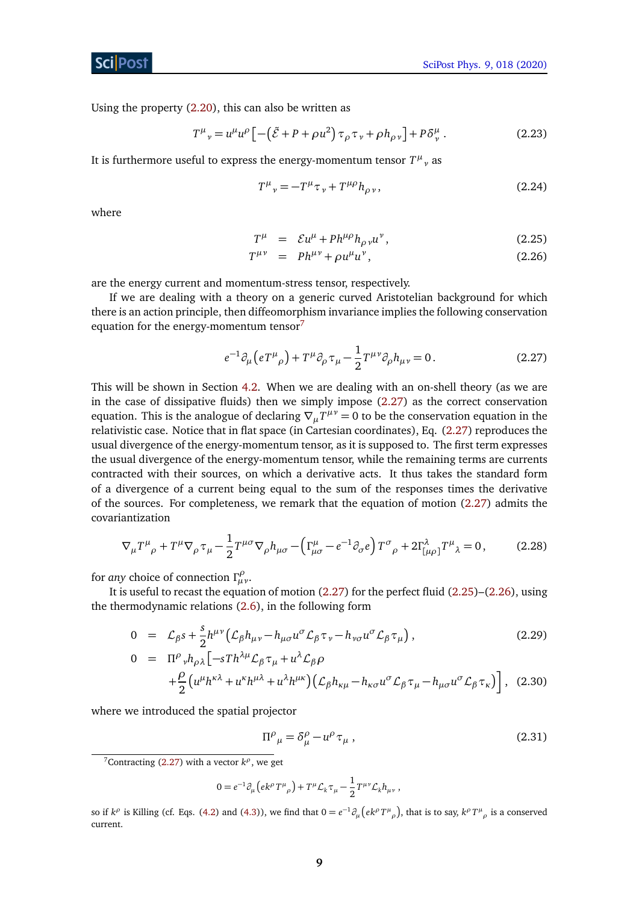Using the property (2.20), this can also be written as

$$T^{\mu}{}_{\nu} = u^{\mu}u^{\rho}\left[-\left(\tilde{\mathcal{E}} + P + \rho u^2\right)\tau_{\rho}\tau_{\nu} + \rho h_{\rho\nu}\right] + P\delta^{\mu}_{\nu}\,. \tag{2.23}$$

It is furthermore useful to express the energy-momentum tensor $T^{\mu}{}_{\nu}$ as

$$T^{\mu}{}_{\nu} = -T^{\mu}\tau_{\nu} + T^{\mu\rho}h_{\rho\nu}\,, \tag{2.24}$$

where

$$T^{\mu} = \mathcal{E}u^{\mu} + Ph^{\mu\rho}h_{\rho\nu}u^{\nu}\,, \tag{2.25}$$

$$T^{\mu\nu} = Ph^{\mu\nu} + \rho u^{\mu}u^{\nu}\,, \tag{2.26}$$

are the energy current and momentum-stress tensor, respectively.

If we are dealing with a theory on a generic curved Aristotelian background for which there is an action principle, then diffeomorphism invariance implies the following conservation equation for the energy-momentum tensor[7]

$$e^{-1}\partial_{\mu}\left(eT^{\mu}{}_{\rho}\right) + T^{\mu}\partial_{\rho}\tau_{\mu} - \frac{1}{2}T^{\mu\nu}\partial_{\rho}h_{\mu\nu} = 0\,. \tag{2.27}$$

This will be shown in Section 4.2. When we are dealing with an on-shell theory (as we are in the case of dissipative fluids) then we simply impose (2.27) as the correct conservation equation. This is the analogue of declaring $\nabla_{\mu}T^{\mu\nu} = 0$ to be the conservation equation in the relativistic case. Notice that in flat space (in Cartesian coordinates), Eq. (2.27) reproduces the usual divergence of the energy-momentum tensor, as it is supposed to. The first term expresses the usual divergence of the energy-momentum tensor, while the remaining terms are currents contracted with their sources, on which a derivative acts. It thus takes the standard form of a divergence of a current being equal to the sum of the responses times the derivative of the sources. For completeness, we remark that the equation of motion (2.27) admits the covariantization

$$\nabla_{\mu}T^{\mu}{}_{\rho} + T^{\mu}\nabla_{\rho}\tau_{\mu} - \frac{1}{2}T^{\mu\sigma}\nabla_{\rho}h_{\mu\sigma} - \left(\Gamma^{\mu}_{\mu\sigma} - e^{-1}\partial_{\sigma}e\right)T^{\sigma}{}_{\rho} + 2\Gamma^{\lambda}_{[\mu\rho]}T^{\mu}{}_{\lambda} = 0\,, \tag{2.28}$$

for *any* choice of connection $\Gamma^{\rho}_{\mu\nu}$.

It is useful to recast the equation of motion (2.27) for the perfect fluid (2.25)–(2.26), using the thermodynamic relations (2.6), in the following form

$$0 = \mathcal{L}_{\beta}s + \frac{s}{2}h^{\mu\nu}\left(\mathcal{L}_{\beta}h_{\mu\nu} - h_{\mu\sigma}u^{\sigma}\mathcal{L}_{\beta}\tau_{\nu} - h_{\nu\sigma}u^{\sigma}\mathcal{L}_{\beta}\tau_{\mu}\right), \tag{2.29}$$

$$\begin{aligned}0 = {}& \Pi^{\rho}{}_{\nu}h_{\rho\lambda}\Big[-sTh^{\lambda\mu}\mathcal{L}_{\beta}\tau_{\mu} + u^{\lambda}\mathcal{L}_{\beta}\rho \\ &+ \frac{\rho}{2}\left(u^{\mu}h^{\kappa\lambda} + u^{\kappa}h^{\mu\lambda} + u^{\lambda}h^{\mu\kappa}\right)\left(\mathcal{L}_{\beta}h_{\kappa\mu} - h_{\kappa\sigma}u^{\sigma}\mathcal{L}_{\beta}\tau_{\mu} - h_{\mu\sigma}u^{\sigma}\mathcal{L}_{\beta}\tau_{\kappa}\right)\Big]\,,\end{aligned} \tag{2.30}$$

where we introduced the spatial projector

$$\Pi^{\rho}{}_{\mu} = \delta^{\rho}_{\mu} - u^{\rho}\tau_{\mu}\,, \tag{2.31}$$

[7] Contracting (2.27) with a vector $k^{\rho}$, we get

$$0 = e^{-1}\partial_{\mu}\left(ek^{\rho}T^{\mu}{}_{\rho}\right) + T^{\mu}\mathcal{L}_{k}\tau_{\mu} - \frac{1}{2}T^{\mu\nu}\mathcal{L}_{k}h_{\mu\nu}\,,$$

so if $k^{\rho}$ is Killing (cf. Eqs. (4.2) and (4.3)), we find that $0 = e^{-1}\partial_{\mu}\left(ek^{\rho}T^{\mu}{}_{\rho}\right)$, that is to say, $k^{\rho}T^{\mu}{}_{\rho}$ is a conserved current.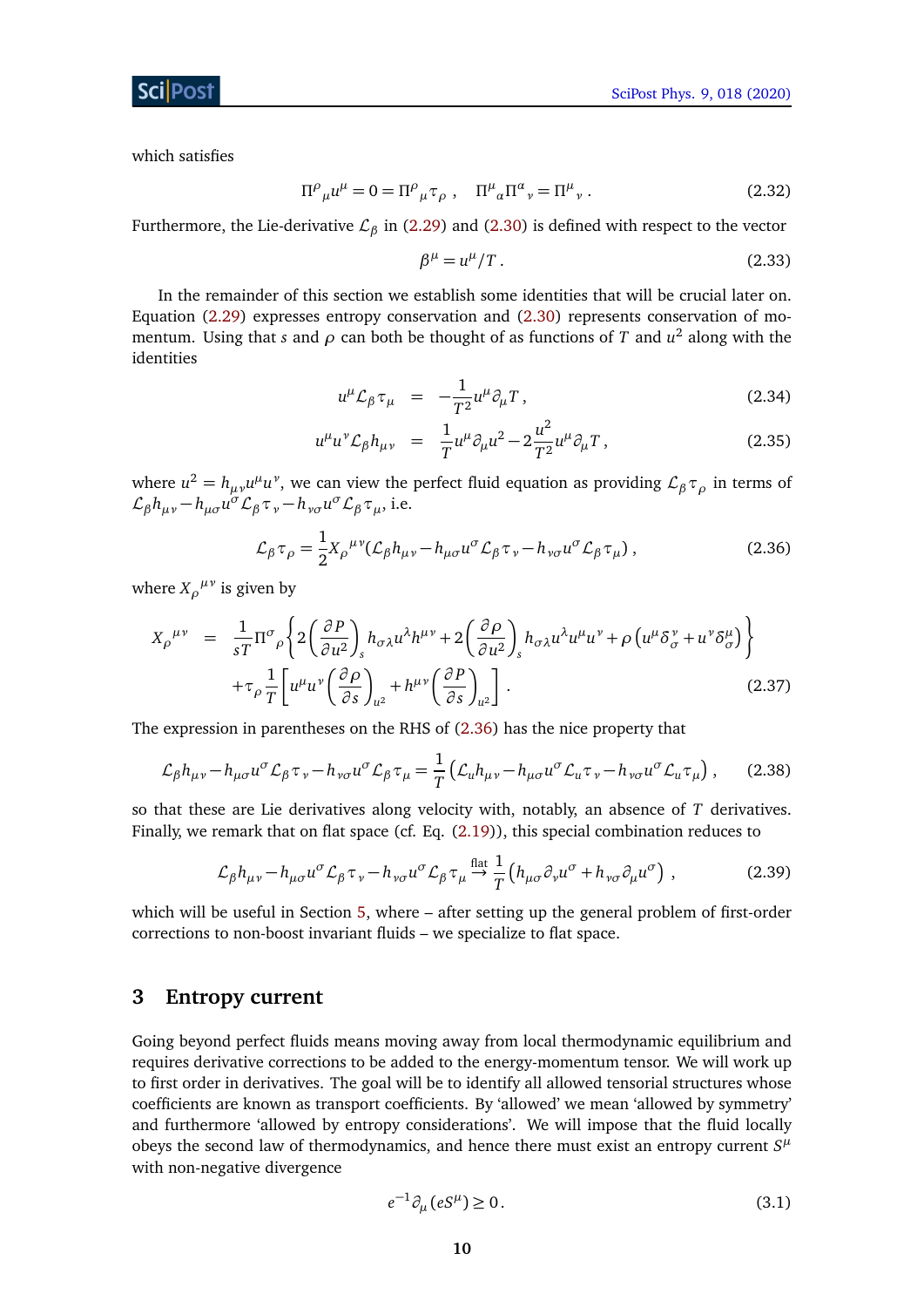which satisfies

$$\Pi^{\rho}{}_{\mu} u^{\mu} = 0 = \Pi^{\rho}{}_{\mu} \tau_{\rho} \,, \quad \Pi^{\mu}{}_{\alpha} \Pi^{\alpha}{}_{\nu} = \Pi^{\mu}{}_{\nu} \,. \tag{2.32}$$

Furthermore, the Lie-derivative $\mathcal{L}_{\beta}$ in (2.29) and (2.30) is defined with respect to the vector

$$\beta^{\mu} = u^{\mu}/T \,. \tag{2.33}$$

In the remainder of this section we establish some identities that will be crucial later on. Equation (2.29) expresses entropy conservation and (2.30) represents conservation of momentum. Using that $s$ and $\rho$ can both be thought of as functions of $T$ and $u^2$ along with the identities

$$u^{\mu} \mathcal{L}_{\beta} \tau_{\mu} = -\frac{1}{T^2} u^{\mu} \partial_{\mu} T \,, \tag{2.34}$$

$$u^{\mu} u^{\nu} \mathcal{L}_{\beta} h_{\mu\nu} = \frac{1}{T} u^{\mu} \partial_{\mu} u^2 - 2 \frac{u^2}{T^2} u^{\mu} \partial_{\mu} T \,, \tag{2.35}$$

where $u^2 = h_{\mu\nu} u^{\mu} u^{\nu}$, we can view the perfect fluid equation as providing $\mathcal{L}_{\beta} \tau_{\rho}$ in terms of $\mathcal{L}_{\beta} h_{\mu\nu} - h_{\mu\sigma} u^{\sigma} \mathcal{L}_{\beta} \tau_{\nu} - h_{\nu\sigma} u^{\sigma} \mathcal{L}_{\beta} \tau_{\mu}$, i.e.

$$\mathcal{L}_{\beta} \tau_{\rho} = \frac{1}{2} X_{\rho}{}^{\mu\nu} (\mathcal{L}_{\beta} h_{\mu\nu} - h_{\mu\sigma} u^{\sigma} \mathcal{L}_{\beta} \tau_{\nu} - h_{\nu\sigma} u^{\sigma} \mathcal{L}_{\beta} \tau_{\mu}) \,, \tag{2.36}$$

where $X_{\rho}{}^{\mu\nu}$ is given by

$$\begin{aligned} X_{\rho}{}^{\mu\nu} = {} & \frac{1}{sT} \Pi^{\sigma}{}_{\rho} \left\{ 2 \left( \frac{\partial P}{\partial u^2} \right)_s h_{\sigma\lambda} u^{\lambda} h^{\mu\nu} + 2 \left( \frac{\partial \rho}{\partial u^2} \right)_s h_{\sigma\lambda} u^{\lambda} u^{\mu} u^{\nu} + \rho \left( u^{\mu} \delta^{\nu}_{\sigma} + u^{\nu} \delta^{\mu}_{\sigma} \right) \right\} \\ & + \tau_{\rho} \frac{1}{T} \left[ u^{\mu} u^{\nu} \left( \frac{\partial \rho}{\partial s} \right)_{u^2} + h^{\mu\nu} \left( \frac{\partial P}{\partial s} \right)_{u^2} \right] \,. \end{aligned} \tag{2.37}$$

The expression in parentheses on the RHS of (2.36) has the nice property that

$$\mathcal{L}_{\beta} h_{\mu\nu} - h_{\mu\sigma} u^{\sigma} \mathcal{L}_{\beta} \tau_{\nu} - h_{\nu\sigma} u^{\sigma} \mathcal{L}_{\beta} \tau_{\mu} = \frac{1}{T} \left( \mathcal{L}_{u} h_{\mu\nu} - h_{\mu\sigma} u^{\sigma} \mathcal{L}_{u} \tau_{\nu} - h_{\nu\sigma} u^{\sigma} \mathcal{L}_{u} \tau_{\mu} \right) \,, \tag{2.38}$$

so that these are Lie derivatives along velocity with, notably, an absence of $T$ derivatives. Finally, we remark that on flat space (cf. Eq. (2.19)), this special combination reduces to

$$\mathcal{L}_{\beta} h_{\mu\nu} - h_{\mu\sigma} u^{\sigma} \mathcal{L}_{\beta} \tau_{\nu} - h_{\nu\sigma} u^{\sigma} \mathcal{L}_{\beta} \tau_{\mu} \overset{\text{flat}}{\rightarrow} \frac{1}{T} \left( h_{\mu\sigma} \partial_{\nu} u^{\sigma} + h_{\nu\sigma} \partial_{\mu} u^{\sigma} \right) \,, \tag{2.39}$$

which will be useful in Section 5, where – after setting up the general problem of first-order corrections to non-boost invariant fluids – we specialize to flat space.

## 3 Entropy current

Going beyond perfect fluids means moving away from local thermodynamic equilibrium and requires derivative corrections to be added to the energy-momentum tensor. We will work up to first order in derivatives. The goal will be to identify all allowed tensorial structures whose coefficients are known as transport coefficients. By 'allowed' we mean 'allowed by symmetry' and furthermore 'allowed by entropy considerations'. We will impose that the fluid locally obeys the second law of thermodynamics, and hence there must exist an entropy current $S^{\mu}$ with non-negative divergence

$$e^{-1} \partial_{\mu} (e S^{\mu}) \geq 0 \,. \tag{3.1}$$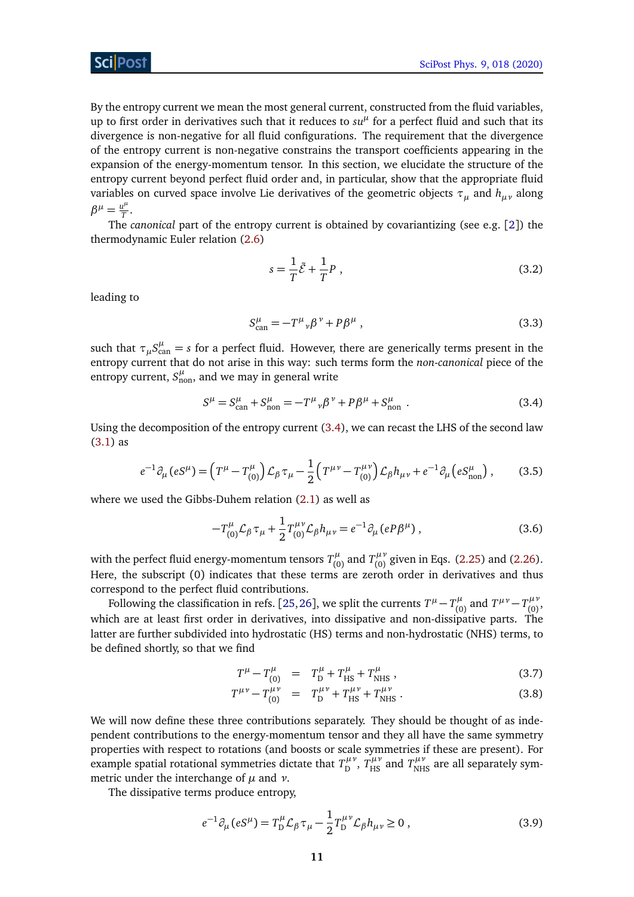By the entropy current we mean the most general current, constructed from the fluid variables, up to first order in derivatives such that it reduces to $su^\mu$ for a perfect fluid and such that its divergence is non-negative for all fluid configurations. The requirement that the divergence of the entropy current is non-negative constrains the transport coefficients appearing in the expansion of the energy-momentum tensor. In this section, we elucidate the structure of the entropy current beyond perfect fluid order and, in particular, show that the appropriate fluid variables on curved space involve Lie derivatives of the geometric objects $\tau_\mu$ and $h_{\mu\nu}$ along $\beta^\mu = \frac{u^\mu}{T}$.

The *canonical* part of the entropy current is obtained by covariantizing (see e.g. [2]) the thermodynamic Euler relation (2.6)

$$s = \frac{1}{T}\tilde{\mathcal{E}} + \frac{1}{T}P \ , \tag{3.2}$$

leading to

$$S^\mu_{\text{can}} = -T^\mu{}_\nu \beta^\nu + P\beta^\mu \ , \tag{3.3}$$

such that $\tau_\mu S^\mu_{\text{can}} = s$ for a perfect fluid. However, there are generically terms present in the entropy current that do not arise in this way: such terms form the *non-canonical* piece of the entropy current, $S^\mu_{\text{non}}$, and we may in general write

$$S^\mu = S^\mu_{\text{can}} + S^\mu_{\text{non}} = -T^\mu{}_\nu \beta^\nu + P\beta^\mu + S^\mu_{\text{non}} \ . \tag{3.4}$$

Using the decomposition of the entropy current (3.4), we can recast the LHS of the second law (3.1) as

$$e^{-1}\partial_\mu(eS^\mu) = \left(T^\mu - T^\mu_{(0)}\right)\mathcal{L}_\beta \tau_\mu - \frac{1}{2}\left(T^{\mu\nu} - T^{\mu\nu}_{(0)}\right)\mathcal{L}_\beta h_{\mu\nu} + e^{-1}\partial_\mu\left(eS^\mu_{\text{non}}\right) , \tag{3.5}$$

where we used the Gibbs-Duhem relation (2.1) as well as

$$-T^\mu_{(0)}\mathcal{L}_\beta \tau_\mu + \frac{1}{2}T^{\mu\nu}_{(0)}\mathcal{L}_\beta h_{\mu\nu} = e^{-1}\partial_\mu(eP\beta^\mu) \ , \tag{3.6}$$

with the perfect fluid energy-momentum tensors $T^\mu_{(0)}$ and $T^{\mu\nu}_{(0)}$ given in Eqs. (2.25) and (2.26). Here, the subscript (0) indicates that these terms are zeroth order in derivatives and thus correspond to the perfect fluid contributions.

Following the classification in refs. [25,26], we split the currents $T^\mu - T^\mu_{(0)}$ and $T^{\mu\nu} - T^{\mu\nu}_{(0)}$, which are at least first order in derivatives, into dissipative and non-dissipative parts. The latter are further subdivided into hydrostatic (HS) terms and non-hydrostatic (NHS) terms, to be defined shortly, so that we find

$$T^\mu - T^\mu_{(0)} = T^\mu_{\text{D}} + T^\mu_{\text{HS}} + T^\mu_{\text{NHS}} \ , \tag{3.7}$$

$$T^{\mu\nu} - T^{\mu\nu}_{(0)} = T^{\mu\nu}_{\text{D}} + T^{\mu\nu}_{\text{HS}} + T^{\mu\nu}_{\text{NHS}} \ . \tag{3.8}$$

We will now define these three contributions separately. They should be thought of as independent contributions to the energy-momentum tensor and they all have the same symmetry properties with respect to rotations (and boosts or scale symmetries if these are present). For example spatial rotational symmetries dictate that $T^{\mu\nu}_{\text{D}}$, $T^{\mu\nu}_{\text{HS}}$ and $T^{\mu\nu}_{\text{NHS}}$ are all separately symmetric under the interchange of $\mu$ and $\nu$.

The dissipative terms produce entropy,

$$e^{-1}\partial_\mu(eS^\mu) = T^\mu_{\text{D}}\mathcal{L}_\beta \tau_\mu - \frac{1}{2}T^{\mu\nu}_{\text{D}}\mathcal{L}_\beta h_{\mu\nu} \geq 0 \ , \tag{3.9}$$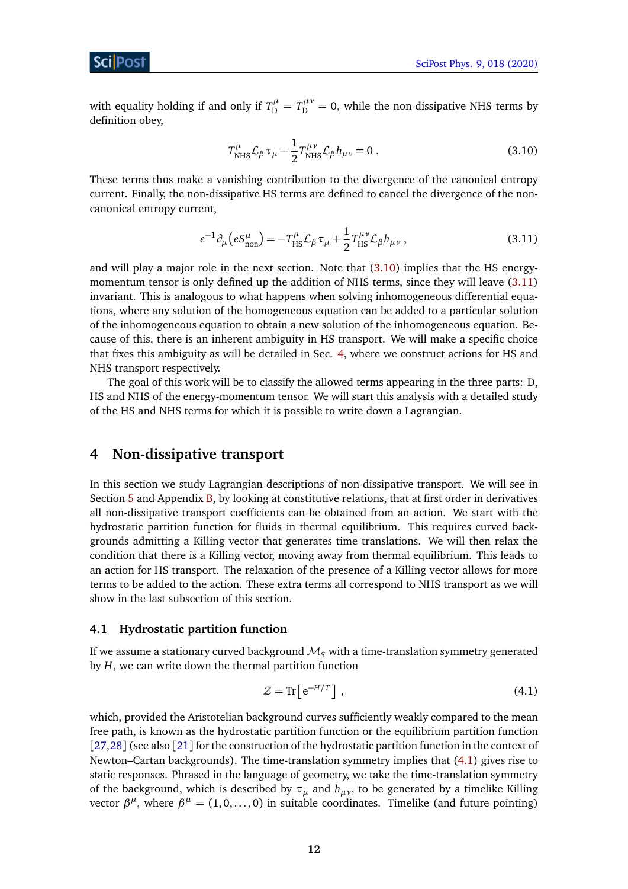with equality holding if and only if $T^{\mu}_{\rm D} = T^{\mu\nu}_{\rm D} = 0$, while the non-dissipative NHS terms by definition obey,

$$T^{\mu}_{\rm NHS}\mathcal{L}_{\beta}\tau_{\mu} - \frac{1}{2}T^{\mu\nu}_{\rm NHS}\mathcal{L}_{\beta}h_{\mu\nu} = 0\,. \tag{3.10}$$

These terms thus make a vanishing contribution to the divergence of the canonical entropy current. Finally, the non-dissipative HS terms are defined to cancel the divergence of the non-canonical entropy current,

$$e^{-1}\partial_{\mu}\left(eS^{\mu}_{\rm non}\right) = -T^{\mu}_{\rm HS}\mathcal{L}_{\beta}\tau_{\mu} + \frac{1}{2}T^{\mu\nu}_{\rm HS}\mathcal{L}_{\beta}h_{\mu\nu}\,, \tag{3.11}$$

and will play a major role in the next section. Note that (3.10) implies that the HS energy-momentum tensor is only defined up the addition of NHS terms, since they will leave (3.11) invariant. This is analogous to what happens when solving inhomogeneous differential equations, where any solution of the homogeneous equation can be added to a particular solution of the inhomogeneous equation to obtain a new solution of the inhomogeneous equation. Because of this, there is an inherent ambiguity in HS transport. We will make a specific choice that fixes this ambiguity as will be detailed in Sec. 4, where we construct actions for HS and NHS transport respectively.

The goal of this work will be to classify the allowed terms appearing in the three parts: D, HS and NHS of the energy-momentum tensor. We will start this analysis with a detailed study of the HS and NHS terms for which it is possible to write down a Lagrangian.

## 4 Non-dissipative transport

In this section we study Lagrangian descriptions of non-dissipative transport. We will see in Section 5 and Appendix B, by looking at constitutive relations, that at first order in derivatives all non-dissipative transport coefficients can be obtained from an action. We start with the hydrostatic partition function for fluids in thermal equilibrium. This requires curved backgrounds admitting a Killing vector that generates time translations. We will then relax the condition that there is a Killing vector, moving away from thermal equilibrium. This leads to an action for HS transport. The relaxation of the presence of a Killing vector allows for more terms to be added to the action. These extra terms all correspond to NHS transport as we will show in the last subsection of this section.

### 4.1 Hydrostatic partition function

If we assume a stationary curved background $\mathcal{M}_S$ with a time-translation symmetry generated by $H$, we can write down the thermal partition function

$$\mathcal{Z} = \mathrm{Tr}\left[\mathrm{e}^{-H/T}\right]\,, \tag{4.1}$$

which, provided the Aristotelian background curves sufficiently weakly compared to the mean free path, is known as the hydrostatic partition function or the equilibrium partition function [27,28] (see also [21] for the construction of the hydrostatic partition function in the context of Newton–Cartan backgrounds). The time-translation symmetry implies that (4.1) gives rise to static responses. Phrased in the language of geometry, we take the time-translation symmetry of the background, which is described by $\tau_{\mu}$ and $h_{\mu\nu}$, to be generated by a timelike Killing vector $\beta^{\mu}$, where $\beta^{\mu} = (1,0,\ldots,0)$ in suitable coordinates. Timelike (and future pointing)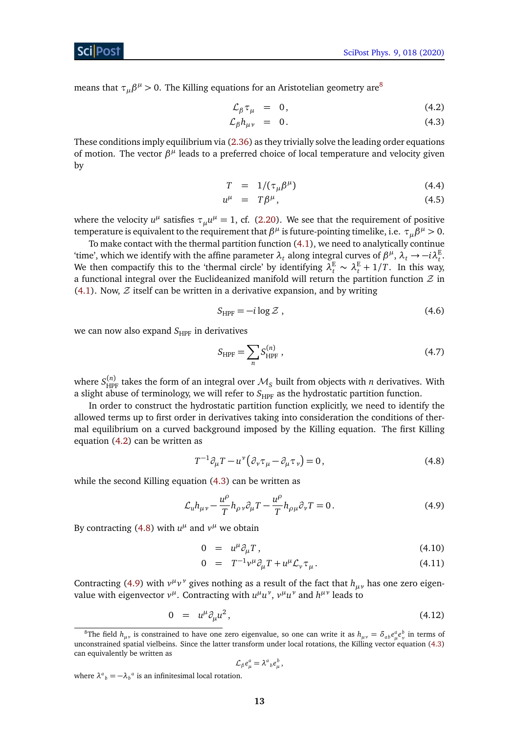means that $\tau_\mu \beta^\mu > 0$. The Killing equations for an Aristotelian geometry are[8]

$$
\begin{aligned}
\mathcal{L}_\beta \tau_\mu &= 0\,, &(4.2)\\
\mathcal{L}_\beta h_{\mu\nu} &= 0\,. &(4.3)
\end{aligned}
$$

These conditions imply equilibrium via (2.36) as they trivially solve the leading order equations of motion. The vector $\beta^\mu$ leads to a preferred choice of local temperature and velocity given by

$$
\begin{aligned}
T &= 1/(\tau_\mu \beta^\mu) &(4.4)\\
u^\mu &= T\beta^\mu\,, &(4.5)
\end{aligned}
$$

where the velocity $u^\mu$ satisfies $\tau_\mu u^\mu = 1$, cf. (2.20). We see that the requirement of positive temperature is equivalent to the requirement that $\beta^\mu$ is future-pointing timelike, i.e. $\tau_\mu \beta^\mu > 0$.

To make contact with the thermal partition function (4.1), we need to analytically continue 'time', which we identify with the affine parameter $\lambda_t$ along integral curves of $\beta^\mu$, $\lambda_t \to -i\lambda_t^{\mathrm{E}}$. We then compactify this to the 'thermal circle' by identifying $\lambda_t^{\mathrm{E}} \sim \lambda_t^{\mathrm{E}} + 1/T$. In this way, a functional integral over the Euclideanized manifold will return the partition function $\mathcal{Z}$ in (4.1). Now, $\mathcal{Z}$ itself can be written in a derivative expansion, and by writing

$$
S_{\mathrm{HPF}} = -i \log \mathcal{Z}\,, \tag{4.6}
$$

we can now also expand $S_{\mathrm{HPF}}$ in derivatives

$$
S_{\mathrm{HPF}} = \sum_n S_{\mathrm{HPF}}^{(n)}\,, \tag{4.7}
$$

where $S_{\mathrm{HPF}}^{(n)}$ takes the form of an integral over $\mathcal{M}_S$ built from objects with $n$ derivatives. With a slight abuse of terminology, we will refer to $S_{\mathrm{HPF}}$ as the hydrostatic partition function.

In order to construct the hydrostatic partition function explicitly, we need to identify the allowed terms up to first order in derivatives taking into consideration the conditions of thermal equilibrium on a curved background imposed by the Killing equation. The first Killing equation (4.2) can be written as

$$
T^{-1}\partial_\mu T - u^\nu\left(\partial_\nu \tau_\mu - \partial_\mu \tau_\nu\right) = 0\,, \tag{4.8}
$$

while the second Killing equation (4.3) can be written as

$$
\mathcal{L}_u h_{\mu\nu} - \frac{u^\rho}{T} h_{\rho\nu}\partial_\mu T - \frac{u^\rho}{T} h_{\rho\mu}\partial_\nu T = 0\,. \tag{4.9}
$$

By contracting (4.8) with $u^\mu$ and $v^\mu$ we obtain

$$
\begin{aligned}
0 &= u^\mu \partial_\mu T\,, &(4.10)\\
0 &= T^{-1} v^\mu \partial_\mu T + u^\mu \mathcal{L}_v \tau_\mu\,. &(4.11)
\end{aligned}
$$

Contracting (4.9) with $v^\mu v^\nu$ gives nothing as a result of the fact that $h_{\mu\nu}$ has one zero eigenvalue with eigenvector $v^\mu$. Contracting with $u^\mu u^\nu$, $v^\mu u^\nu$ and $h^{\mu\nu}$ leads to

$$
0 = u^\mu \partial_\mu u^2\,, \tag{4.12}
$$

[8] The field $h_{\mu\nu}$ is constrained to have one zero eigenvalue, so one can write it as $h_{\mu\nu} = \delta_{ab} e^a_\mu e^b_\nu$ in terms of unconstrained spatial vielbeins. Since the latter transform under local rotations, the Killing vector equation (4.3) can equivalently be written as

$$
\mathcal{L}_\beta e^a_\mu = \lambda^a{}_b e^b_\mu\,,
$$

where $\lambda^a{}_b = -\lambda_b{}^a$ is an infinitesimal local rotation.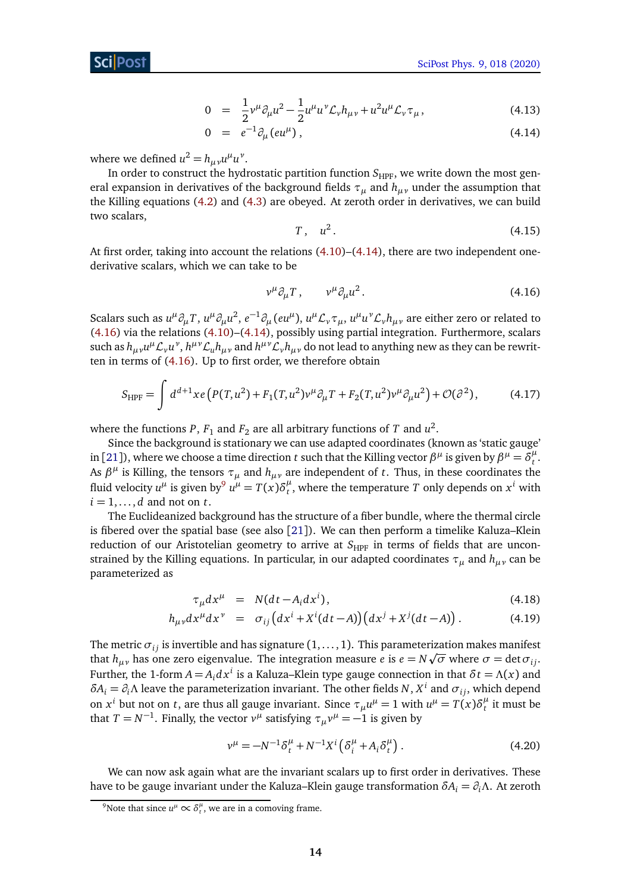$$
\begin{aligned}
0 &= \frac{1}{2}v^\mu \partial_\mu u^2 - \frac{1}{2}u^\mu u^\nu \mathcal{L}_\nu h_{\mu\nu} + u^2 u^\mu \mathcal{L}_\nu \tau_\mu \,, && (4.13)\\
0 &= e^{-1}\partial_\mu (e u^\mu)\,, && (4.14)
\end{aligned}
$$

where we defined $u^2 = h_{\mu\nu}u^\mu u^\nu$.

In order to construct the hydrostatic partition function $S_{\text{HPF}}$, we write down the most general expansion in derivatives of the background fields $\tau_\mu$ and $h_{\mu\nu}$ under the assumption that the Killing equations (4.2) and (4.3) are obeyed. At zeroth order in derivatives, we can build two scalars,

$$
T\,,\quad u^2\,. \tag{4.15}
$$

At first order, taking into account the relations (4.10)–(4.14), there are two independent one-derivative scalars, which we can take to be

$$
v^\mu \partial_\mu T\,,\qquad v^\mu \partial_\mu u^2\,. \tag{4.16}
$$

Scalars such as $u^\mu \partial_\mu T$, $u^\mu \partial_\mu u^2$, $e^{-1}\partial_\mu (e u^\mu)$, $u^\mu \mathcal{L}_\nu \tau_\mu$, $u^\mu u^\nu \mathcal{L}_\nu h_{\mu\nu}$ are either zero or related to (4.16) via the relations (4.10)–(4.14), possibly using partial integration. Furthermore, scalars such as $h_{\mu\nu}u^\mu \mathcal{L}_\nu u^\nu$, $h^{\mu\nu}\mathcal{L}_u h_{\mu\nu}$ and $h^{\mu\nu}\mathcal{L}_\nu h_{\mu\nu}$ do not lead to anything new as they can be rewritten in terms of (4.16). Up to first order, we therefore obtain

$$
S_{\text{HPF}} = \int d^{d+1}x\, e\left(P(T,u^2) + F_1(T,u^2)v^\mu \partial_\mu T + F_2(T,u^2)v^\mu \partial_\mu u^2\right) + \mathcal{O}(\partial^2)\,, \tag{4.17}
$$

where the functions $P$, $F_1$ and $F_2$ are all arbitrary functions of $T$ and $u^2$.

Since the background is stationary we can use adapted coordinates (known as 'static gauge' in [21]), where we choose a time direction $t$ such that the Killing vector $\beta^\mu$ is given by $\beta^\mu = \delta^\mu_t$. As $\beta^\mu$ is Killing, the tensors $\tau_\mu$ and $h_{\mu\nu}$ are independent of $t$. Thus, in these coordinates the fluid velocity $u^\mu$ is given by[9] $u^\mu = T(x)\delta^\mu_t$, where the temperature $T$ only depends on $x^i$ with $i = 1,\ldots,d$ and not on $t$.

The Euclideanized background has the structure of a fiber bundle, where the thermal circle is fibered over the spatial base (see also [21]). We can then perform a timelike Kaluza–Klein reduction of our Aristotelian geometry to arrive at $S_{\text{HPF}}$ in terms of fields that are unconstrained by the Killing equations. In particular, in our adapted coordinates $\tau_\mu$ and $h_{\mu\nu}$ can be parameterized as

$$
\begin{aligned}
\tau_\mu dx^\mu &= N(dt - A_i dx^i)\,, && (4.18)\\
h_{\mu\nu}dx^\mu dx^\nu &= \sigma_{ij}\left(dx^i + X^i(dt - A)\right)\left(dx^j + X^j(dt - A)\right)\,. && (4.19)
\end{aligned}
$$

The metric $\sigma_{ij}$ is invertible and has signature $(1,\ldots,1)$. This parameterization makes manifest that $h_{\mu\nu}$ has one zero eigenvalue. The integration measure $e$ is $e = N\sqrt{\sigma}$ where $\sigma = \det \sigma_{ij}$. Further, the 1-form $A = A_i dx^i$ is a Kaluza–Klein type gauge connection in that $\delta t = \Lambda(x)$ and $\delta A_i = \partial_i \Lambda$ leave the parameterization invariant. The other fields $N$, $X^i$ and $\sigma_{ij}$, which depend on $x^i$ but not on $t$, are thus all gauge invariant. Since $\tau_\mu u^\mu = 1$ with $u^\mu = T(x)\delta^\mu_t$ it must be that $T = N^{-1}$. Finally, the vector $v^\mu$ satisfying $\tau_\mu v^\mu = -1$ is given by

$$
v^\mu = -N^{-1}\delta^\mu_t + N^{-1}X^i\left(\delta^\mu_i + A_i \delta^\mu_t\right)\,. \tag{4.20}
$$

We can now ask again what are the invariant scalars up to first order in derivatives. These have to be gauge invariant under the Kaluza–Klein gauge transformation $\delta A_i = \partial_i \Lambda$. At zeroth

[9] Note that since $u^\mu \propto \delta^\mu_t$, we are in a comoving frame.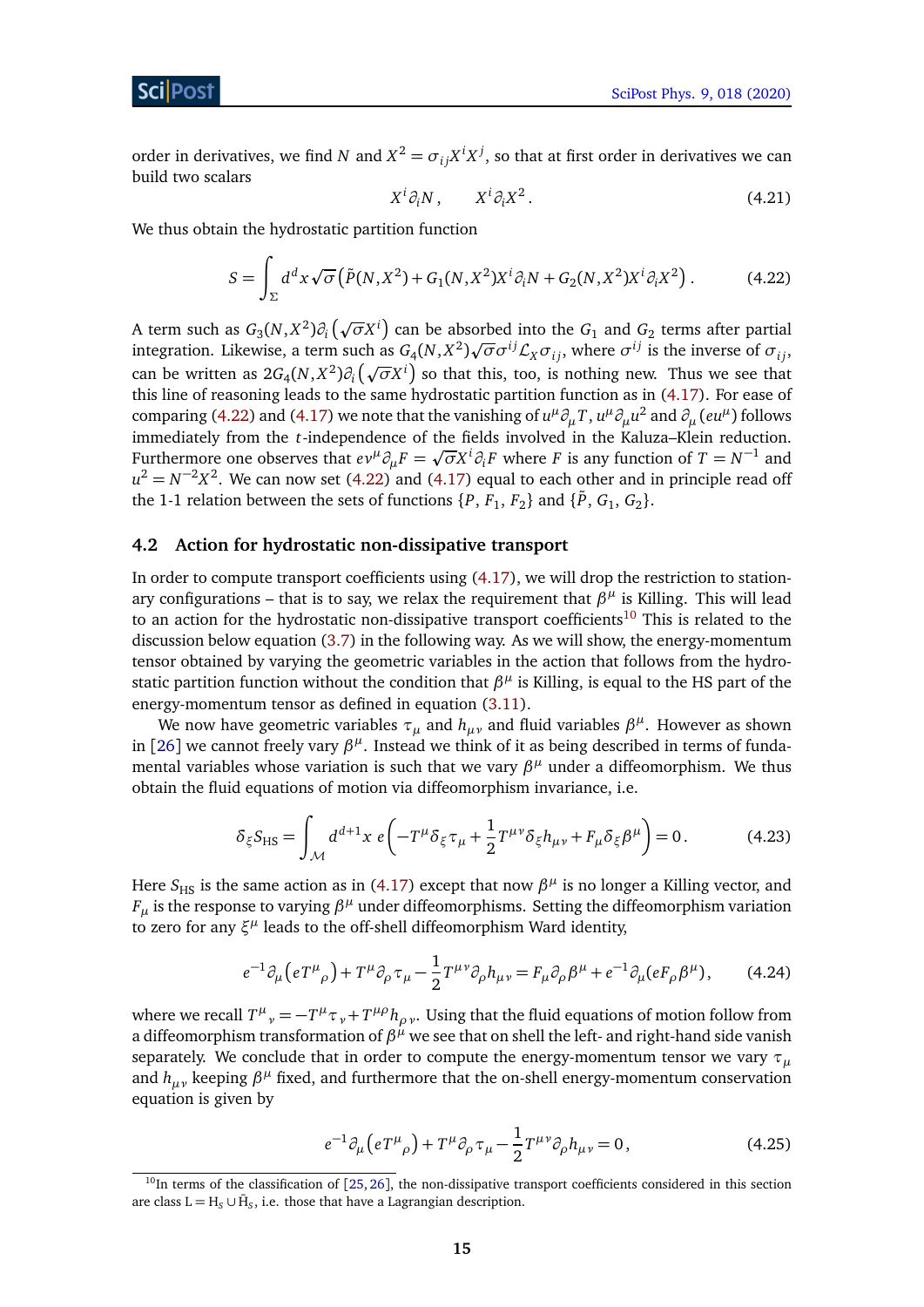order in derivatives, we find $N$ and $X^2 = \sigma_{ij}X^iX^j$, so that at first order in derivatives we can build two scalars

$$X^i\partial_i N\,, \qquad X^i\partial_i X^2\,. \tag{4.21}$$

We thus obtain the hydrostatic partition function

$$S = \int_\Sigma d^dx\sqrt{\sigma}\left(\tilde{P}(N,X^2) + G_1(N,X^2)X^i\partial_i N + G_2(N,X^2)X^i\partial_i X^2\right). \tag{4.22}$$

A term such as $G_3(N,X^2)\partial_i\left(\sqrt{\sigma}X^i\right)$ can be absorbed into the $G_1$ and $G_2$ terms after partial integration. Likewise, a term such as $G_4(N,X^2)\sqrt{\sigma}\sigma^{ij}\mathcal{L}_X\sigma_{ij}$, where $\sigma^{ij}$ is the inverse of $\sigma_{ij}$, can be written as $2G_4(N,X^2)\partial_i\left(\sqrt{\sigma}X^i\right)$ so that this, too, is nothing new. Thus we see that this line of reasoning leads to the same hydrostatic partition function as in (4.17). For ease of comparing (4.22) and (4.17) we note that the vanishing of $u^\mu\partial_\mu T$, $u^\mu\partial_\mu u^2$ and $\partial_\mu(eu^\mu)$ follows immediately from the $t$-independence of the fields involved in the Kaluza–Klein reduction. Furthermore one observes that $ev^\mu\partial_\mu F = \sqrt{\sigma}X^i\partial_i F$ where $F$ is any function of $T = N^{-1}$ and $u^2 = N^{-2}X^2$. We can now set (4.22) and (4.17) equal to each other and in principle read off the 1-1 relation between the sets of functions $\{P, F_1, F_2\}$ and $\{\tilde{P}, G_1, G_2\}$.

## 4.2 Action for hydrostatic non-dissipative transport

In order to compute transport coefficients using (4.17), we will drop the restriction to stationary configurations – that is to say, we relax the requirement that $\beta^\mu$ is Killing. This will lead to an action for the hydrostatic non-dissipative transport coefficients[10] This is related to the discussion below equation (3.7) in the following way. As we will show, the energy-momentum tensor obtained by varying the geometric variables in the action that follows from the hydrostatic partition function without the condition that $\beta^\mu$ is Killing, is equal to the HS part of the energy-momentum tensor as defined in equation (3.11).

We now have geometric variables $\tau_\mu$ and $h_{\mu\nu}$ and fluid variables $\beta^\mu$. However as shown in [26] we cannot freely vary $\beta^\mu$. Instead we think of it as being described in terms of fundamental variables whose variation is such that we vary $\beta^\mu$ under a diffeomorphism. We thus obtain the fluid equations of motion via diffeomorphism invariance, i.e.

$$\delta_\xi S_{\text{HS}} = \int_{\mathcal{M}} d^{d+1}x\; e\left(-T^\mu\delta_\xi\tau_\mu + \frac{1}{2}T^{\mu\nu}\delta_\xi h_{\mu\nu} + F_\mu\delta_\xi\beta^\mu\right) = 0\,. \tag{4.23}$$

Here $S_{\text{HS}}$ is the same action as in (4.17) except that now $\beta^\mu$ is no longer a Killing vector, and $F_\mu$ is the response to varying $\beta^\mu$ under diffeomorphisms. Setting the diffeomorphism variation to zero for any $\xi^\mu$ leads to the off-shell diffeomorphism Ward identity,

$$e^{-1}\partial_\mu\left(eT^\mu{}_\rho\right) + T^\mu\partial_\rho\tau_\mu - \frac{1}{2}T^{\mu\nu}\partial_\rho h_{\mu\nu} = F_\mu\partial_\rho\beta^\mu + e^{-1}\partial_\mu(eF_\rho\beta^\mu)\,, \tag{4.24}$$

where we recall $T^\mu{}_\nu = -T^\mu\tau_\nu + T^{\mu\rho}h_{\rho\nu}$. Using that the fluid equations of motion follow from a diffeomorphism transformation of $\beta^\mu$ we see that on shell the left- and right-hand side vanish separately. We conclude that in order to compute the energy-momentum tensor we vary $\tau_\mu$ and $h_{\mu\nu}$ keeping $\beta^\mu$ fixed, and furthermore that the on-shell energy-momentum conservation equation is given by

$$e^{-1}\partial_\mu\left(eT^\mu{}_\rho\right) + T^\mu\partial_\rho\tau_\mu - \frac{1}{2}T^{\mu\nu}\partial_\rho h_{\mu\nu} = 0\,, \tag{4.25}$$

[10] In terms of the classification of [25, 26], the non-dissipative transport coefficients considered in this section are class $\text{L} = \text{H}_S \cup \bar{\text{H}}_S$, i.e. those that have a Lagrangian description.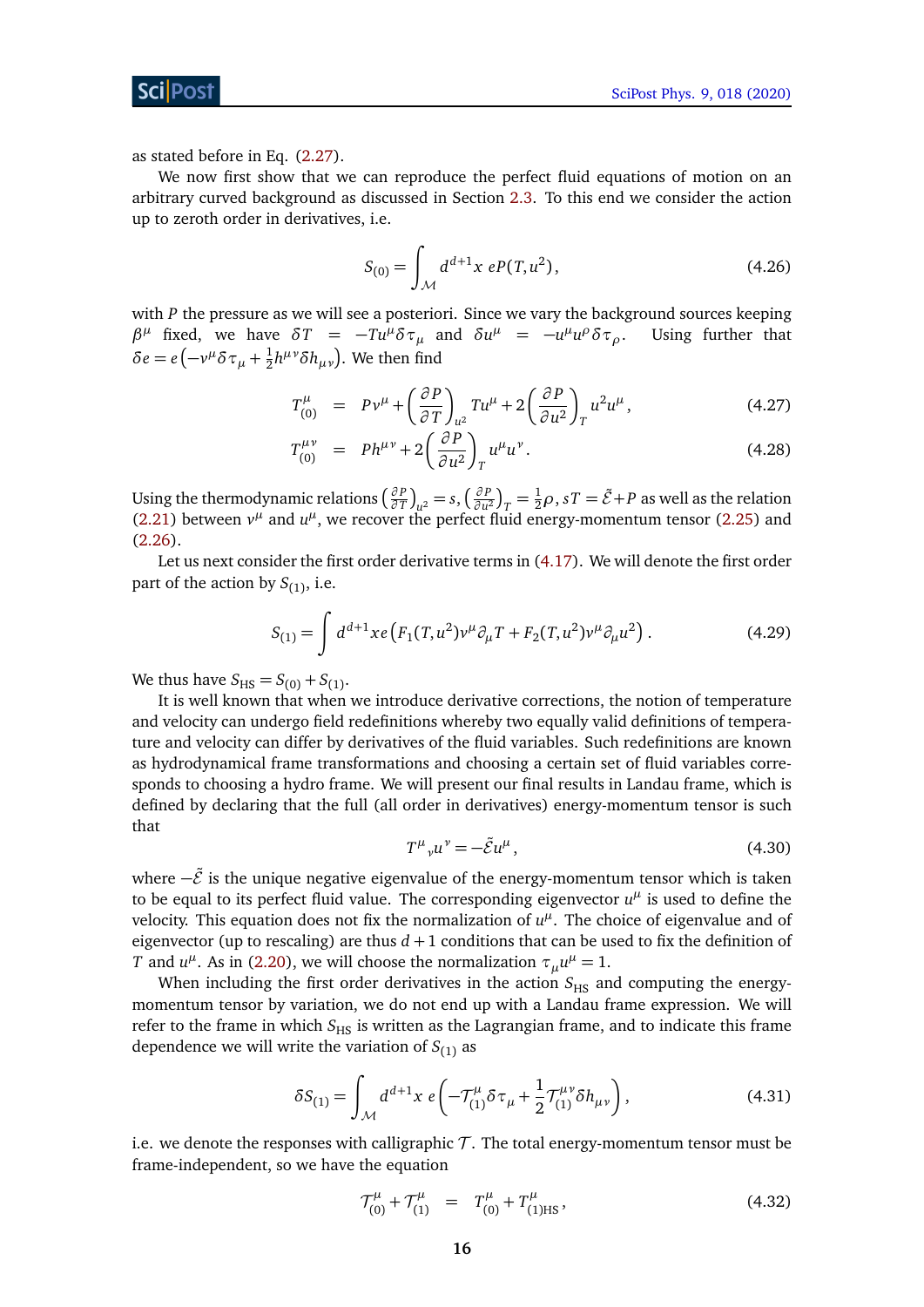as stated before in Eq. (2.27).

We now first show that we can reproduce the perfect fluid equations of motion on an arbitrary curved background as discussed in Section 2.3. To this end we consider the action up to zeroth order in derivatives, i.e.

$$S_{(0)} = \int_{\mathcal{M}} d^{d+1}x \; eP(T, u^2)\,, \tag{4.26}$$

with $P$ the pressure as we will see a posteriori. Since we vary the background sources keeping $\beta^\mu$ fixed, we have $\delta T = -Tu^\mu \delta\tau_\mu$ and $\delta u^\mu = -u^\mu u^\rho \delta\tau_\rho$. Using further that $\delta e = e\left(-v^\mu \delta\tau_\mu + \frac{1}{2}h^{\mu\nu}\delta h_{\mu\nu}\right)$. We then find

$$T^\mu_{(0)} = Pv^\mu + \left(\frac{\partial P}{\partial T}\right)_{u^2} Tu^\mu + 2\left(\frac{\partial P}{\partial u^2}\right)_T u^2 u^\mu\,, \tag{4.27}$$

$$T^{\mu\nu}_{(0)} = Ph^{\mu\nu} + 2\left(\frac{\partial P}{\partial u^2}\right)_T u^\mu u^\nu\,. \tag{4.28}$$

Using the thermodynamic relations $\left(\frac{\partial P}{\partial T}\right)_{u^2} = s$, $\left(\frac{\partial P}{\partial u^2}\right)_T = \frac{1}{2}\rho$, $sT = \tilde{\mathcal{E}} + P$ as well as the relation (2.21) between $v^\mu$ and $u^\mu$, we recover the perfect fluid energy-momentum tensor (2.25) and (2.26).

Let us next consider the first order derivative terms in (4.17). We will denote the first order part of the action by $S_{(1)}$, i.e.

$$S_{(1)} = \int d^{d+1}x\, e\left(F_1(T, u^2)v^\mu \partial_\mu T + F_2(T, u^2)v^\mu \partial_\mu u^2\right). \tag{4.29}$$

We thus have $S_{\text{HS}} = S_{(0)} + S_{(1)}$.

It is well known that when we introduce derivative corrections, the notion of temperature and velocity can undergo field redefinitions whereby two equally valid definitions of temperature and velocity can differ by derivatives of the fluid variables. Such redefinitions are known as hydrodynamical frame transformations and choosing a certain set of fluid variables corresponds to choosing a hydro frame. We will present our final results in Landau frame, which is defined by declaring that the full (all order in derivatives) energy-momentum tensor is such that

$$T^\mu{}_\nu u^\nu = -\tilde{\mathcal{E}} u^\mu\,, \tag{4.30}$$

where $-\tilde{\mathcal{E}}$ is the unique negative eigenvalue of the energy-momentum tensor which is taken to be equal to its perfect fluid value. The corresponding eigenvector $u^\mu$ is used to define the velocity. This equation does not fix the normalization of $u^\mu$. The choice of eigenvalue and of eigenvector (up to rescaling) are thus $d+1$ conditions that can be used to fix the definition of $T$ and $u^\mu$. As in (2.20), we will choose the normalization $\tau_\mu u^\mu = 1$.

When including the first order derivatives in the action $S_{\text{HS}}$ and computing the energy-momentum tensor by variation, we do not end up with a Landau frame expression. We will refer to the frame in which $S_{\text{HS}}$ is written as the Lagrangian frame, and to indicate this frame dependence we will write the variation of $S_{(1)}$ as

$$\delta S_{(1)} = \int_{\mathcal{M}} d^{d+1}x\; e\left(-\mathcal{T}^\mu_{(1)}\delta\tau_\mu + \frac{1}{2}\mathcal{T}^{\mu\nu}_{(1)}\delta h_{\mu\nu}\right), \tag{4.31}$$

i.e. we denote the responses with calligraphic $\mathcal{T}$. The total energy-momentum tensor must be frame-independent, so we have the equation

$$\mathcal{T}^\mu_{(0)} + \mathcal{T}^\mu_{(1)} = T^\mu_{(0)} + T^\mu_{(1)\text{HS}}\,, \tag{4.32}$$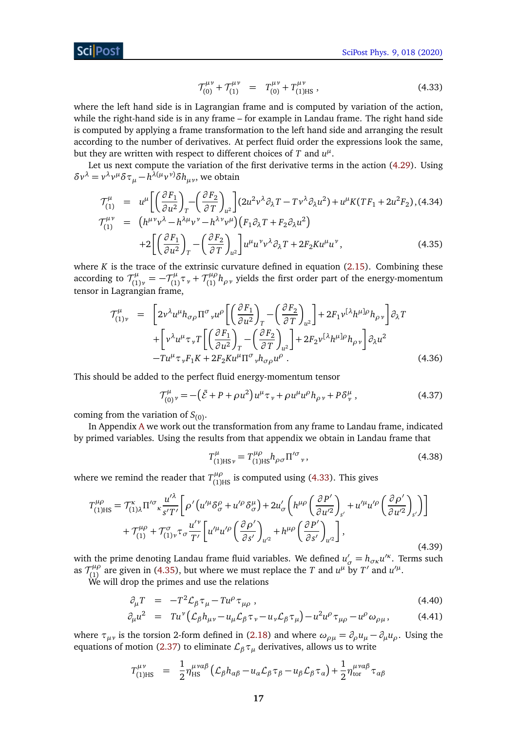$$
\mathcal{T}^{\mu\nu}_{(0)} + \mathcal{T}^{\mu\nu}_{(1)} \;=\; T^{\mu\nu}_{(0)} + T^{\mu\nu}_{(1)\mathrm{HS}}\,, \tag{4.33}
$$

where the left hand side is in Lagrangian frame and is computed by variation of the action, while the right-hand side is in any frame – for example in Landau frame. The right hand side is computed by applying a frame transformation to the left hand side and arranging the result according to the number of derivatives. At perfect fluid order the expressions look the same, but they are written with respect to different choices of $T$ and $u^\mu$.

Let us next compute the variation of the first derivative terms in the action (4.29). Using $\delta v^\lambda = v^\lambda v^\mu \delta\tau_\mu - h^{\lambda(\mu}v^{\nu)}\delta h_{\mu\nu}$, we obtain

$$
\begin{aligned}
\mathcal{T}^{\mu}_{(1)} &= u^\mu\left[\left(\frac{\partial F_1}{\partial u^2}\right)_T - \left(\frac{\partial F_2}{\partial T}\right)_{u^2}\right](2u^2 v^\lambda\partial_\lambda T - T v^\lambda \partial_\lambda u^2) + u^\mu K(TF_1 + 2u^2 F_2)\,, &(4.34)\\
\mathcal{T}^{\mu\nu}_{(1)} &= \left(h^{\mu\nu}v^\lambda - h^{\lambda\mu}v^\nu - h^{\lambda\nu}v^\mu\right)\left(F_1\partial_\lambda T + F_2\partial_\lambda u^2\right)\\
&\quad +2\left[\left(\frac{\partial F_1}{\partial u^2}\right)_T - \left(\frac{\partial F_2}{\partial T}\right)_{u^2}\right]u^\mu u^\nu v^\lambda \partial_\lambda T + 2F_2 K u^\mu u^\nu\,, &(4.35)
\end{aligned}
$$

where $K$ is the trace of the extrinsic curvature defined in equation (2.15). Combining these according to $\mathcal{T}^\mu_{(1)\nu} = -\mathcal{T}^\mu_{(1)}\tau_\nu + \mathcal{T}^{\mu\rho}_{(1)}h_{\rho\nu}$ yields the first order part of the energy-momentum tensor in Lagrangian frame,

$$
\begin{aligned}
\mathcal{T}^\mu_{(1)\nu} &= \left[2v^\lambda u^\mu h_{\sigma\rho}\Pi^\sigma{}_\nu u^\rho\left[\left(\frac{\partial F_1}{\partial u^2}\right)_T - \left(\frac{\partial F_2}{\partial T}\right)_{u^2}\right] + 2F_1 v^{[\lambda}h^{\mu]\rho}h_{\rho\nu}\right]\partial_\lambda T\\
&\quad + \left[v^\lambda u^\mu \tau_\nu T\left[\left(\frac{\partial F_1}{\partial u^2}\right)_T - \left(\frac{\partial F_2}{\partial T}\right)_{u^2}\right] + 2F_2 v^{[\lambda}h^{\mu]\rho}h_{\rho\nu}\right]\partial_\lambda u^2\\
&\quad - Tu^\mu\tau_\nu F_1 K + 2F_2 K u^\mu \Pi^\sigma{}_\nu h_{\sigma\rho}u^\rho\,. 
\end{aligned}\tag{4.36}
$$

This should be added to the perfect fluid energy-momentum tensor

$$
\mathcal{T}^\mu_{(0)}{}_\nu = -\left(\tilde{\mathcal{E}} + P + \rho u^2\right)u^\mu\tau_\nu + \rho u^\mu u^\rho h_{\rho\nu} + P\delta^\mu_\nu\,, \tag{4.37}
$$

coming from the variation of $S_{(0)}$.

In Appendix A we work out the transformation from any frame to Landau frame, indicated by primed variables. Using the results from that appendix we obtain in Landau frame that

$$
T^\mu_{(1)\mathrm{HS}\,\nu} = T^{\mu\rho}_{(1)\mathrm{HS}}h_{\rho\sigma}\Pi'^\sigma{}_\nu\,, \tag{4.38}
$$

where we remind the reader that $T^{\mu\rho}_{(1)\mathrm{HS}}$ is computed using (4.33). This gives

$$
\begin{aligned}
T^{\mu\rho}_{(1)\mathrm{HS}} &= \mathcal{T}^\kappa_{(1)\lambda}\Pi'^\sigma{}_\kappa\frac{u'^\lambda}{s'T'}\left[\rho'\left(u'^\mu\delta^\rho_\sigma + u'^\rho\delta^\mu_\sigma\right) + 2u'_\sigma\left(h^{\mu\rho}\left(\frac{\partial P'}{\partial u'^2}\right)_{s'} + u'^\mu u'^\rho\left(\frac{\partial\rho'}{\partial u'^2}\right)_{s'}\right)\right]\\
&\quad + \mathcal{T}^{\mu\rho}_{(1)} + \mathcal{T}^\sigma_{(1)\nu}\tau_\sigma\frac{u'^\nu}{T'}\left[u'^\mu u'^\rho\left(\frac{\partial\rho'}{\partial s'}\right)_{u'^2} + h^{\mu\rho}\left(\frac{\partial P'}{\partial s'}\right)_{u'^2}\right],
\end{aligned}\tag{4.39}
$$

with the prime denoting Landau frame fluid variables. We defined $u'_\sigma = h_{\sigma\kappa}u'^\kappa$. Terms such as $\mathcal{T}^{\mu\rho}_{(1)}$ are given in (4.35), but where we must replace the $T$ and $u^\mu$ by $T'$ and $u'^\mu$.

We will drop the primes and use the relations

$$
\begin{aligned}
\partial_\mu T &= -T^2\mathcal{L}_\beta\tau_\mu - Tu^\rho\tau_{\mu\rho}\,, &(4.40)\\
\partial_\mu u^2 &= Tu^\nu\left(\mathcal{L}_\beta h_{\mu\nu} - u_\mu\mathcal{L}_\beta\tau_\nu - u_\nu\mathcal{L}_\beta\tau_\mu\right) - u^2u^\rho\tau_{\mu\rho} - u^\rho\omega_{\rho\mu}\,, &(4.41)
\end{aligned}
$$

where $\tau_{\mu\nu}$ is the torsion 2-form defined in (2.18) and where $\omega_{\rho\mu} = \partial_\rho u_\mu - \partial_\mu u_\rho$. Using the equations of motion (2.37) to eliminate $\mathcal{L}_\beta\tau_\mu$ derivatives, allows us to write

$$
T^{\mu\nu}_{(1)\mathrm{HS}} \;=\; \frac{1}{2}\eta^{\mu\nu\alpha\beta}_{\mathrm{HS}}\left(\mathcal{L}_\beta h_{\alpha\beta} - u_\alpha\mathcal{L}_\beta\tau_\beta - u_\beta\mathcal{L}_\beta\tau_\alpha\right) + \frac{1}{2}\eta^{\mu\nu\alpha\beta}_{\mathrm{tor}}\tau_{\alpha\beta}
$$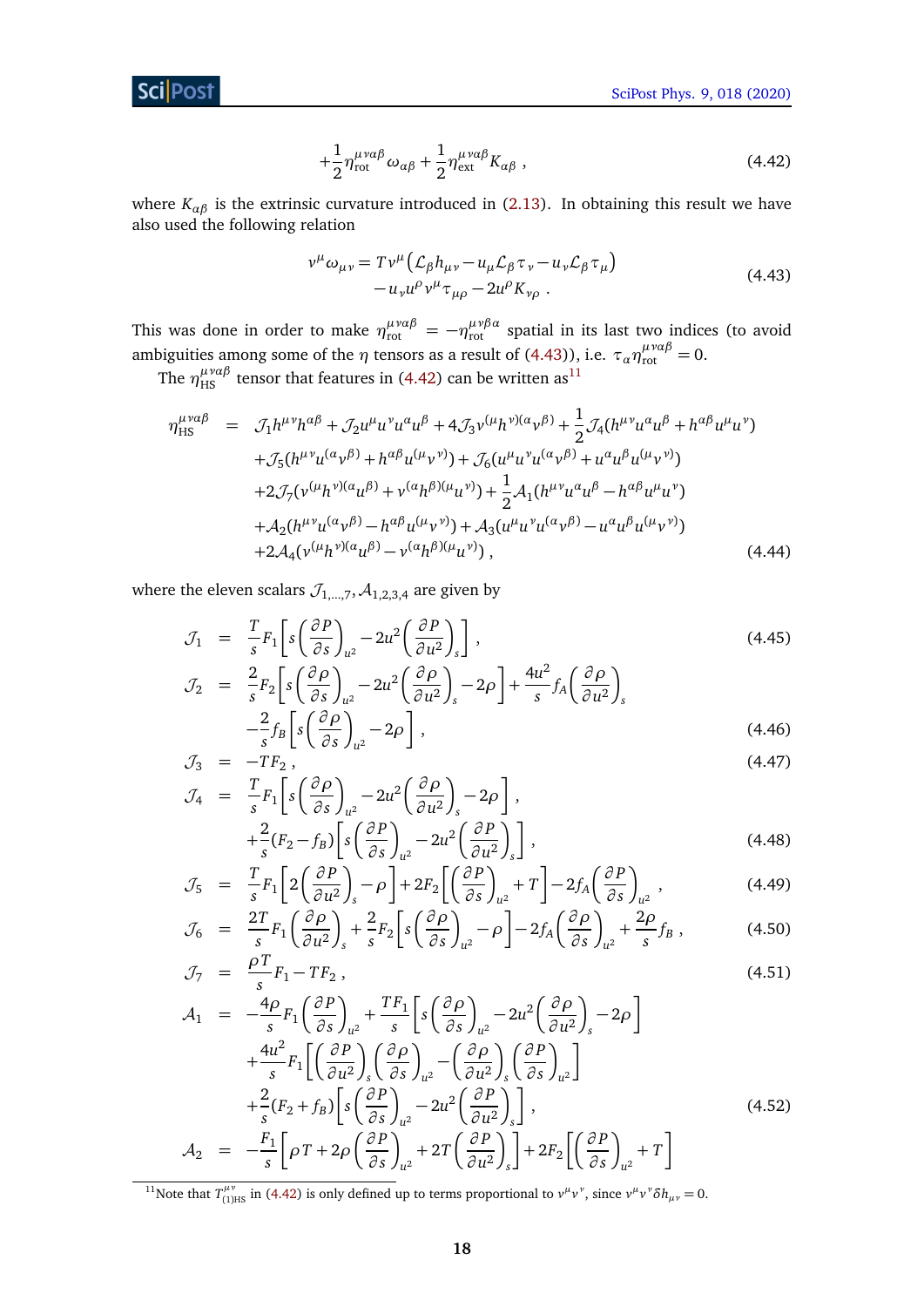$$+\frac{1}{2}\eta_{\text{rot}}^{\mu\nu\alpha\beta}\omega_{\alpha\beta}+\frac{1}{2}\eta_{\text{ext}}^{\mu\nu\alpha\beta}K_{\alpha\beta}\ , \tag{4.42}$$

where $K_{\alpha\beta}$ is the extrinsic curvature introduced in (2.13). In obtaining this result we have also used the following relation

$$\begin{aligned}v^{\mu}\omega_{\mu\nu}=&\ T v^{\mu}\left(\mathcal{L}_{\beta}h_{\mu\nu}-u_{\mu}\mathcal{L}_{\beta}\tau_{\nu}-u_{\nu}\mathcal{L}_{\beta}\tau_{\mu}\right)\\&-u_{\nu}u^{\rho}v^{\mu}\tau_{\mu\rho}-2u^{\rho}K_{\nu\rho}\ .\end{aligned} \tag{4.43}$$

This was done in order to make $\eta_{\text{rot}}^{\mu\nu\alpha\beta}=-\eta_{\text{rot}}^{\mu\nu\beta\alpha}$ spatial in its last two indices (to avoid ambiguities among some of the $\eta$ tensors as a result of (4.43)), i.e. $\tau_{\alpha}\eta_{\text{rot}}^{\mu\nu\alpha\beta}=0$.

The $\eta_{\text{HS}}^{\mu\nu\alpha\beta}$ tensor that features in (4.42) can be written as[11]

$$\begin{aligned}\eta_{\text{HS}}^{\mu\nu\alpha\beta}\ =\ &\mathcal{J}_1h^{\mu\nu}h^{\alpha\beta}+\mathcal{J}_2u^{\mu}u^{\nu}u^{\alpha}u^{\beta}+4\mathcal{J}_3v^{(\mu}h^{\nu)(\alpha}v^{\beta)}+\frac{1}{2}\mathcal{J}_4(h^{\mu\nu}u^{\alpha}u^{\beta}+h^{\alpha\beta}u^{\mu}u^{\nu})\\&+\mathcal{J}_5(h^{\mu\nu}u^{(\alpha}v^{\beta)}+h^{\alpha\beta}u^{(\mu}v^{\nu)})+\mathcal{J}_6(u^{\mu}u^{\nu}u^{(\alpha}v^{\beta)}+u^{\alpha}u^{\beta}u^{(\mu}v^{\nu)})\\&+2\mathcal{J}_7(v^{(\mu}h^{\nu)(\alpha}u^{\beta)}+v^{(\alpha}h^{\beta)(\mu}u^{\nu)})+\frac{1}{2}\mathcal{A}_1(h^{\mu\nu}u^{\alpha}u^{\beta}-h^{\alpha\beta}u^{\mu}u^{\nu})\\&+\mathcal{A}_2(h^{\mu\nu}u^{(\alpha}v^{\beta)}-h^{\alpha\beta}u^{(\mu}v^{\nu)})+\mathcal{A}_3(u^{\mu}u^{\nu}u^{(\alpha}v^{\beta)}-u^{\alpha}u^{\beta}u^{(\mu}v^{\nu)})\\&+2\mathcal{A}_4(v^{(\mu}h^{\nu)(\alpha}u^{\beta)}-v^{(\alpha}h^{\beta)(\mu}u^{\nu)})\ ,\end{aligned} \tag{4.44}$$

where the eleven scalars $\mathcal{J}_{1,...,7},\mathcal{A}_{1,2,3,4}$ are given by

$$\mathcal{J}_1\ =\ \frac{T}{s}F_1\left[s\left(\frac{\partial P}{\partial s}\right)_{u^2}-2u^2\left(\frac{\partial P}{\partial u^2}\right)_s\right], \tag{4.45}$$

$$\begin{aligned}\mathcal{J}_2\ =\ &\frac{2}{s}F_2\left[s\left(\frac{\partial\rho}{\partial s}\right)_{u^2}-2u^2\left(\frac{\partial\rho}{\partial u^2}\right)_s-2\rho\right]+\frac{4u^2}{s}f_A\left(\frac{\partial\rho}{\partial u^2}\right)_s\\&-\frac{2}{s}f_B\left[s\left(\frac{\partial\rho}{\partial s}\right)_{u^2}-2\rho\right],\end{aligned} \tag{4.46}$$

$$\mathcal{J}_3\ =\ -TF_2\ , \tag{4.47}$$

$$\begin{aligned}\mathcal{J}_4\ =\ &\frac{T}{s}F_1\left[s\left(\frac{\partial\rho}{\partial s}\right)_{u^2}-2u^2\left(\frac{\partial\rho}{\partial u^2}\right)_s-2\rho\right],\\&+\frac{2}{s}(F_2-f_B)\left[s\left(\frac{\partial P}{\partial s}\right)_{u^2}-2u^2\left(\frac{\partial P}{\partial u^2}\right)_s\right],\end{aligned} \tag{4.48}$$

$$\mathcal{J}_5\ =\ \frac{T}{s}F_1\left[2\left(\frac{\partial P}{\partial u^2}\right)_s-\rho\right]+2F_2\left[\left(\frac{\partial P}{\partial s}\right)_{u^2}+T\right]-2f_A\left(\frac{\partial P}{\partial s}\right)_{u^2}, \tag{4.49}$$

$$\mathcal{J}_6\ =\ \frac{2T}{s}F_1\left(\frac{\partial\rho}{\partial u^2}\right)_s+\frac{2}{s}F_2\left[s\left(\frac{\partial\rho}{\partial s}\right)_{u^2}-\rho\right]-2f_A\left(\frac{\partial\rho}{\partial s}\right)_{u^2}+\frac{2\rho}{s}f_B\ , \tag{4.50}$$

$$\mathcal{J}_7\ =\ \frac{\rho T}{s}F_1-TF_2\ , \tag{4.51}$$

$$\begin{aligned}\mathcal{A}_1\ =\ &-\frac{4\rho}{s}F_1\left(\frac{\partial P}{\partial s}\right)_{u^2}+\frac{TF_1}{s}\left[s\left(\frac{\partial\rho}{\partial s}\right)_{u^2}-2u^2\left(\frac{\partial\rho}{\partial u^2}\right)_s-2\rho\right]\\&+\frac{4u^2}{s}F_1\left[\left(\frac{\partial P}{\partial u^2}\right)_s\left(\frac{\partial\rho}{\partial s}\right)_{u^2}-\left(\frac{\partial\rho}{\partial u^2}\right)_s\left(\frac{\partial P}{\partial s}\right)_{u^2}\right]\\&+\frac{2}{s}(F_2+f_B)\left[s\left(\frac{\partial P}{\partial s}\right)_{u^2}-2u^2\left(\frac{\partial P}{\partial u^2}\right)_s\right],\end{aligned} \tag{4.52}$$

$$\mathcal{A}_2\ =\ -\frac{F_1}{s}\left[\rho T+2\rho\left(\frac{\partial P}{\partial s}\right)_{u^2}+2T\left(\frac{\partial P}{\partial u^2}\right)_s\right]+2F_2\left[\left(\frac{\partial P}{\partial s}\right)_{u^2}+T\right]$$

[11] Note that $T^{\mu\nu}_{(1)\text{HS}}$ in (4.42) is only defined up to terms proportional to $v^{\mu}v^{\nu}$, since $v^{\mu}v^{\nu}\delta h_{\mu\nu}=0$.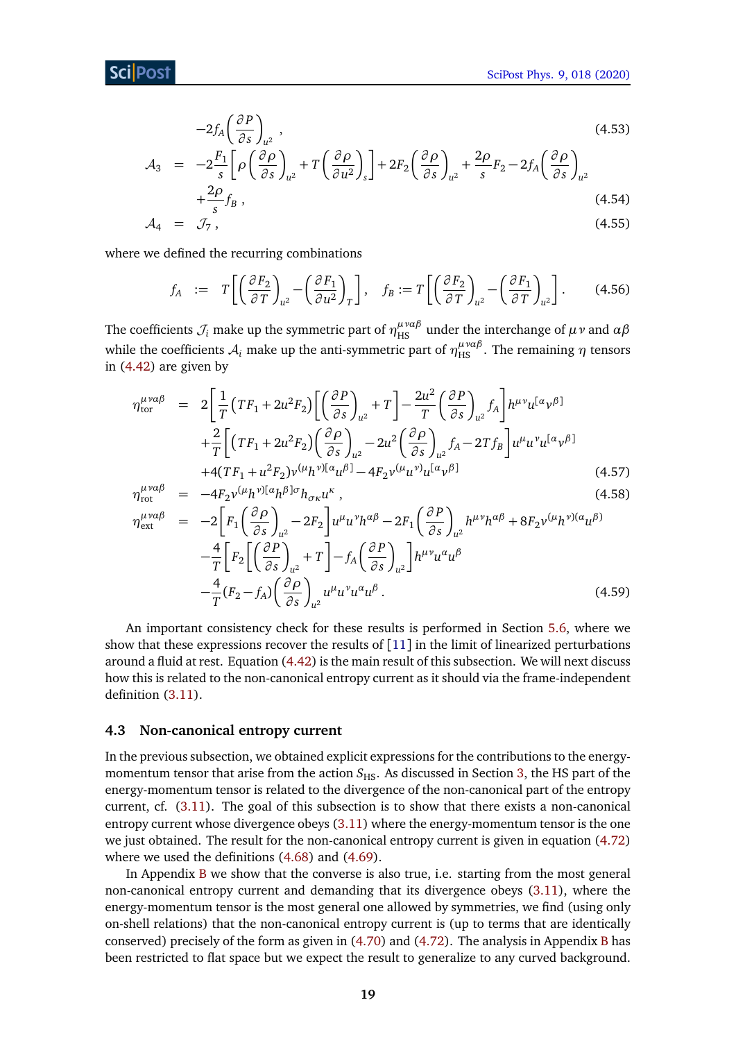$$
-2f_A\left(\frac{\partial P}{\partial s}\right)_{u^2}, \tag{4.53}
$$

$$
\begin{aligned}
\mathcal{A}_3 &= -2\frac{F_1}{s}\left[\rho\left(\frac{\partial \rho}{\partial s}\right)_{u^2} + T\left(\frac{\partial \rho}{\partial u^2}\right)_s\right] + 2F_2\left(\frac{\partial \rho}{\partial s}\right)_{u^2} + \frac{2\rho}{s}F_2 - 2f_A\left(\frac{\partial \rho}{\partial s}\right)_{u^2} \\
&\quad + \frac{2\rho}{s}f_B\,,
\end{aligned} \tag{4.54}
$$

$$
\mathcal{A}_4 = \mathcal{J}_7\,, \tag{4.55}
$$

where we defined the recurring combinations

$$
f_A := T\left[\left(\frac{\partial F_2}{\partial T}\right)_{u^2} - \left(\frac{\partial F_1}{\partial u^2}\right)_T\right], \quad f_B := T\left[\left(\frac{\partial F_2}{\partial T}\right)_{u^2} - \left(\frac{\partial F_1}{\partial T}\right)_{u^2}\right]. \tag{4.56}
$$

The coefficients $\mathcal{J}_i$ make up the symmetric part of $\eta^{\mu\nu\alpha\beta}_{\rm HS}$ under the interchange of $\mu\nu$ and $\alpha\beta$ while the coefficients $\mathcal{A}_i$ make up the anti-symmetric part of $\eta^{\mu\nu\alpha\beta}_{\rm HS}$. The remaining $\eta$ tensors in (4.42) are given by

$$
\begin{aligned}
\eta^{\mu\nu\alpha\beta}_{\rm tor} &= 2\left[\frac{1}{T}\left(TF_1 + 2u^2F_2\right)\left[\left(\frac{\partial P}{\partial s}\right)_{u^2} + T\right] - \frac{2u^2}{T}\left(\frac{\partial P}{\partial s}\right)_{u^2} f_A\right]h^{\mu\nu}u^{[\alpha}v^{\beta]} \\
&\quad + \frac{2}{T}\left[\left(TF_1 + 2u^2F_2\right)\left(\frac{\partial \rho}{\partial s}\right)_{u^2} - 2u^2\left(\frac{\partial \rho}{\partial s}\right)_{u^2} f_A - 2Tf_B\right]u^\mu u^\nu u^{[\alpha}v^{\beta]} \\
&\quad + 4(TF_1 + u^2F_2)v^{(\mu}h^{\nu)[\alpha}u^{\beta]} - 4F_2 v^{(\mu}u^{\nu)}u^{[\alpha}v^{\beta]}
\end{aligned} \tag{4.57}
$$

$$
\eta^{\mu\nu\alpha\beta}_{\rm rot} = -4F_2 v^{(\mu}h^{\nu)[\alpha}h^{\beta]\sigma}h_{\sigma\kappa}u^\kappa\,, \tag{4.58}
$$

$$
\begin{aligned}
\eta^{\mu\nu\alpha\beta}_{\rm ext} &= -2\left[F_1\left(\frac{\partial \rho}{\partial s}\right)_{u^2} - 2F_2\right]u^\mu u^\nu h^{\alpha\beta} - 2F_1\left(\frac{\partial P}{\partial s}\right)_{u^2} h^{\mu\nu}h^{\alpha\beta} + 8F_2 v^{(\mu}h^{\nu)(\alpha}u^{\beta)} \\
&\quad - \frac{4}{T}\left[F_2\left[\left(\frac{\partial P}{\partial s}\right)_{u^2} + T\right] - f_A\left(\frac{\partial P}{\partial s}\right)_{u^2}\right]h^{\mu\nu}u^\alpha u^\beta \\
&\quad - \frac{4}{T}(F_2 - f_A)\left(\frac{\partial \rho}{\partial s}\right)_{u^2} u^\mu u^\nu u^\alpha u^\beta\,.
\end{aligned} \tag{4.59}
$$

An important consistency check for these results is performed in Section 5.6, where we show that these expressions recover the results of [11] in the limit of linearized perturbations around a fluid at rest. Equation (4.42) is the main result of this subsection. We will next discuss how this is related to the non-canonical entropy current as it should via the frame-independent definition (3.11).

### 4.3 Non-canonical entropy current

In the previous subsection, we obtained explicit expressions for the contributions to the energy-momentum tensor that arise from the action $S_{\rm HS}$. As discussed in Section 3, the HS part of the energy-momentum tensor is related to the divergence of the non-canonical part of the entropy current, cf. (3.11). The goal of this subsection is to show that there exists a non-canonical entropy current whose divergence obeys (3.11) where the energy-momentum tensor is the one we just obtained. The result for the non-canonical entropy current is given in equation (4.72) where we used the definitions (4.68) and (4.69).

In Appendix B we show that the converse is also true, i.e. starting from the most general non-canonical entropy current and demanding that its divergence obeys (3.11), where the energy-momentum tensor is the most general one allowed by symmetries, we find (using only on-shell relations) that the non-canonical entropy current is (up to terms that are identically conserved) precisely of the form as given in (4.70) and (4.72). The analysis in Appendix B has been restricted to flat space but we expect the result to generalize to any curved background.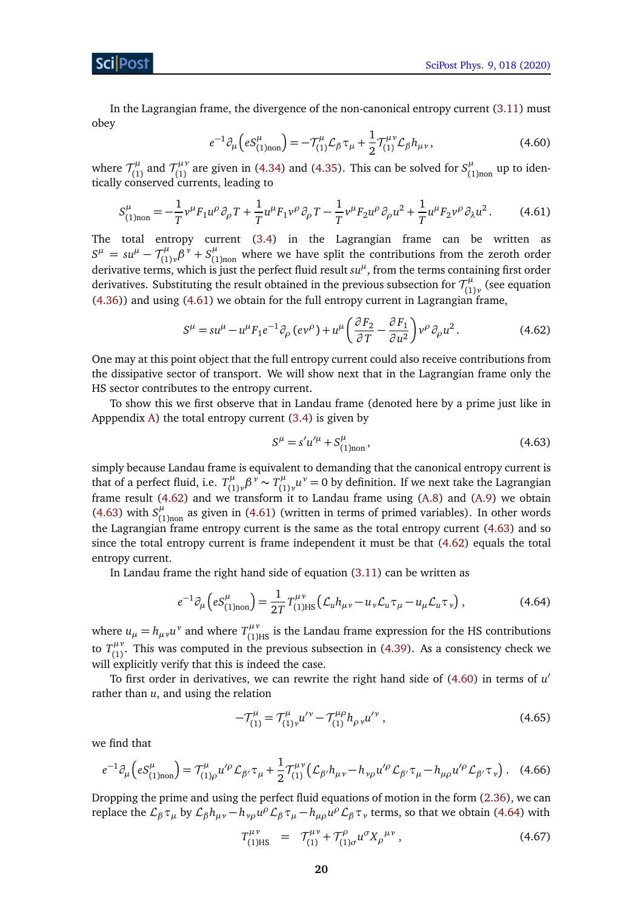In the Lagrangian frame, the divergence of the non-canonical entropy current (3.11) must obey

$$e^{-1}\partial_\mu\left(eS^\mu_{(1)\mathrm{non}}\right) = -\mathcal{T}^\mu_{(1)}\mathcal{L}_\beta\tau_\mu + \frac{1}{2}\mathcal{T}^{\mu\nu}_{(1)}\mathcal{L}_\beta h_{\mu\nu}\,, \tag{4.60}$$

where $\mathcal{T}^\mu_{(1)}$ and $\mathcal{T}^{\mu\nu}_{(1)}$ are given in (4.34) and (4.35). This can be solved for $S^\mu_{(1)\mathrm{non}}$ up to identically conserved currents, leading to

$$S^\mu_{(1)\mathrm{non}} = -\frac{1}{T}v^\mu F_1 u^\rho\partial_\rho T + \frac{1}{T}u^\mu F_1 v^\rho\partial_\rho T - \frac{1}{T}v^\mu F_2 u^\rho\partial_\rho u^2 + \frac{1}{T}u^\mu F_2 v^\rho\partial_\lambda u^2\,. \tag{4.61}$$

The total entropy current (3.4) in the Lagrangian frame can be written as $S^\mu = su^\mu - \mathcal{T}^\mu_{(1)\nu}\beta^\nu + S^\mu_{(1)\mathrm{non}}$ where we have split the contributions from the zeroth order derivative terms, which is just the perfect fluid result $su^\mu$, from the terms containing first order derivatives. Substituting the result obtained in the previous subsection for $\mathcal{T}^\mu_{(1)\nu}$ (see equation (4.36)) and using (4.61) we obtain for the full entropy current in Lagrangian frame,

$$S^\mu = su^\mu - u^\mu F_1 e^{-1}\partial_\rho\left(ev^\rho\right) + u^\mu\left(\frac{\partial F_2}{\partial T} - \frac{\partial F_1}{\partial u^2}\right)v^\rho\partial_\rho u^2\,. \tag{4.62}$$

One may at this point object that the full entropy current could also receive contributions from the dissipative sector of transport. We will show next that in the Lagrangian frame only the HS sector contributes to the entropy current.

To show this we first observe that in Landau frame (denoted here by a prime just like in Apppendix A) the total entropy current (3.4) is given by

$$S^\mu = s'u'^\mu + S^\mu_{(1)\mathrm{non}}\,, \tag{4.63}$$

simply because Landau frame is equivalent to demanding that the canonical entropy current is that of a perfect fluid, i.e. $T^\mu_{(1)\nu}\beta^\nu \sim T^\mu_{(1)\nu}u^\nu = 0$ by definition. If we next take the Lagrangian frame result (4.62) and we transform it to Landau frame using (A.8) and (A.9) we obtain (4.63) with $S^\mu_{(1)\mathrm{non}}$ as given in (4.61) (written in terms of primed variables). In other words the Lagrangian frame entropy current is the same as the total entropy current (4.63) and so since the total entropy current is frame independent it must be that (4.62) equals the total entropy current.

In Landau frame the right hand side of equation (3.11) can be written as

$$e^{-1}\partial_\mu\left(eS^\mu_{(1)\mathrm{non}}\right) = \frac{1}{2T}T^{\mu\nu}_{(1)\mathrm{HS}}\left(\mathcal{L}_u h_{\mu\nu} - u_\nu\mathcal{L}_u\tau_\mu - u_\mu\mathcal{L}_u\tau_\nu\right)\,, \tag{4.64}$$

where $u_\mu = h_{\mu\nu}u^\nu$ and where $T^{\mu\nu}_{(1)\mathrm{HS}}$ is the Landau frame expression for the HS contributions to $T^{\mu\nu}_{(1)}$. This was computed in the previous subsection in (4.39). As a consistency check we will explicitly verify that this is indeed the case.

To first order in derivatives, we can rewrite the right hand side of (4.60) in terms of $u'$ rather than $u$, and using the relation

$$-\mathcal{T}^\mu_{(1)} = \mathcal{T}^\mu_{(1)\nu}u'^\nu - \mathcal{T}^{\mu\rho}_{(1)}h_{\rho\nu}u'^\nu\,, \tag{4.65}$$

we find that

$$e^{-1}\partial_\mu\left(eS^\mu_{(1)\mathrm{non}}\right) = \mathcal{T}^\mu_{(1)\rho}u'^\rho\mathcal{L}_{\beta'}\tau_\mu + \frac{1}{2}\mathcal{T}^{\mu\nu}_{(1)}\left(\mathcal{L}_{\beta'}h_{\mu\nu} - h_{\nu\rho}u'^\rho\mathcal{L}_{\beta'}\tau_\mu - h_{\mu\rho}u'^\rho\mathcal{L}_{\beta'}\tau_\nu\right)\,. \tag{4.66}$$

Dropping the prime and using the perfect fluid equations of motion in the form (2.36), we can replace the $\mathcal{L}_\beta\tau_\mu$ by $\mathcal{L}_\beta h_{\mu\nu} - h_{\nu\rho}u^\rho\mathcal{L}_\beta\tau_\mu - h_{\mu\rho}u^\rho\mathcal{L}_\beta\tau_\nu$ terms, so that we obtain (4.64) with

$$T^{\mu\nu}_{(1)\mathrm{HS}} \quad = \quad \mathcal{T}^{\mu\nu}_{(1)} + \mathcal{T}^\rho_{(1)\sigma}u^\sigma X_\rho{}^{\mu\nu}\,, \tag{4.67}$$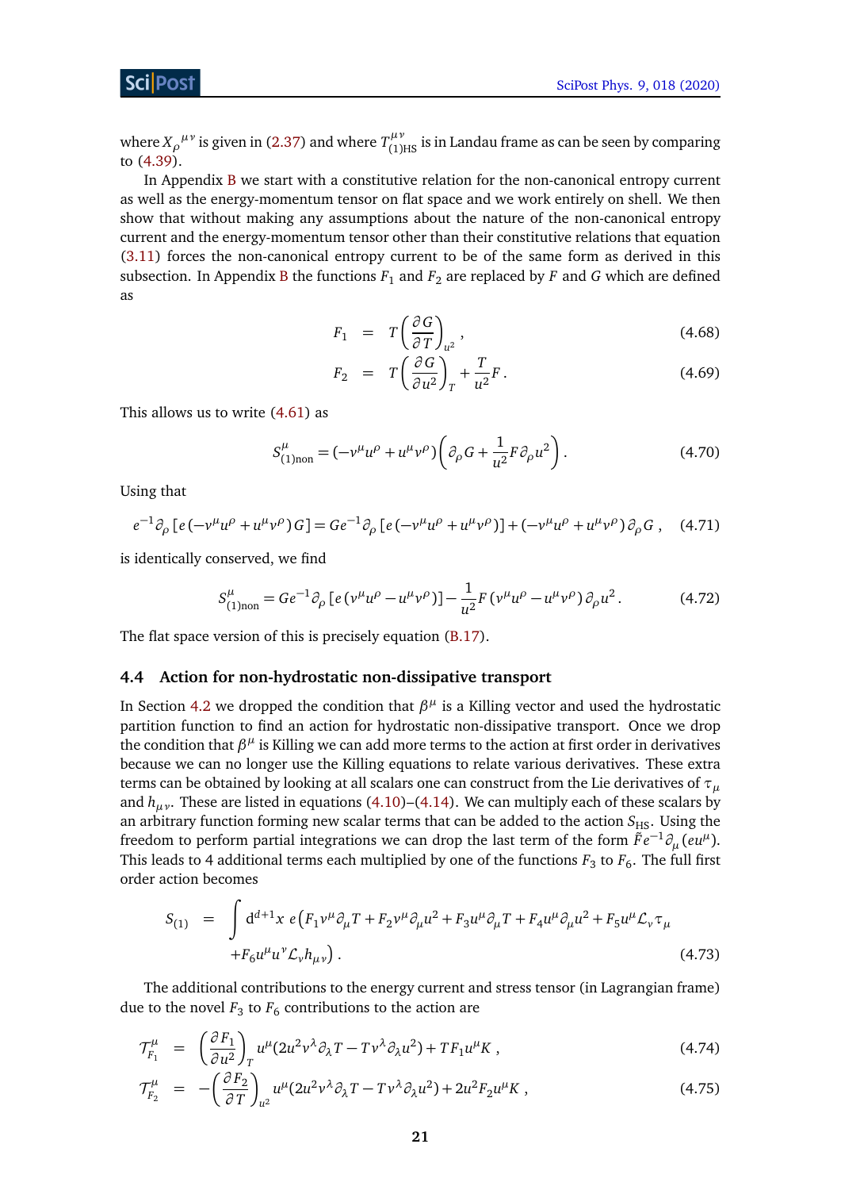where ${X_\rho}^{\mu\nu}$ is given in (2.37) and where $T^{\mu\nu}_{(1)\text{HS}}$ is in Landau frame as can be seen by comparing to (4.39).

In Appendix B we start with a constitutive relation for the non-canonical entropy current as well as the energy-momentum tensor on flat space and we work entirely on shell. We then show that without making any assumptions about the nature of the non-canonical entropy current and the energy-momentum tensor other than their constitutive relations that equation (3.11) forces the non-canonical entropy current to be of the same form as derived in this subsection. In Appendix B the functions $F_1$ and $F_2$ are replaced by $F$ and $G$ which are defined as

$$
\begin{aligned}
F_1 &= T\left(\frac{\partial G}{\partial T}\right)_{u^2}, &(4.68)\\
F_2 &= T\left(\frac{\partial G}{\partial u^2}\right)_T + \frac{T}{u^2}F\,. &(4.69)
\end{aligned}
$$

This allows us to write (4.61) as

$$
S^\mu_{(1)\text{non}} = (-v^\mu u^\rho + u^\mu v^\rho)\left(\partial_\rho G + \frac{1}{u^2}F\partial_\rho u^2\right). \tag{4.70}
$$

Using that

$$
e^{-1}\partial_\rho\left[e\left(-v^\mu u^\rho + u^\mu v^\rho\right)G\right] = Ge^{-1}\partial_\rho\left[e\left(-v^\mu u^\rho + u^\mu v^\rho\right)\right] + \left(-v^\mu u^\rho + u^\mu v^\rho\right)\partial_\rho G\,, \tag{4.71}
$$

is identically conserved, we find

$$
S^\mu_{(1)\text{non}} = Ge^{-1}\partial_\rho\left[e\left(v^\mu u^\rho - u^\mu v^\rho\right)\right] - \frac{1}{u^2}F\left(v^\mu u^\rho - u^\mu v^\rho\right)\partial_\rho u^2\,. \tag{4.72}
$$

The flat space version of this is precisely equation (B.17).

## 4.4 Action for non-hydrostatic non-dissipative transport

In Section 4.2 we dropped the condition that $\beta^\mu$ is a Killing vector and used the hydrostatic partition function to find an action for hydrostatic non-dissipative transport. Once we drop the condition that $\beta^\mu$ is Killing we can add more terms to the action at first order in derivatives because we can no longer use the Killing equations to relate various derivatives. These extra terms can be obtained by looking at all scalars one can construct from the Lie derivatives of $\tau_\mu$ and $h_{\mu\nu}$. These are listed in equations (4.10)–(4.14). We can multiply each of these scalars by an arbitrary function forming new scalar terms that can be added to the action $S_{\text{HS}}$. Using the freedom to perform partial integrations we can drop the last term of the form $\tilde F e^{-1}\partial_\mu(eu^\mu)$. This leads to 4 additional terms each multiplied by one of the functions $F_3$ to $F_6$. The full first order action becomes

$$
\begin{aligned}
S_{(1)} = \int \mathrm{d}^{d+1}x\; e\big(&F_1 v^\mu\partial_\mu T + F_2 v^\mu\partial_\mu u^2 + F_3 u^\mu\partial_\mu T + F_4 u^\mu\partial_\mu u^2 + F_5 u^\mu\mathcal{L}_v\tau_\mu\\
&+F_6 u^\mu u^\nu\mathcal{L}_v h_{\mu\nu}\big)\,. 
\end{aligned}\tag{4.73}
$$

The additional contributions to the energy current and stress tensor (in Lagrangian frame) due to the novel $F_3$ to $F_6$ contributions to the action are

$$
\begin{aligned}
\mathcal{T}^\mu_{F_1} &= \left(\frac{\partial F_1}{\partial u^2}\right)_T u^\mu(2u^2 v^\lambda\partial_\lambda T - Tv^\lambda\partial_\lambda u^2) + TF_1 u^\mu K\,, &(4.74)\\
\mathcal{T}^\mu_{F_2} &= -\left(\frac{\partial F_2}{\partial T}\right)_{u^2} u^\mu(2u^2 v^\lambda\partial_\lambda T - Tv^\lambda\partial_\lambda u^2) + 2u^2 F_2 u^\mu K\,, &(4.75)
\end{aligned}
$$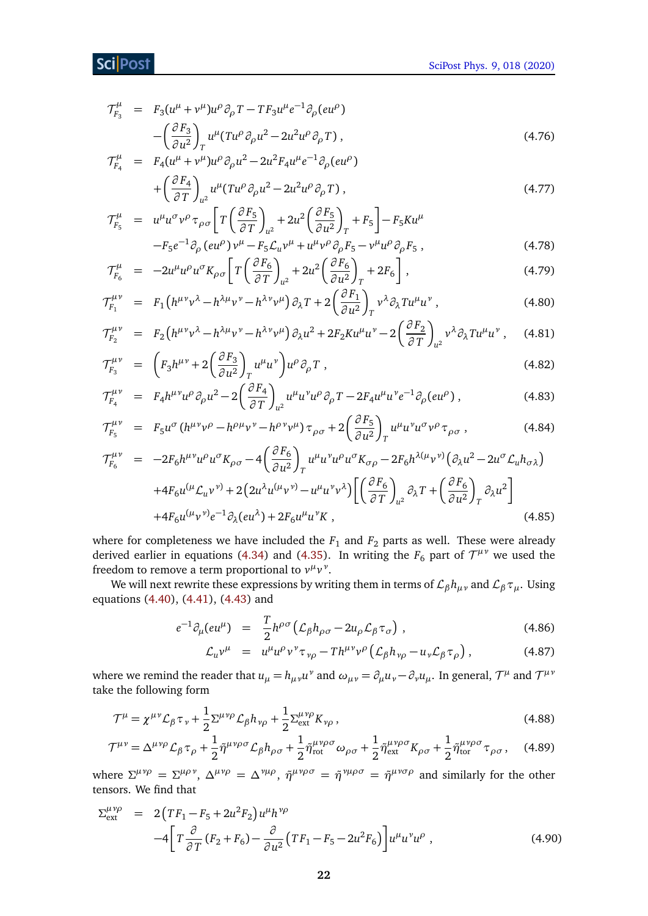$$
\begin{aligned}
\mathcal{T}^\mu_{F_3} &= F_3(u^\mu+v^\mu)u^\rho\partial_\rho T - TF_3 u^\mu e^{-1}\partial_\rho(eu^\rho) \\
&\quad -\left(\frac{\partial F_3}{\partial u^2}\right)_T u^\mu(Tu^\rho\partial_\rho u^2 - 2u^2u^\rho\partial_\rho T)\,, \qquad (4.76)\\
\mathcal{T}^\mu_{F_4} &= F_4(u^\mu+v^\mu)u^\rho\partial_\rho u^2 - 2u^2F_4u^\mu e^{-1}\partial_\rho(eu^\rho) \\
&\quad +\left(\frac{\partial F_4}{\partial T}\right)_{u^2} u^\mu(Tu^\rho\partial_\rho u^2 - 2u^2u^\rho\partial_\rho T)\,, \qquad (4.77)\\
\mathcal{T}^\mu_{F_5} &= u^\mu u^\sigma v^\rho \tau_{\rho\sigma}\left[T\left(\frac{\partial F_5}{\partial T}\right)_{u^2} + 2u^2\left(\frac{\partial F_5}{\partial u^2}\right)_T + F_5\right] - F_5 K u^\mu \\
&\quad - F_5 e^{-1}\partial_\rho(eu^\rho)v^\mu - F_5\mathcal{L}_u v^\mu + u^\mu v^\rho\partial_\rho F_5 - v^\mu u^\rho\partial_\rho F_5\,, \qquad (4.78)\\
\mathcal{T}^\mu_{F_6} &= -2u^\mu u^\rho u^\sigma K_{\rho\sigma}\left[T\left(\frac{\partial F_6}{\partial T}\right)_{u^2} + 2u^2\left(\frac{\partial F_6}{\partial u^2}\right)_T + 2F_6\right], \qquad (4.79)\\
\mathcal{T}^{\mu\nu}_{F_1} &= F_1\left(h^{\mu\nu}v^\lambda - h^{\lambda\mu}v^\nu - h^{\lambda\nu}v^\mu\right)\partial_\lambda T + 2\left(\frac{\partial F_1}{\partial u^2}\right)_T v^\lambda\partial_\lambda T u^\mu u^\nu\,, \qquad (4.80)\\
\mathcal{T}^{\mu\nu}_{F_2} &= F_2\left(h^{\mu\nu}v^\lambda - h^{\lambda\mu}v^\nu - h^{\lambda\nu}v^\mu\right)\partial_\lambda u^2 + 2F_2Ku^\mu u^\nu - 2\left(\frac{\partial F_2}{\partial T}\right)_{u^2} v^\lambda\partial_\lambda T u^\mu u^\nu\,, \qquad (4.81)\\
\mathcal{T}^{\mu\nu}_{F_3} &= \left(F_3 h^{\mu\nu} + 2\left(\frac{\partial F_3}{\partial u^2}\right)_T u^\mu u^\nu\right)u^\rho\partial_\rho T\,, \qquad (4.82)\\
\mathcal{T}^{\mu\nu}_{F_4} &= F_4 h^{\mu\nu}u^\rho\partial_\rho u^2 - 2\left(\frac{\partial F_4}{\partial T}\right)_{u^2} u^\mu u^\nu u^\rho\partial_\rho T - 2F_4u^\mu u^\nu e^{-1}\partial_\rho(eu^\rho)\,, \qquad (4.83)\\
\mathcal{T}^{\mu\nu}_{F_5} &= F_5 u^\sigma\left(h^{\mu\nu}v^\rho - h^{\rho\mu}v^\nu - h^{\rho\nu}v^\mu\right)\tau_{\rho\sigma} + 2\left(\frac{\partial F_5}{\partial u^2}\right)_T u^\mu u^\nu u^\sigma v^\rho\tau_{\rho\sigma}\,, \qquad (4.84)\\
\mathcal{T}^{\mu\nu}_{F_6} &= -2F_6 h^{\mu\nu}u^\rho u^\sigma K_{\rho\sigma} - 4\left(\frac{\partial F_6}{\partial u^2}\right)_T u^\mu u^\nu u^\rho u^\sigma K_{\sigma\rho} - 2F_6 h^{\lambda(\mu}v^{\nu)}\left(\partial_\lambda u^2 - 2u^\sigma\mathcal{L}_u h_{\sigma\lambda}\right) \\
&\quad + 4F_6 u^{(\mu}\mathcal{L}_u v^{\nu)} + 2\left(2u^\lambda u^{(\mu}v^{\nu)} - u^\mu u^\nu v^\lambda\right)\left[\left(\frac{\partial F_6}{\partial T}\right)_{u^2}\partial_\lambda T + \left(\frac{\partial F_6}{\partial u^2}\right)_T\partial_\lambda u^2\right] \\
&\quad + 4F_6 u^{(\mu}v^{\nu)}e^{-1}\partial_\lambda(eu^\lambda) + 2F_6u^\mu u^\nu K\,, \qquad (4.85)
\end{aligned}
$$

where for completeness we have included the $F_1$ and $F_2$ parts as well. These were already derived earlier in equations (4.34) and (4.35). In writing the $F_6$ part of $\mathcal{T}^{\mu\nu}$ we used the freedom to remove a term proportional to $v^\mu v^\nu$.

We will next rewrite these expressions by writing them in terms of $\mathcal{L}_\beta h_{\mu\nu}$ and $\mathcal{L}_\beta\tau_\mu$. Using equations (4.40), (4.41), (4.43) and

$$
\begin{aligned}
e^{-1}\partial_\mu(eu^\mu) &= \frac{T}{2}h^{\rho\sigma}\left(\mathcal{L}_\beta h_{\rho\sigma} - 2u_\rho\mathcal{L}_\beta\tau_\sigma\right)\,, \qquad (4.86)\\
\mathcal{L}_u v^\mu &= u^\mu u^\rho v^\nu\tau_{\nu\rho} - Th^{\mu\nu}v^\rho\left(\mathcal{L}_\beta h_{\nu\rho} - u_\nu\mathcal{L}_\beta\tau_\rho\right)\,, \qquad (4.87)
\end{aligned}
$$

where we remind the reader that $u_\mu = h_{\mu\nu}u^\nu$ and $\omega_{\mu\nu} = \partial_\mu u_\nu - \partial_\nu u_\mu$. In general, $\mathcal{T}^\mu$ and $\mathcal{T}^{\mu\nu}$ take the following form

$$
\mathcal{T}^\mu = \chi^{\mu\nu}\mathcal{L}_\beta\tau_\nu + \frac{1}{2}\Sigma^{\mu\nu\rho}\mathcal{L}_\beta h_{\nu\rho} + \frac{1}{2}\Sigma^{\mu\nu\rho}_{\text{ext}}K_{\nu\rho}\,, \qquad (4.88)
$$

$$
\mathcal{T}^{\mu\nu} = \Delta^{\mu\nu\rho}\mathcal{L}_\beta\tau_\rho + \frac{1}{2}\tilde{\eta}^{\mu\nu\rho\sigma}\mathcal{L}_\beta h_{\rho\sigma} + \frac{1}{2}\tilde{\eta}^{\mu\nu\rho\sigma}_{\text{rot}}\omega_{\rho\sigma} + \frac{1}{2}\tilde{\eta}^{\mu\nu\rho\sigma}_{\text{ext}}K_{\rho\sigma} + \frac{1}{2}\tilde{\eta}^{\mu\nu\rho\sigma}_{\text{tor}}\tau_{\rho\sigma}\,, \qquad (4.89)
$$

where $\Sigma^{\mu\nu\rho} = \Sigma^{\mu\rho\nu}$, $\Delta^{\mu\nu\rho} = \Delta^{\nu\mu\rho}$, $\tilde{\eta}^{\mu\nu\rho\sigma} = \tilde{\eta}^{\nu\mu\rho\sigma} = \tilde{\eta}^{\mu\nu\sigma\rho}$ and similarly for the other tensors. We find that

$$
\begin{aligned}
\Sigma^{\mu\nu\rho}_{\text{ext}} &= 2\left(TF_1 - F_5 + 2u^2F_2\right)u^\mu h^{\nu\rho} \\
&\quad -4\left[T\frac{\partial}{\partial T}(F_2+F_6) - \frac{\partial}{\partial u^2}\left(TF_1 - F_5 - 2u^2F_6\right)\right]u^\mu u^\nu u^\rho\,, \qquad (4.90)
\end{aligned}
$$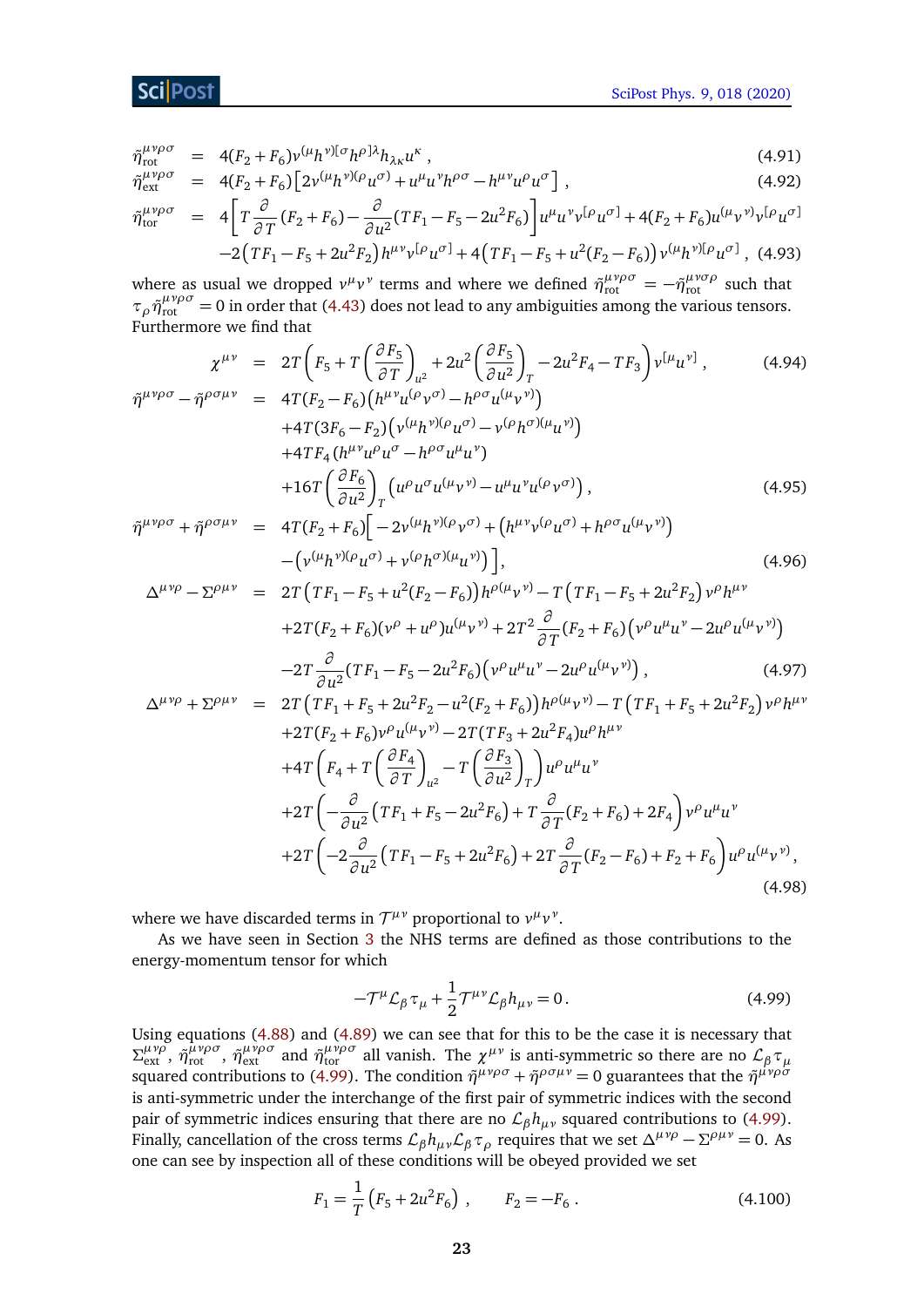$$
\begin{aligned}
\tilde{\eta}^{\mu\nu\rho\sigma}_{\text{rot}} &= 4(F_2+F_6)v^{(\mu}h^{\nu)[\sigma}h^{\rho]\lambda}h_{\lambda\kappa}u^\kappa\,, && (4.91)\\
\tilde{\eta}^{\mu\nu\rho\sigma}_{\text{ext}} &= 4(F_2+F_6)\left[2v^{(\mu}h^{\nu)(\rho}u^{\sigma)}+u^\mu u^\nu h^{\rho\sigma}-h^{\mu\nu}u^\rho u^\sigma\right]\,, && (4.92)\\
\tilde{\eta}^{\mu\nu\rho\sigma}_{\text{tor}} &= 4\left[T\frac{\partial}{\partial T}(F_2+F_6)-\frac{\partial}{\partial u^2}(TF_1-F_5-2u^2F_6)\right]u^\mu u^\nu v^{[\rho}u^{\sigma]}+4(F_2+F_6)u^{(\mu}v^{\nu)}v^{[\rho}u^{\sigma]}\\
&\quad -2\left(TF_1-F_5+2u^2F_2\right)h^{\mu\nu}v^{[\rho}u^{\sigma]}+4\left(TF_1-F_5+u^2(F_2-F_6)\right)v^{(\mu}h^{\nu)[\rho}u^{\sigma]}\,, && (4.93)
\end{aligned}
$$

where as usual we dropped $v^\mu v^\nu$ terms and where we defined $\tilde{\eta}^{\mu\nu\rho\sigma}_{\text{rot}}=-\tilde{\eta}^{\mu\nu\sigma\rho}_{\text{rot}}$ such that $\tau_\rho\tilde{\eta}^{\mu\nu\rho\sigma}_{\text{rot}}=0$ in order that (4.43) does not lead to any ambiguities among the various tensors. Furthermore we find that

$$
\begin{aligned}
\chi^{\mu\nu} &= 2T\left(F_5+T\left(\frac{\partial F_5}{\partial T}\right)_{u^2}+2u^2\left(\frac{\partial F_5}{\partial u^2}\right)_T-2u^2F_4-TF_3\right)v^{[\mu}u^{\nu]}\,, && (4.94)\\
\tilde{\eta}^{\mu\nu\rho\sigma}-\tilde{\eta}^{\rho\sigma\mu\nu} &= 4T(F_2-F_6)\left(h^{\mu\nu}u^{(\rho}v^{\sigma)}-h^{\rho\sigma}u^{(\mu}v^{\nu)}\right)\\
&\quad +4T(3F_6-F_2)\left(v^{(\mu}h^{\nu)(\rho}u^{\sigma)}-v^{(\rho}h^{\sigma)(\mu}u^{\nu)}\right)\\
&\quad +4TF_4\left(h^{\mu\nu}u^\rho u^\sigma-h^{\rho\sigma}u^\mu u^\nu\right)\\
&\quad +16T\left(\frac{\partial F_6}{\partial u^2}\right)_T\left(u^\rho u^\sigma u^{(\mu}v^{\nu)}-u^\mu u^\nu u^{(\rho}v^{\sigma)}\right)\,, && (4.95)\\
\tilde{\eta}^{\mu\nu\rho\sigma}+\tilde{\eta}^{\rho\sigma\mu\nu} &= 4T(F_2+F_6)\Big[-2v^{(\mu}h^{\nu)(\rho}v^{\sigma)}+\left(h^{\mu\nu}v^{(\rho}u^{\sigma)}+h^{\rho\sigma}u^{(\mu}v^{\nu)}\right)\\
&\quad -\left(v^{(\mu}h^{\nu)(\rho}u^{\sigma)}+v^{(\rho}h^{\sigma)(\mu}u^{\nu)}\right)\Big]\,, && (4.96)\\
\Delta^{\mu\nu\rho}-\Sigma^{\rho\mu\nu} &= 2T\left(TF_1-F_5+u^2(F_2-F_6)\right)h^{\rho(\mu}v^{\nu)}-T\left(TF_1-F_5+2u^2F_2\right)v^\rho h^{\mu\nu}\\
&\quad +2T(F_2+F_6)(v^\rho+u^\rho)u^{(\mu}v^{\nu)}+2T^2\frac{\partial}{\partial T}(F_2+F_6)\left(v^\rho u^\mu u^\nu-2u^\rho u^{(\mu}v^{\nu)}\right)\\
&\quad -2T\frac{\partial}{\partial u^2}(TF_1-F_5-2u^2F_6)\left(v^\rho u^\mu u^\nu-2u^\rho u^{(\mu}v^{\nu)}\right)\,, && (4.97)\\
\Delta^{\mu\nu\rho}+\Sigma^{\rho\mu\nu} &= 2T\left(TF_1+F_5+2u^2F_2-u^2(F_2+F_6)\right)h^{\rho(\mu}v^{\nu)}-T\left(TF_1+F_5+2u^2F_2\right)v^\rho h^{\mu\nu}\\
&\quad +2T(F_2+F_6)v^\rho u^{(\mu}v^{\nu)}-2T(TF_3+2u^2F_4)u^\rho h^{\mu\nu}\\
&\quad +4T\left(F_4+T\left(\frac{\partial F_4}{\partial T}\right)_{u^2}-T\left(\frac{\partial F_3}{\partial u^2}\right)_T\right)u^\rho u^\mu u^\nu\\
&\quad +2T\left(-\frac{\partial}{\partial u^2}\left(TF_1+F_5-2u^2F_6\right)+T\frac{\partial}{\partial T}(F_2+F_6)+2F_4\right)v^\rho u^\mu u^\nu\\
&\quad +2T\left(-2\frac{\partial}{\partial u^2}\left(TF_1-F_5+2u^2F_6\right)+2T\frac{\partial}{\partial T}(F_2-F_6)+F_2+F_6\right)u^\rho u^{(\mu}v^{\nu)}\,, && (4.98)
\end{aligned}
$$

where we have discarded terms in $\mathcal{T}^{\mu\nu}$ proportional to $v^\mu v^\nu$.

As we have seen in Section 3 the NHS terms are defined as those contributions to the energy-momentum tensor for which

$$
-\mathcal{T}^\mu\mathcal{L}_\beta\tau_\mu+\frac{1}{2}\mathcal{T}^{\mu\nu}\mathcal{L}_\beta h_{\mu\nu}=0\,. \tag{4.99}
$$

Using equations (4.88) and (4.89) we can see that for this to be the case it is necessary that $\Sigma^{\mu\nu\rho}_{\text{ext}}$, $\tilde{\eta}^{\mu\nu\rho\sigma}_{\text{rot}}$, $\tilde{\eta}^{\mu\nu\rho\sigma}_{\text{ext}}$ and $\tilde{\eta}^{\mu\nu\rho\sigma}_{\text{tor}}$ all vanish. The $\chi^{\mu\nu}$ is anti-symmetric so there are no $\mathcal{L}_\beta\tau_\mu$ squared contributions to (4.99). The condition $\tilde{\eta}^{\mu\nu\rho\sigma}+\tilde{\eta}^{\rho\sigma\mu\nu}=0$ guarantees that the $\tilde{\eta}^{\mu\nu\rho\sigma}$ is anti-symmetric under the interchange of the first pair of symmetric indices with the second pair of symmetric indices ensuring that there are no $\mathcal{L}_\beta h_{\mu\nu}$ squared contributions to (4.99). Finally, cancellation of the cross terms $\mathcal{L}_\beta h_{\mu\nu}\mathcal{L}_\beta\tau_\rho$ requires that we set $\Delta^{\mu\nu\rho}-\Sigma^{\rho\mu\nu}=0$. As one can see by inspection all of these conditions will be obeyed provided we set

$$
F_1=\frac{1}{T}\left(F_5+2u^2F_6\right)\,,\qquad F_2=-F_6\,. \tag{4.100}
$$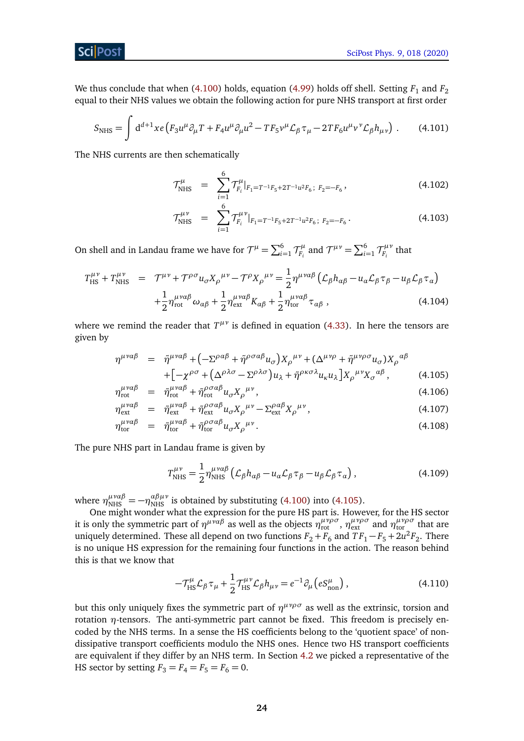We thus conclude that when (4.100) holds, equation (4.99) holds off shell. Setting $F_1$ and $F_2$ equal to their NHS values we obtain the following action for pure NHS transport at first order

$$
S_{\text{NHS}} = \int \mathrm{d}^{d+1}x\, e \left( F_3 u^\mu \partial_\mu T + F_4 u^\mu \partial_\mu u^2 - T F_5 v^\mu \mathcal{L}_\beta \tau_\mu - 2 T F_6 u^\mu v^\nu \mathcal{L}_\beta h_{\mu\nu} \right) . \tag{4.101}
$$

The NHS currents are then schematically

$$
\mathcal{T}^\mu_{\text{NHS}} = \sum_{i=1}^{6} \mathcal{T}^\mu_{F_i}\big|_{F_1 = T^{-1}F_5 + 2T^{-1}u^2 F_6\,;\; F_2 = -F_6} , \tag{4.102}
$$

$$
\mathcal{T}^{\mu\nu}_{\text{NHS}} = \sum_{i=1}^{6} \mathcal{T}^{\mu\nu}_{F_i}\big|_{F_1 = T^{-1}F_5 + 2T^{-1}u^2 F_6\,;\; F_2 = -F_6} . \tag{4.103}
$$

On shell and in Landau frame we have for $\mathcal{T}^\mu = \sum_{i=1}^{6} \mathcal{T}^\mu_{F_i}$ and $\mathcal{T}^{\mu\nu} = \sum_{i=1}^{6} \mathcal{T}^{\mu\nu}_{F_i}$ that

$$
\begin{aligned}
T^{\mu\nu}_{\text{HS}} + T^{\mu\nu}_{\text{NHS}} &= \mathcal{T}^{\mu\nu} + \mathcal{T}^{\rho\sigma} u_\sigma X_\rho{}^{\mu\nu} - \mathcal{T}^\rho X_\rho{}^{\mu\nu} = \frac{1}{2}\eta^{\mu\nu\alpha\beta}\left( \mathcal{L}_\beta h_{\alpha\beta} - u_\alpha \mathcal{L}_\beta \tau_\beta - u_\beta \mathcal{L}_\beta \tau_\alpha \right) \\
&\quad + \frac{1}{2}\eta^{\mu\nu\alpha\beta}_{\text{rot}}\, \omega_{\alpha\beta} + \frac{1}{2}\eta^{\mu\nu\alpha\beta}_{\text{ext}} K_{\alpha\beta} + \frac{1}{2}\eta^{\mu\nu\alpha\beta}_{\text{tor}}\, \tau_{\alpha\beta} ,
\end{aligned} \tag{4.104}
$$

where we remind the reader that $T^{\mu\nu}$ is defined in equation (4.33). In here the tensors are given by

$$
\begin{aligned}
\eta^{\mu\nu\alpha\beta} &= \tilde{\eta}^{\mu\nu\alpha\beta} + \left( -\Sigma^{\rho\alpha\beta} + \tilde{\eta}^{\rho\sigma\alpha\beta} u_\sigma \right) X_\rho{}^{\mu\nu} + \left( \Delta^{\mu\nu\rho} + \tilde{\eta}^{\mu\nu\rho\sigma} u_\sigma \right) X_\rho{}^{\alpha\beta} \\
&\quad + \left[ -\chi^{\rho\sigma} + \left( \Delta^{\rho\lambda\sigma} - \Sigma^{\rho\lambda\sigma} \right) u_\lambda + \tilde{\eta}^{\rho\kappa\sigma\lambda} u_\kappa u_\lambda \right] X_\rho{}^{\mu\nu} X_\sigma{}^{\alpha\beta} ,
\end{aligned} \tag{4.105}
$$

$$
\eta^{\mu\nu\alpha\beta}_{\text{rot}} = \tilde{\eta}^{\mu\nu\alpha\beta}_{\text{rot}} + \tilde{\eta}^{\rho\sigma\alpha\beta}_{\text{rot}} u_\sigma X_\rho{}^{\mu\nu} , \tag{4.106}
$$

$$
\eta^{\mu\nu\alpha\beta}_{\text{ext}} = \tilde{\eta}^{\mu\nu\alpha\beta}_{\text{ext}} + \tilde{\eta}^{\rho\sigma\alpha\beta}_{\text{ext}} u_\sigma X_\rho{}^{\mu\nu} - \Sigma^{\rho\alpha\beta}_{\text{ext}} X_\rho{}^{\mu\nu} , \tag{4.107}
$$

$$
\eta^{\mu\nu\alpha\beta}_{\text{tor}} = \tilde{\eta}^{\mu\nu\alpha\beta}_{\text{tor}} + \tilde{\eta}^{\rho\sigma\alpha\beta}_{\text{tor}} u_\sigma X_\rho{}^{\mu\nu} . \tag{4.108}
$$

The pure NHS part in Landau frame is given by

$$
T^{\mu\nu}_{\text{NHS}} = \frac{1}{2}\eta^{\mu\nu\alpha\beta}_{\text{NHS}} \left( \mathcal{L}_\beta h_{\alpha\beta} - u_\alpha \mathcal{L}_\beta \tau_\beta - u_\beta \mathcal{L}_\beta \tau_\alpha \right) , \tag{4.109}
$$

where $\eta^{\mu\nu\alpha\beta}_{\text{NHS}} = -\eta^{\alpha\beta\mu\nu}_{\text{NHS}}$ is obtained by substituting (4.100) into (4.105).

One might wonder what the expression for the pure HS part is. However, for the HS sector it is only the symmetric part of $\eta^{\mu\nu\alpha\beta}$ as well as the objects $\eta^{\mu\nu\rho\sigma}_{\text{rot}}$, $\eta^{\mu\nu\rho\sigma}_{\text{ext}}$ and $\eta^{\mu\nu\rho\sigma}_{\text{tor}}$ that are uniquely determined. These all depend on two functions $F_2 + F_6$ and $TF_1 - F_5 + 2u^2 F_2$. There is no unique HS expression for the remaining four functions in the action. The reason behind this is that we know that

$$
-\mathcal{T}^\mu_{\text{HS}} \mathcal{L}_\beta \tau_\mu + \frac{1}{2}\mathcal{T}^{\mu\nu}_{\text{HS}} \mathcal{L}_\beta h_{\mu\nu} = e^{-1}\partial_\mu \left( e S^\mu_{\text{non}} \right) , \tag{4.110}
$$

but this only uniquely fixes the symmetric part of $\eta^{\mu\nu\rho\sigma}$ as well as the extrinsic, torsion and rotation $\eta$-tensors. The anti-symmetric part cannot be fixed. This freedom is precisely encoded by the NHS terms. In a sense the HS coefficients belong to the 'quotient space' of non-dissipative transport coefficients modulo the NHS ones. Hence two HS transport coefficients are equivalent if they differ by an NHS term. In Section 4.2 we picked a representative of the HS sector by setting $F_3 = F_4 = F_5 = F_6 = 0$.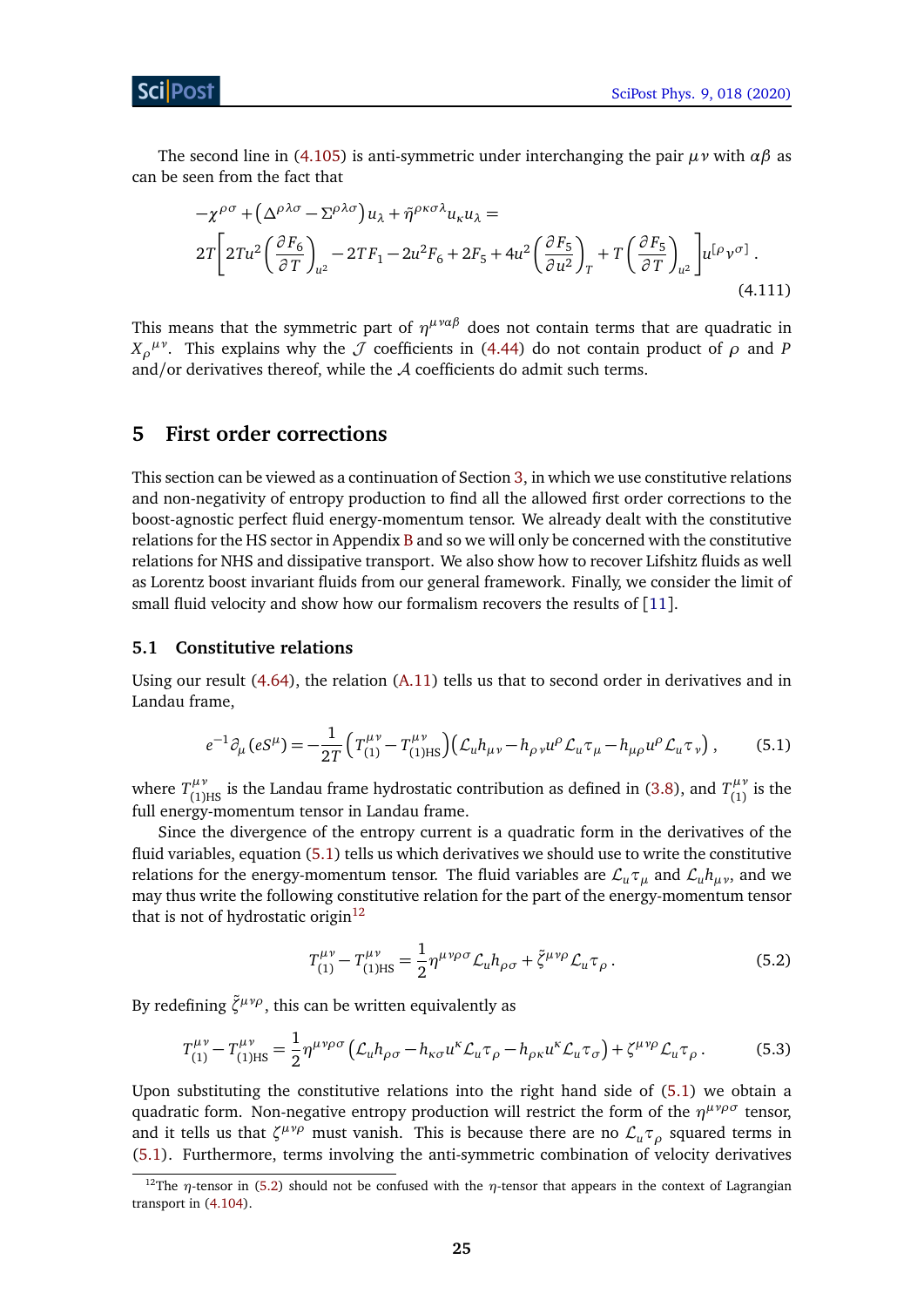The second line in (4.105) is anti-symmetric under interchanging the pair $\mu\nu$ with $\alpha\beta$ as can be seen from the fact that

$$
\begin{aligned}
&-\chi^{\rho\sigma} + \left(\Delta^{\rho\lambda\sigma} - \Sigma^{\rho\lambda\sigma}\right) u_\lambda + \tilde{\eta}^{\rho\kappa\sigma\lambda} u_\kappa u_\lambda = \\
&2T\left[2Tu^2\left(\frac{\partial F_6}{\partial T}\right)_{u^2} - 2TF_1 - 2u^2 F_6 + 2F_5 + 4u^2\left(\frac{\partial F_5}{\partial u^2}\right)_T + T\left(\frac{\partial F_5}{\partial T}\right)_{u^2}\right] u^{[\rho} v^{\sigma]} \,.
\end{aligned}
\tag{4.111}
$$

This means that the symmetric part of $\eta^{\mu\nu\alpha\beta}$ does not contain terms that are quadratic in $X_\rho{}^{\mu\nu}$. This explains why the $\mathcal{J}$ coefficients in (4.44) do not contain product of $\rho$ and $P$ and/or derivatives thereof, while the $\mathcal{A}$ coefficients do admit such terms.

# 5 First order corrections

This section can be viewed as a continuation of Section 3, in which we use constitutive relations and non-negativity of entropy production to find all the allowed first order corrections to the boost-agnostic perfect fluid energy-momentum tensor. We already dealt with the constitutive relations for the HS sector in Appendix B and so we will only be concerned with the constitutive relations for NHS and dissipative transport. We also show how to recover Lifshitz fluids as well as Lorentz boost invariant fluids from our general framework. Finally, we consider the limit of small fluid velocity and show how our formalism recovers the results of [11].

## 5.1 Constitutive relations

Using our result (4.64), the relation (A.11) tells us that to second order in derivatives and in Landau frame,

$$
e^{-1}\partial_\mu\left(eS^\mu\right) = -\frac{1}{2T}\left(T^{\mu\nu}_{(1)} - T^{\mu\nu}_{(1)\text{HS}}\right)\left(\mathcal{L}_u h_{\mu\nu} - h_{\rho\nu}u^\rho \mathcal{L}_u \tau_\mu - h_{\mu\rho}u^\rho \mathcal{L}_u \tau_\nu\right) , \tag{5.1}
$$

where $T^{\mu\nu}_{(1)\text{HS}}$ is the Landau frame hydrostatic contribution as defined in (3.8), and $T^{\mu\nu}_{(1)}$ is the full energy-momentum tensor in Landau frame.

Since the divergence of the entropy current is a quadratic form in the derivatives of the fluid variables, equation (5.1) tells us which derivatives we should use to write the constitutive relations for the energy-momentum tensor. The fluid variables are $\mathcal{L}_u \tau_\mu$ and $\mathcal{L}_u h_{\mu\nu}$, and we may thus write the following constitutive relation for the part of the energy-momentum tensor that is not of hydrostatic origin[12]

$$
T^{\mu\nu}_{(1)} - T^{\mu\nu}_{(1)\text{HS}} = \frac{1}{2}\eta^{\mu\nu\rho\sigma}\mathcal{L}_u h_{\rho\sigma} + \tilde{\zeta}^{\mu\nu\rho}\mathcal{L}_u \tau_\rho \,. \tag{5.2}
$$

By redefining $\tilde{\zeta}^{\mu\nu\rho}$, this can be written equivalently as

$$
T^{\mu\nu}_{(1)} - T^{\mu\nu}_{(1)\text{HS}} = \frac{1}{2}\eta^{\mu\nu\rho\sigma}\left(\mathcal{L}_u h_{\rho\sigma} - h_{\kappa\sigma}u^\kappa \mathcal{L}_u \tau_\rho - h_{\rho\kappa}u^\kappa \mathcal{L}_u \tau_\sigma\right) + \zeta^{\mu\nu\rho}\mathcal{L}_u \tau_\rho \,. \tag{5.3}
$$

Upon substituting the constitutive relations into the right hand side of (5.1) we obtain a quadratic form. Non-negative entropy production will restrict the form of the $\eta^{\mu\nu\rho\sigma}$ tensor, and it tells us that $\zeta^{\mu\nu\rho}$ must vanish. This is because there are no $\mathcal{L}_u \tau_\rho$ squared terms in (5.1). Furthermore, terms involving the anti-symmetric combination of velocity derivatives

[12] The $\eta$-tensor in (5.2) should not be confused with the $\eta$-tensor that appears in the context of Lagrangian transport in (4.104).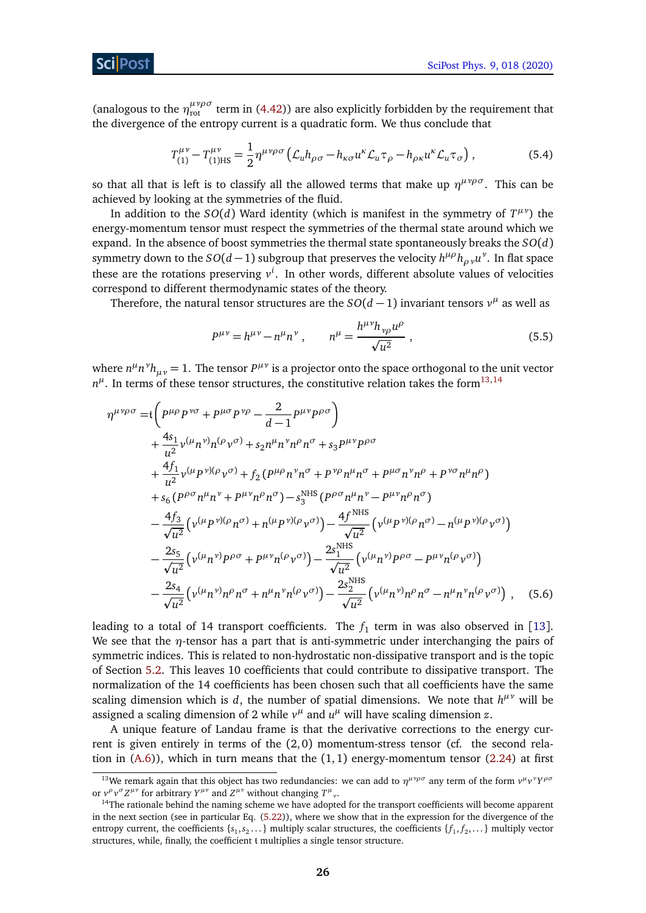(analogous to the $\eta_{\text{rot}}^{\mu\nu\rho\sigma}$ term in (4.42)) are also explicitly forbidden by the requirement that the divergence of the entropy current is a quadratic form. We thus conclude that

$$T_{(1)}^{\mu\nu} - T_{(1)\text{HS}}^{\mu\nu} = \frac{1}{2}\eta^{\mu\nu\rho\sigma}\left(\mathcal{L}_u h_{\rho\sigma} - h_{\kappa\sigma}u^\kappa \mathcal{L}_u \tau_\rho - h_{\rho\kappa}u^\kappa \mathcal{L}_u \tau_\sigma\right), \tag{5.4}$$

so that all that is left is to classify all the allowed terms that make up $\eta^{\mu\nu\rho\sigma}$. This can be achieved by looking at the symmetries of the fluid.

In addition to the $SO(d)$ Ward identity (which is manifest in the symmetry of $T^{\mu\nu}$) the energy-momentum tensor must respect the symmetries of the thermal state around which we expand. In the absence of boost symmetries the thermal state spontaneously breaks the $SO(d)$ symmetry down to the $SO(d-1)$ subgroup that preserves the velocity $h^{\mu\rho}h_{\rho\nu}u^\nu$. In flat space these are the rotations preserving $v^i$. In other words, different absolute values of velocities correspond to different thermodynamic states of the theory.

Therefore, the natural tensor structures are the $SO(d-1)$ invariant tensors $v^\mu$ as well as

$$P^{\mu\nu} = h^{\mu\nu} - n^\mu n^\nu, \qquad n^\mu = \frac{h^{\mu\nu}h_{\nu\rho}u^\rho}{\sqrt{u^2}}, \tag{5.5}$$

where $n^\mu n^\nu h_{\mu\nu} = 1$. The tensor $P^{\mu\nu}$ is a projector onto the space orthogonal to the unit vector $n^\mu$. In terms of these tensor structures, the constitutive relation takes the form[13,14]

$$\begin{aligned}
\eta^{\mu\nu\rho\sigma} =& \mathfrak{t}\left(P^{\mu\rho}P^{\nu\rho} + P^{\mu\sigma}P^{\nu\rho} - \frac{2}{d-1}P^{\mu\nu}P^{\rho\sigma}\right) \\
&+ \frac{4s_1}{u^2}v^{(\mu}n^{\nu)}n^{(\rho}v^{\sigma)} + s_2 n^\mu n^\nu n^\rho n^\sigma + s_3 P^{\mu\nu}P^{\rho\sigma} \\
&+ \frac{4f_1}{u^2}v^{(\mu}P^{\nu)(\rho}v^{\sigma)} + f_2\left(P^{\mu\rho}n^\nu n^\sigma + P^{\nu\rho}n^\mu n^\sigma + P^{\mu\sigma}n^\nu n^\rho + P^{\nu\sigma}n^\mu n^\rho\right) \\
&+ s_6\left(P^{\rho\sigma}n^\mu n^\nu + P^{\mu\nu}n^\rho n^\sigma\right) - s_3^{\text{NHS}}\left(P^{\rho\sigma}n^\mu n^\nu - P^{\mu\nu}n^\rho n^\sigma\right) \\
&- \frac{4f_3}{\sqrt{u^2}}\left(v^{(\mu}P^{\nu)(\rho}n^{\sigma)} + n^{(\mu}P^{\nu)(\rho}v^{\sigma)}\right) - \frac{4f^{\text{NHS}}}{\sqrt{u^2}}\left(v^{(\mu}P^{\nu)(\rho}n^{\sigma)} - n^{(\mu}P^{\nu)(\rho}v^{\sigma)}\right) \\
&- \frac{2s_5}{\sqrt{u^2}}\left(v^{(\mu}n^{\nu)}P^{\rho\sigma} + P^{\mu\nu}n^{(\rho}v^{\sigma)}\right) - \frac{2s_1^{\text{NHS}}}{\sqrt{u^2}}\left(v^{(\mu}n^{\nu)}P^{\rho\sigma} - P^{\mu\nu}n^{(\rho}v^{\sigma)}\right) \\
&- \frac{2s_4}{\sqrt{u^2}}\left(v^{(\mu}n^{\nu)}n^\rho n^\sigma + n^\mu n^\nu n^{(\rho}v^{\sigma)}\right) - \frac{2s_2^{\text{NHS}}}{\sqrt{u^2}}\left(v^{(\mu}n^{\nu)}n^\rho n^\sigma - n^\mu n^\nu n^{(\rho}v^{\sigma)}\right),
\end{aligned} \tag{5.6}$$

leading to a total of 14 transport coefficients. The $f_1$ term in was also observed in [13]. We see that the $\eta$-tensor has a part that is anti-symmetric under interchanging the pairs of symmetric indices. This is related to non-hydrostatic non-dissipative transport and is the topic of Section 5.2. This leaves 10 coefficients that could contribute to dissipative transport. The normalization of the 14 coefficients has been chosen such that all coefficients have the same scaling dimension which is $d$, the number of spatial dimensions. We note that $h^{\mu\nu}$ will be assigned a scaling dimension of 2 while $v^\mu$ and $u^\mu$ will have scaling dimension $z$.

A unique feature of Landau frame is that the derivative corrections to the energy current is given entirely in terms of the $(2,0)$ momentum-stress tensor (cf. the second relation in (A.6)), which in turn means that the $(1,1)$ energy-momentum tensor (2.24) at first

---

[13] We remark again that this object has two redundancies: we can add to $\eta^{\mu\nu\rho\sigma}$ any term of the form $v^\mu v^\nu Y^{\rho\sigma}$ or $v^\rho v^\sigma Z^{\mu\nu}$ for arbitrary $Y^{\mu\nu}$ and $Z^{\mu\nu}$ without changing $T^\mu{}_\nu$.

[14] The rationale behind the naming scheme we have adopted for the transport coefficients will become apparent in the next section (see in particular Eq. (5.22)), where we show that in the expression for the divergence of the entropy current, the coefficients $\{s_1, s_2 \ldots\}$ multiply scalar structures, the coefficients $\{f_1, f_2, \ldots\}$ multiply vector structures, while, finally, the coefficient $\mathfrak{t}$ multiplies a single tensor structure.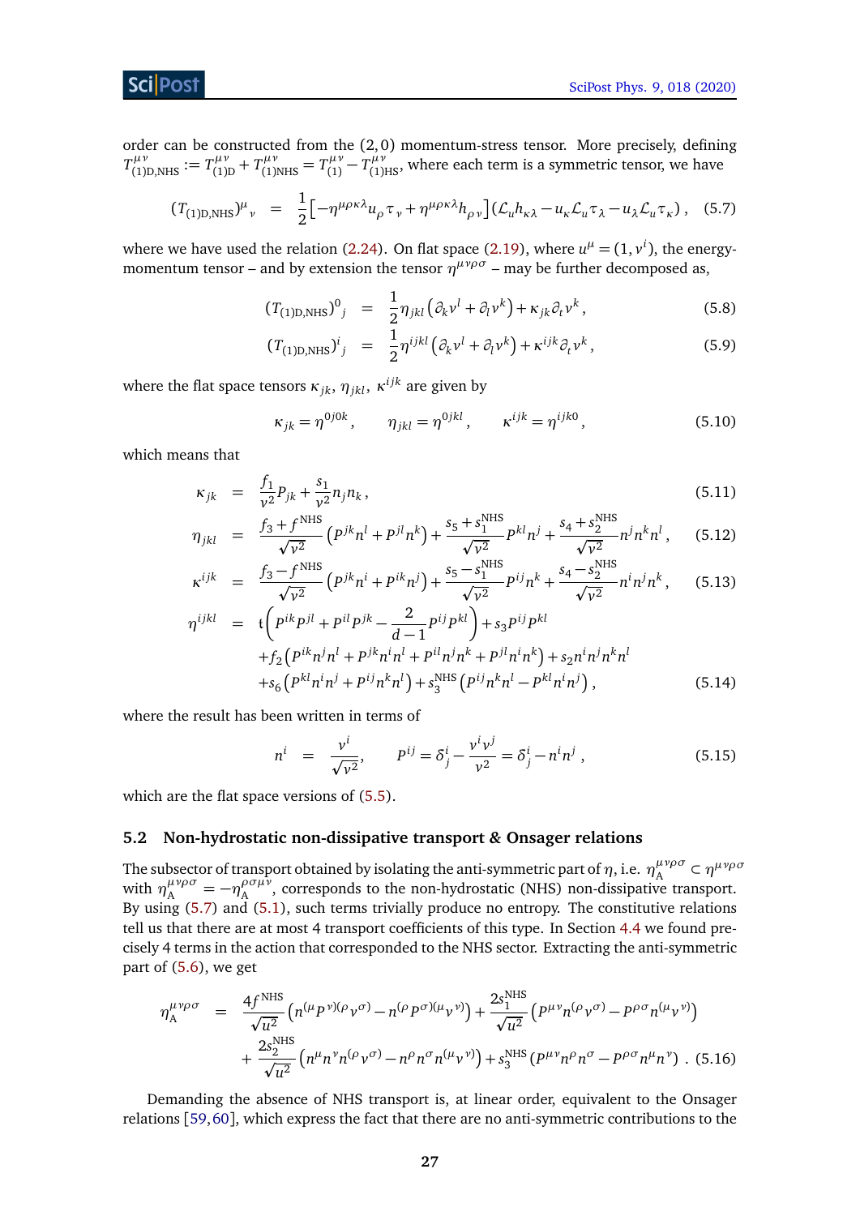order can be constructed from the $(2,0)$ momentum-stress tensor. More precisely, defining $T^{\mu\nu}_{(1)\text{D,NHS}} := T^{\mu\nu}_{(1)\text{D}} + T^{\mu\nu}_{(1)\text{NHS}} = T^{\mu\nu}_{(1)} - T^{\mu\nu}_{(1)\text{HS}}$, where each term is a symmetric tensor, we have

$$
(T_{(1)\text{D,NHS}})^{\mu}{}_{\nu} = \frac{1}{2}\left[-\eta^{\mu\rho\kappa\lambda}u_{\rho}\tau_{\nu} + \eta^{\mu\rho\kappa\lambda}h_{\rho\nu}\right]\left(\mathcal{L}_u h_{\kappa\lambda} - u_{\kappa}\mathcal{L}_u\tau_{\lambda} - u_{\lambda}\mathcal{L}_u\tau_{\kappa}\right), \quad (5.7)
$$

where we have used the relation (2.24). On flat space (2.19), where $u^{\mu} = (1, v^i)$, the energy-momentum tensor – and by extension the tensor $\eta^{\mu\nu\rho\sigma}$ – may be further decomposed as,

$$
(T_{(1)\text{D,NHS}})^{0}{}_{j} = \frac{1}{2}\eta_{jkl}\left(\partial_k v^l + \partial_l v^k\right) + \kappa_{jk}\partial_t v^k, \quad (5.8)
$$

$$
(T_{(1)\text{D,NHS}})^{i}{}_{j} = \frac{1}{2}\eta^{ijkl}\left(\partial_k v^l + \partial_l v^k\right) + \kappa^{ijk}\partial_t v^k, \quad (5.9)
$$

where the flat space tensors $\kappa_{jk}$, $\eta_{jkl}$, $\kappa^{ijk}$ are given by

$$
\kappa_{jk} = \eta^{0j0k}, \qquad \eta_{jkl} = \eta^{0jkl}, \qquad \kappa^{ijk} = \eta^{ijk0}, \quad (5.10)
$$

which means that

$$
\kappa_{jk} = \frac{f_1}{v^2}P_{jk} + \frac{s_1}{v^2}n_j n_k, \quad (5.11)
$$

$$
\eta_{jkl} = \frac{f_3 + f^{\text{NHS}}}{\sqrt{v^2}}\left(P^{jk}n^l + P^{jl}n^k\right) + \frac{s_5 + s_1^{\text{NHS}}}{\sqrt{v^2}}P^{kl}n^j + \frac{s_4 + s_2^{\text{NHS}}}{\sqrt{v^2}}n^j n^k n^l, \quad (5.12)
$$

$$
\kappa^{ijk} = \frac{f_3 - f^{\text{NHS}}}{\sqrt{v^2}}\left(P^{jk}n^i + P^{ik}n^j\right) + \frac{s_5 - s_1^{\text{NHS}}}{\sqrt{v^2}}P^{ij}n^k + \frac{s_4 - s_2^{\text{NHS}}}{\sqrt{v^2}}n^i n^j n^k, \quad (5.13)
$$

$$
\begin{aligned}
\eta^{ijkl} = {} & \mathfrak{t}\left(P^{ik}P^{jl} + P^{il}P^{jk} - \frac{2}{d-1}P^{ij}P^{kl}\right) + s_3 P^{ij}P^{kl} \\
& + f_2\left(P^{ik}n^j n^l + P^{jk}n^i n^l + P^{il}n^j n^k + P^{jl}n^i n^k\right) + s_2 n^i n^j n^k n^l \\
& + s_6\left(P^{kl}n^i n^j + P^{ij}n^k n^l\right) + s_3^{\text{NHS}}\left(P^{ij}n^k n^l - P^{kl}n^i n^j\right),
\end{aligned} \quad (5.14)
$$

where the result has been written in terms of

$$
n^i = \frac{v^i}{\sqrt{v^2}}, \qquad P^{ij} = \delta^i_j - \frac{v^i v^j}{v^2} = \delta^i_j - n^i n^j, \quad (5.15)
$$

which are the flat space versions of (5.5).

### 5.2 Non-hydrostatic non-dissipative transport & Onsager relations

The subsector of transport obtained by isolating the anti-symmetric part of $\eta$, i.e. $\eta_{\text{A}}^{\mu\nu\rho\sigma} \subset \eta^{\mu\nu\rho\sigma}$ with $\eta_{\text{A}}^{\mu\nu\rho\sigma} = -\eta_{\text{A}}^{\rho\sigma\mu\nu}$, corresponds to the non-hydrostatic (NHS) non-dissipative transport. By using (5.7) and (5.1), such terms trivially produce no entropy. The constitutive relations tell us that there are at most 4 transport coefficients of this type. In Section 4.4 we found precisely 4 terms in the action that corresponded to the NHS sector. Extracting the anti-symmetric part of (5.6), we get

$$
\begin{aligned}
\eta_{\text{A}}^{\mu\nu\rho\sigma} = {} & \frac{4f^{\text{NHS}}}{\sqrt{u^2}}\left(n^{(\mu}P^{\nu)(\rho}v^{\sigma)} - n^{(\rho}P^{\sigma)(\mu}v^{\nu)}\right) + \frac{2s_1^{\text{NHS}}}{\sqrt{u^2}}\left(P^{\mu\nu}n^{(\rho}v^{\sigma)} - P^{\rho\sigma}n^{(\mu}v^{\nu)}\right) \\
& + \frac{2s_2^{\text{NHS}}}{\sqrt{u^2}}\left(n^{\mu}n^{\nu}n^{(\rho}v^{\sigma)} - n^{\rho}n^{\sigma}n^{(\mu}v^{\nu)}\right) + s_3^{\text{NHS}}\left(P^{\mu\nu}n^{\rho}n^{\sigma} - P^{\rho\sigma}n^{\mu}n^{\nu}\right).
\end{aligned} \quad (5.16)
$$

Demanding the absence of NHS transport is, at linear order, equivalent to the Onsager relations [59,60], which express the fact that there are no anti-symmetric contributions to the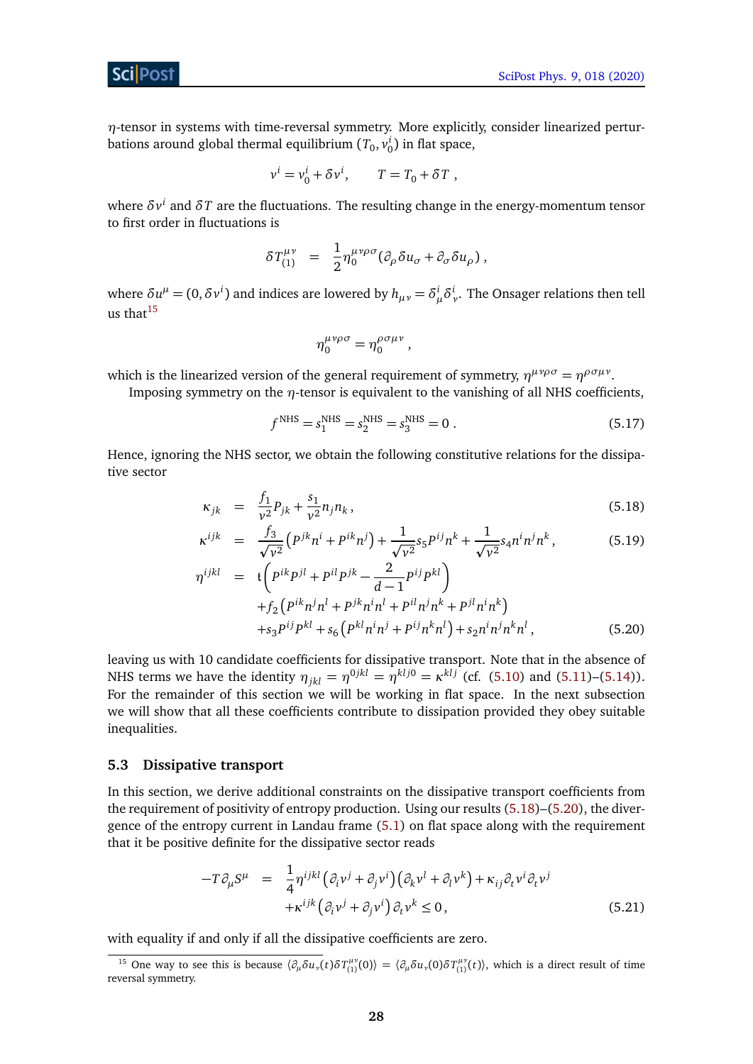$\eta$-tensor in systems with time-reversal symmetry. More explicitly, consider linearized perturbations around global thermal equilibrium $(T_0, v_0^i)$ in flat space,

$$v^i = v_0^i + \delta v^i , \qquad T = T_0 + \delta T \ ,$$

where $\delta v^i$ and $\delta T$ are the fluctuations. The resulting change in the energy-momentum tensor to first order in fluctuations is

$$\delta T^{\mu\nu}_{(1)} \quad = \quad \frac{1}{2}\eta_0^{\mu\nu\rho\sigma}(\partial_\rho \delta u_\sigma + \partial_\sigma \delta u_\rho) \ ,$$

where $\delta u^\mu = (0, \delta v^i)$ and indices are lowered by $h_{\mu\nu} = \delta^i_\mu \delta^i_\nu$. The Onsager relations then tell us that[15]

$$\eta_0^{\mu\nu\rho\sigma} = \eta_0^{\rho\sigma\mu\nu} \ ,$$

which is the linearized version of the general requirement of symmetry, $\eta^{\mu\nu\rho\sigma} = \eta^{\rho\sigma\mu\nu}$.

Imposing symmetry on the $\eta$-tensor is equivalent to the vanishing of all NHS coefficients,

$$f^{\text{NHS}} = s_1^{\text{NHS}} = s_2^{\text{NHS}} = s_3^{\text{NHS}} = 0 \ . \tag{5.17}$$

Hence, ignoring the NHS sector, we obtain the following constitutive relations for the dissipative sector

$$\kappa_{jk} \quad = \quad \frac{f_1}{v^2} P_{jk} + \frac{s_1}{v^2} n_j n_k \,, \tag{5.18}$$

$$\kappa^{ijk} \quad = \quad \frac{f_3}{\sqrt{v^2}}\left(P^{jk}n^i + P^{ik}n^j\right) + \frac{1}{\sqrt{v^2}} s_5 P^{ij} n^k + \frac{1}{\sqrt{v^2}} s_4 n^i n^j n^k \,, \tag{5.19}$$

$$\begin{aligned}\eta^{ijkl} \quad = \quad & \mathfrak{t}\left(P^{ik}P^{jl} + P^{il}P^{jk} - \frac{2}{d-1}P^{ij}P^{kl}\right) \\ & + f_2\left(P^{ik}n^j n^l + P^{jk}n^i n^l + P^{il}n^j n^k + P^{jl}n^i n^k\right) \\ & + s_3 P^{ij}P^{kl} + s_6\left(P^{kl}n^i n^j + P^{ij}n^k n^l\right) + s_2 n^i n^j n^k n^l \,,\end{aligned} \tag{5.20}$$

leaving us with 10 candidate coefficients for dissipative transport. Note that in the absence of NHS terms we have the identity $\eta_{jkl} = \eta^{0jkl} = \eta^{klj0} = \kappa^{klj}$ (cf. (5.10) and (5.11)–(5.14)). For the remainder of this section we will be working in flat space. In the next subsection we will show that all these coefficients contribute to dissipation provided they obey suitable inequalities.

### 5.3 Dissipative transport

In this section, we derive additional constraints on the dissipative transport coefficients from the requirement of positivity of entropy production. Using our results (5.18)–(5.20), the divergence of the entropy current in Landau frame (5.1) on flat space along with the requirement that it be positive definite for the dissipative sector reads

$$\begin{aligned}-T\partial_\mu S^\mu \quad = \quad & \frac{1}{4}\eta^{ijkl}\left(\partial_i v^j + \partial_j v^i\right)\left(\partial_k v^l + \partial_l v^k\right) + \kappa_{ij}\partial_t v^i \partial_t v^j \\ & + \kappa^{ijk}\left(\partial_i v^j + \partial_j v^i\right)\partial_t v^k \le 0 \,,\end{aligned} \tag{5.21}$$

with equality if and only if all the dissipative coefficients are zero.

---

[15] One way to see this is because $\langle \partial_\mu \delta u_\nu(t) \delta T^{\mu\nu}_{(1)}(0)\rangle = \langle \partial_\mu \delta u_\nu(0) \delta T^{\mu\nu}_{(1)}(t)\rangle$, which is a direct result of time reversal symmetry.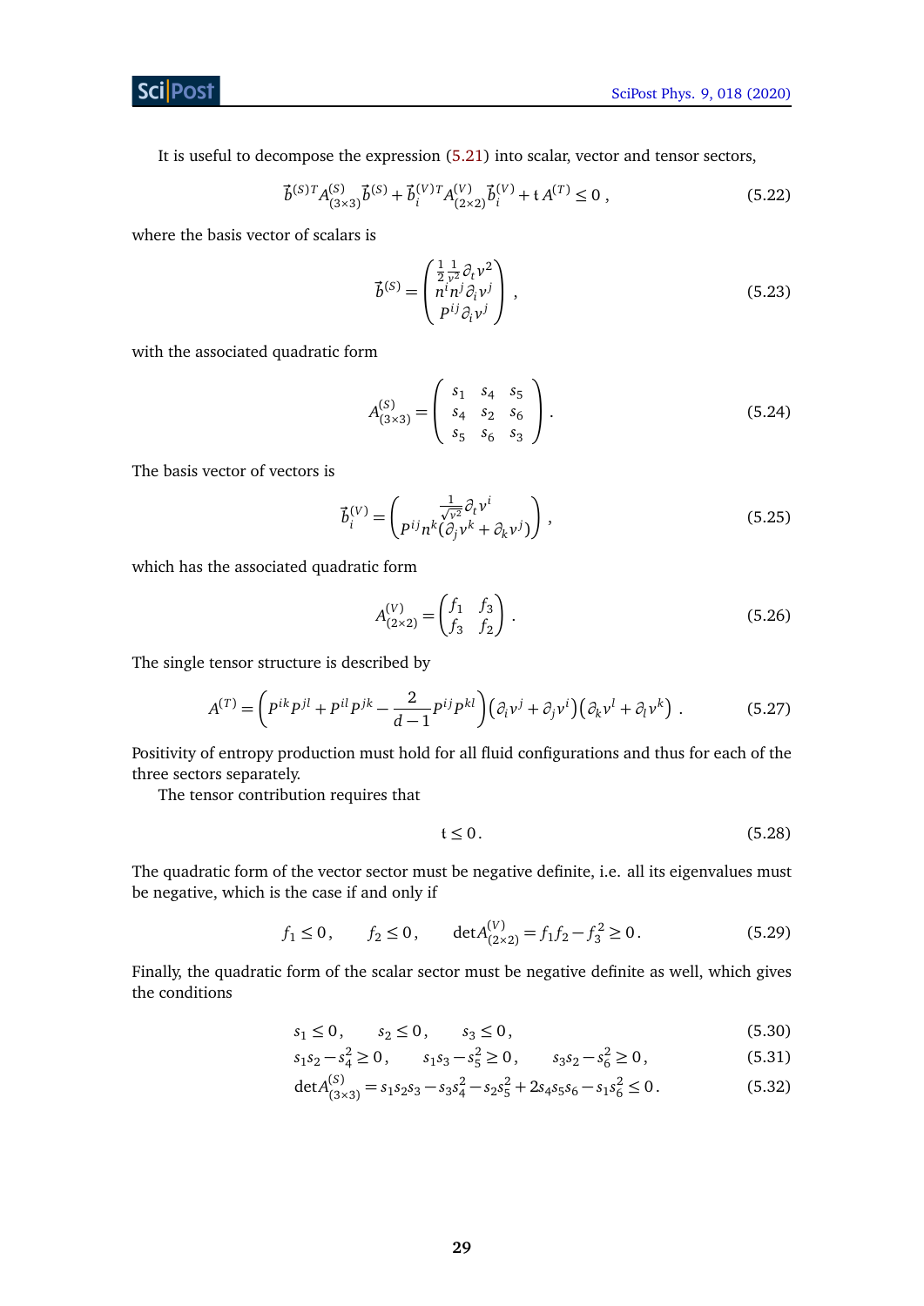It is useful to decompose the expression (5.21) into scalar, vector and tensor sectors,

$$\vec{b}^{(S)T} A^{(S)}_{(3\times 3)} \vec{b}^{(S)} + \vec{b}^{(V)T}_i A^{(V)}_{(2\times 2)} \vec{b}^{(V)}_i + \mathfrak{t}\, A^{(T)} \leq 0\,, \tag{5.22}$$

where the basis vector of scalars is

$$\vec{b}^{(S)} = \begin{pmatrix} \frac{1}{2}\frac{1}{v^2}\partial_t v^2 \\ n^i n^j \partial_i v^j \\ P^{ij}\partial_i v^j \end{pmatrix}\,, \tag{5.23}$$

with the associated quadratic form

$$A^{(S)}_{(3\times 3)} = \begin{pmatrix} s_1 & s_4 & s_5 \\ s_4 & s_2 & s_6 \\ s_5 & s_6 & s_3 \end{pmatrix}\,. \tag{5.24}$$

The basis vector of vectors is

$$\vec{b}^{(V)}_i = \begin{pmatrix} \frac{1}{\sqrt{v^2}}\partial_t v^i \\ P^{ij} n^k (\partial_j v^k + \partial_k v^j) \end{pmatrix}\,, \tag{5.25}$$

which has the associated quadratic form

$$A^{(V)}_{(2\times 2)} = \begin{pmatrix} f_1 & f_3 \\ f_3 & f_2 \end{pmatrix}\,. \tag{5.26}$$

The single tensor structure is described by

$$A^{(T)} = \left(P^{ik}P^{jl} + P^{il}P^{jk} - \frac{2}{d-1}P^{ij}P^{kl}\right)\left(\partial_i v^j + \partial_j v^i\right)\left(\partial_k v^l + \partial_l v^k\right)\,. \tag{5.27}$$

Positivity of entropy production must hold for all fluid configurations and thus for each of the three sectors separately.

The tensor contribution requires that

$$\mathfrak{t} \leq 0\,. \tag{5.28}$$

The quadratic form of the vector sector must be negative definite, i.e. all its eigenvalues must be negative, which is the case if and only if

$$f_1 \leq 0\,, \qquad f_2 \leq 0\,, \qquad \det A^{(V)}_{(2\times 2)} = f_1 f_2 - f_3^2 \geq 0\,. \tag{5.29}$$

Finally, the quadratic form of the scalar sector must be negative definite as well, which gives the conditions

$$s_1 \leq 0\,, \qquad s_2 \leq 0\,, \qquad s_3 \leq 0\,, \tag{5.30}$$

$$s_1 s_2 - s_4^2 \geq 0\,, \qquad s_1 s_3 - s_5^2 \geq 0\,, \qquad s_3 s_2 - s_6^2 \geq 0\,, \tag{5.31}$$

$$\det A^{(S)}_{(3\times 3)} = s_1 s_2 s_3 - s_3 s_4^2 - s_2 s_5^2 + 2 s_4 s_5 s_6 - s_1 s_6^2 \leq 0\,. \tag{5.32}$$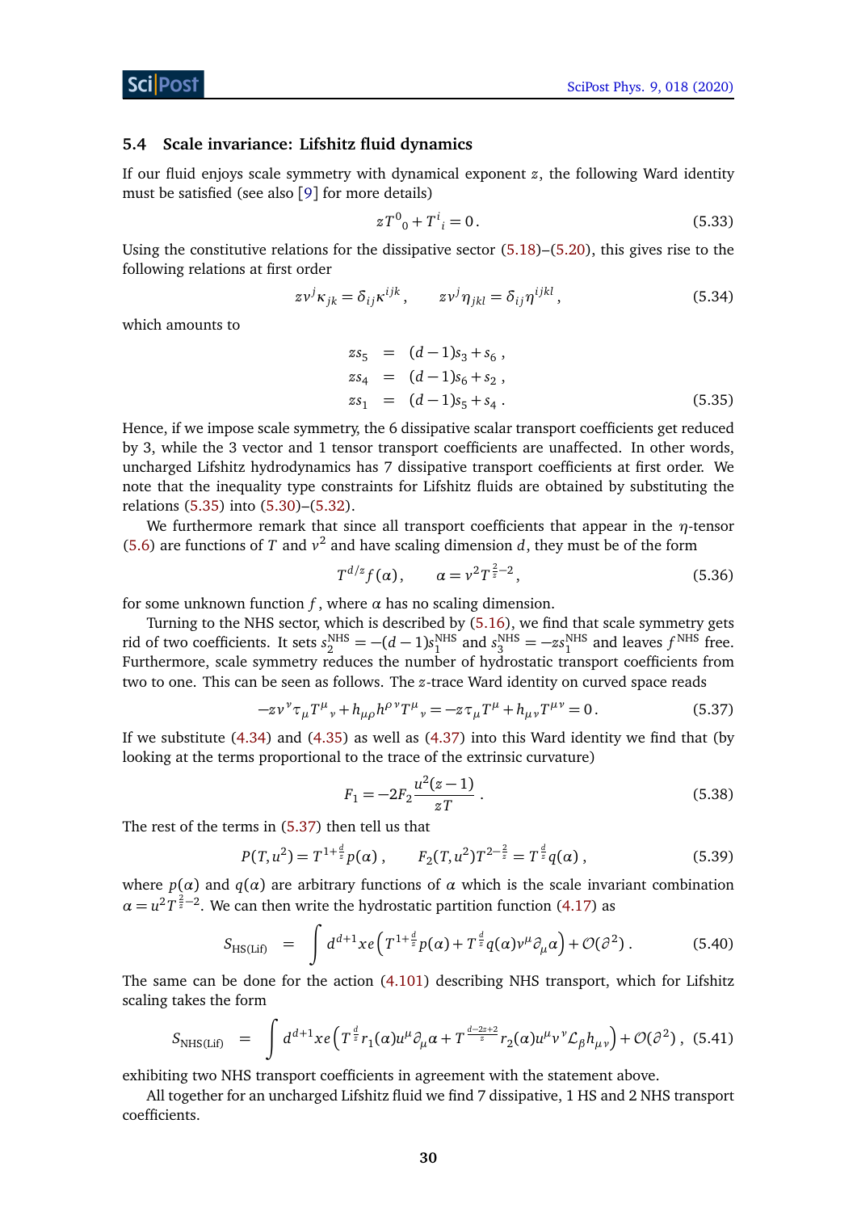### 5.4 Scale invariance: Lifshitz fluid dynamics

If our fluid enjoys scale symmetry with dynamical exponent $z$, the following Ward identity must be satisfied (see also [9] for more details)

$$z T^0{}_0 + T^i{}_i = 0 \,. \tag{5.33}$$

Using the constitutive relations for the dissipative sector (5.18)–(5.20), this gives rise to the following relations at first order

$$z v^j \kappa_{jk} = \delta_{ij} \kappa^{ijk} \,, \qquad z v^j \eta_{jkl} = \delta_{ij} \eta^{ijkl} \,, \tag{5.34}$$

which amounts to

$$\begin{aligned} z s_5 &= (d-1) s_3 + s_6 \,, \\ z s_4 &= (d-1) s_6 + s_2 \,, \\ z s_1 &= (d-1) s_5 + s_4 \,. \end{aligned} \tag{5.35}$$

Hence, if we impose scale symmetry, the 6 dissipative scalar transport coefficients get reduced by 3, while the 3 vector and 1 tensor transport coefficients are unaffected. In other words, uncharged Lifshitz hydrodynamics has 7 dissipative transport coefficients at first order. We note that the inequality type constraints for Lifshitz fluids are obtained by substituting the relations (5.35) into (5.30)–(5.32).

We furthermore remark that since all transport coefficients that appear in the $\eta$-tensor (5.6) are functions of $T$ and $v^2$ and have scaling dimension $d$, they must be of the form

$$T^{d/z} f(\alpha) \,, \qquad \alpha = v^2 T^{\frac{2}{z}-2} \,, \tag{5.36}$$

for some unknown function $f$, where $\alpha$ has no scaling dimension.

Turning to the NHS sector, which is described by (5.16), we find that scale symmetry gets rid of two coefficients. It sets $s_2^{\text{NHS}} = -(d-1) s_1^{\text{NHS}}$ and $s_3^{\text{NHS}} = -z s_1^{\text{NHS}}$ and leaves $f^{\text{NHS}}$ free. Furthermore, scale symmetry reduces the number of hydrostatic transport coefficients from two to one. This can be seen as follows. The $z$-trace Ward identity on curved space reads

$$-z v^\nu \tau_\mu T^\mu{}_\nu + h_{\mu\rho} h^{\rho\nu} T^\mu{}_\nu = -z \tau_\mu T^\mu + h_{\mu\nu} T^{\mu\nu} = 0 \,. \tag{5.37}$$

If we substitute (4.34) and (4.35) as well as (4.37) into this Ward identity we find that (by looking at the terms proportional to the trace of the extrinsic curvature)

$$F_1 = -2 F_2 \frac{u^2 (z-1)}{zT} \,. \tag{5.38}$$

The rest of the terms in (5.37) then tell us that

$$P(T, u^2) = T^{1+\frac{d}{z}} p(\alpha) \,, \qquad F_2(T, u^2) T^{2-\frac{2}{z}} = T^{\frac{d}{z}} q(\alpha) \,, \tag{5.39}$$

where $p(\alpha)$ and $q(\alpha)$ are arbitrary functions of $\alpha$ which is the scale invariant combination $\alpha = u^2 T^{\frac{2}{z}-2}$. We can then write the hydrostatic partition function (4.17) as

$$S_{\text{HS(Lif)}} \;=\; \int d^{d+1}x\, e \left( T^{1+\frac{d}{z}} p(\alpha) + T^{\frac{d}{z}} q(\alpha) v^\mu \partial_\mu \alpha \right) + \mathcal{O}(\partial^2) \,. \tag{5.40}$$

The same can be done for the action (4.101) describing NHS transport, which for Lifshitz scaling takes the form

$$S_{\text{NHS(Lif)}} \;=\; \int d^{d+1}x\, e \left( T^{\frac{d}{z}} r_1(\alpha) u^\mu \partial_\mu \alpha + T^{\frac{d-2z+2}{z}} r_2(\alpha) u^\mu v^\nu \mathcal{L}_\beta h_{\mu\nu} \right) + \mathcal{O}(\partial^2) \,, \tag{5.41}$$

exhibiting two NHS transport coefficients in agreement with the statement above.

All together for an uncharged Lifshitz fluid we find 7 dissipative, 1 HS and 2 NHS transport coefficients.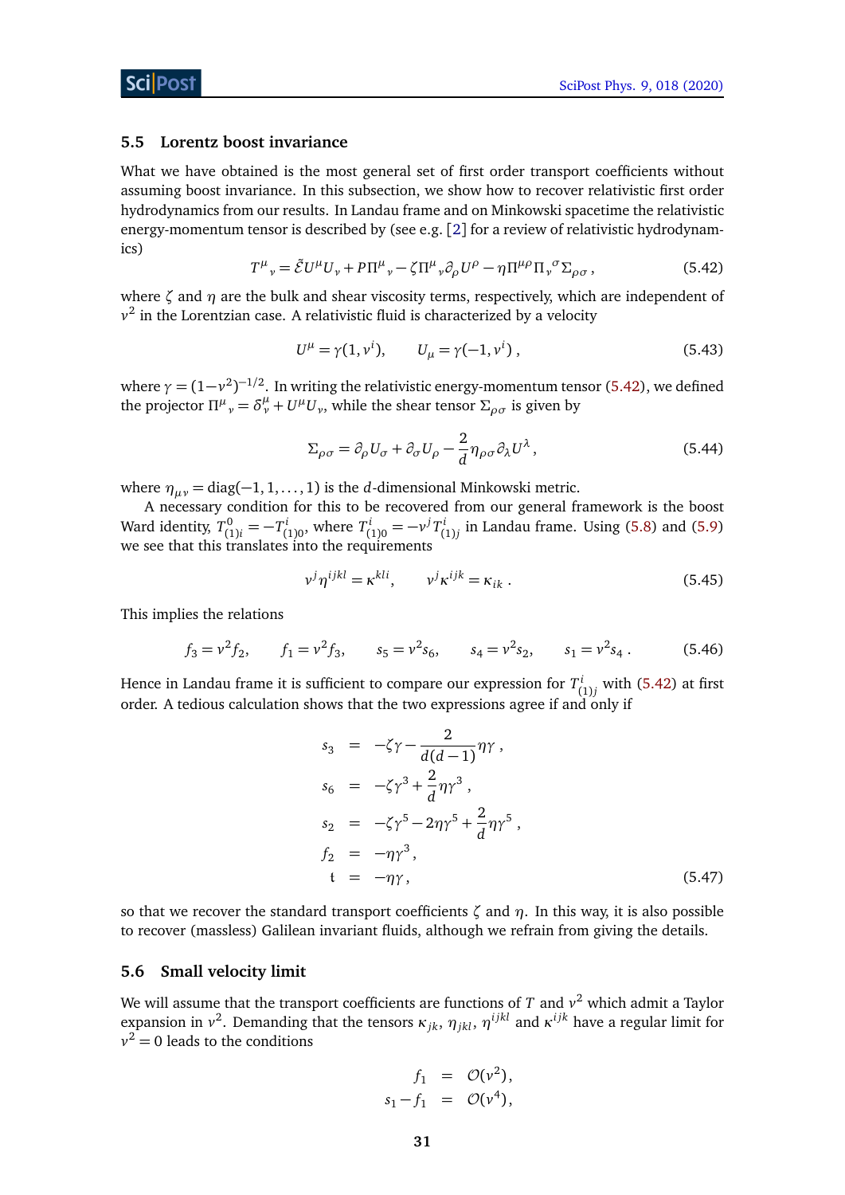### 5.5 Lorentz boost invariance

What we have obtained is the most general set of first order transport coefficients without assuming boost invariance. In this subsection, we show how to recover relativistic first order hydrodynamics from our results. In Landau frame and on Minkowski spacetime the relativistic energy-momentum tensor is described by (see e.g. [2] for a review of relativistic hydrodynamics)

$$T^{\mu}{}_{\nu} = \tilde{\mathcal{E}} U^{\mu} U_{\nu} + P \Pi^{\mu}{}_{\nu} - \zeta \Pi^{\mu}{}_{\nu} \partial_{\rho} U^{\rho} - \eta \Pi^{\mu\rho} \Pi_{\nu}{}^{\sigma} \Sigma_{\rho\sigma} \,, \tag{5.42}$$

where $\zeta$ and $\eta$ are the bulk and shear viscosity terms, respectively, which are independent of $v^2$ in the Lorentzian case. A relativistic fluid is characterized by a velocity

$$U^{\mu} = \gamma(1, v^i), \qquad U_{\mu} = \gamma(-1, v^i) \,, \tag{5.43}$$

where $\gamma = (1 - v^2)^{-1/2}$. In writing the relativistic energy-momentum tensor (5.42), we defined the projector $\Pi^{\mu}{}_{\nu} = \delta^{\mu}_{\nu} + U^{\mu} U_{\nu}$, while the shear tensor $\Sigma_{\rho\sigma}$ is given by

$$\Sigma_{\rho\sigma} = \partial_{\rho} U_{\sigma} + \partial_{\sigma} U_{\rho} - \frac{2}{d} \eta_{\rho\sigma} \partial_{\lambda} U^{\lambda} \,, \tag{5.44}$$

where $\eta_{\mu\nu} = \text{diag}(-1, 1, \ldots, 1)$ is the $d$-dimensional Minkowski metric.

A necessary condition for this to be recovered from our general framework is the boost Ward identity, $T^{0}_{(1)i} = -T^{i}_{(1)0}$, where $T^{i}_{(1)0} = -v^j T^{i}_{(1)j}$ in Landau frame. Using (5.8) and (5.9) we see that this translates into the requirements

$$v^j \eta^{ijkl} = \kappa^{kli}, \qquad v^j \kappa^{ijk} = \kappa_{ik} \,. \tag{5.45}$$

This implies the relations

$$f_3 = v^2 f_2, \qquad f_1 = v^2 f_3, \qquad s_5 = v^2 s_6, \qquad s_4 = v^2 s_2, \qquad s_1 = v^2 s_4 \,. \tag{5.46}$$

Hence in Landau frame it is sufficient to compare our expression for $T^{i}_{(1)j}$ with (5.42) at first order. A tedious calculation shows that the two expressions agree if and only if

$$\begin{aligned}
s_3 &= -\zeta\gamma - \frac{2}{d(d-1)} \eta\gamma \,, \\
s_6 &= -\zeta\gamma^3 + \frac{2}{d} \eta\gamma^3 \,, \\
s_2 &= -\zeta\gamma^5 - 2\eta\gamma^5 + \frac{2}{d} \eta\gamma^5 \,, \\
f_2 &= -\eta\gamma^3 \,, \\
\mathfrak{t} &= -\eta\gamma \,,
\end{aligned} \tag{5.47}$$

so that we recover the standard transport coefficients $\zeta$ and $\eta$. In this way, it is also possible to recover (massless) Galilean invariant fluids, although we refrain from giving the details.

### 5.6 Small velocity limit

We will assume that the transport coefficients are functions of $T$ and $v^2$ which admit a Taylor expansion in $v^2$. Demanding that the tensors $\kappa_{jk}$, $\eta_{jkl}$, $\eta^{ijkl}$ and $\kappa^{ijk}$ have a regular limit for $v^2 = 0$ leads to the conditions

$$\begin{aligned}
f_1 &= \mathcal{O}(v^2), \\
s_1 - f_1 &= \mathcal{O}(v^4),
\end{aligned}$$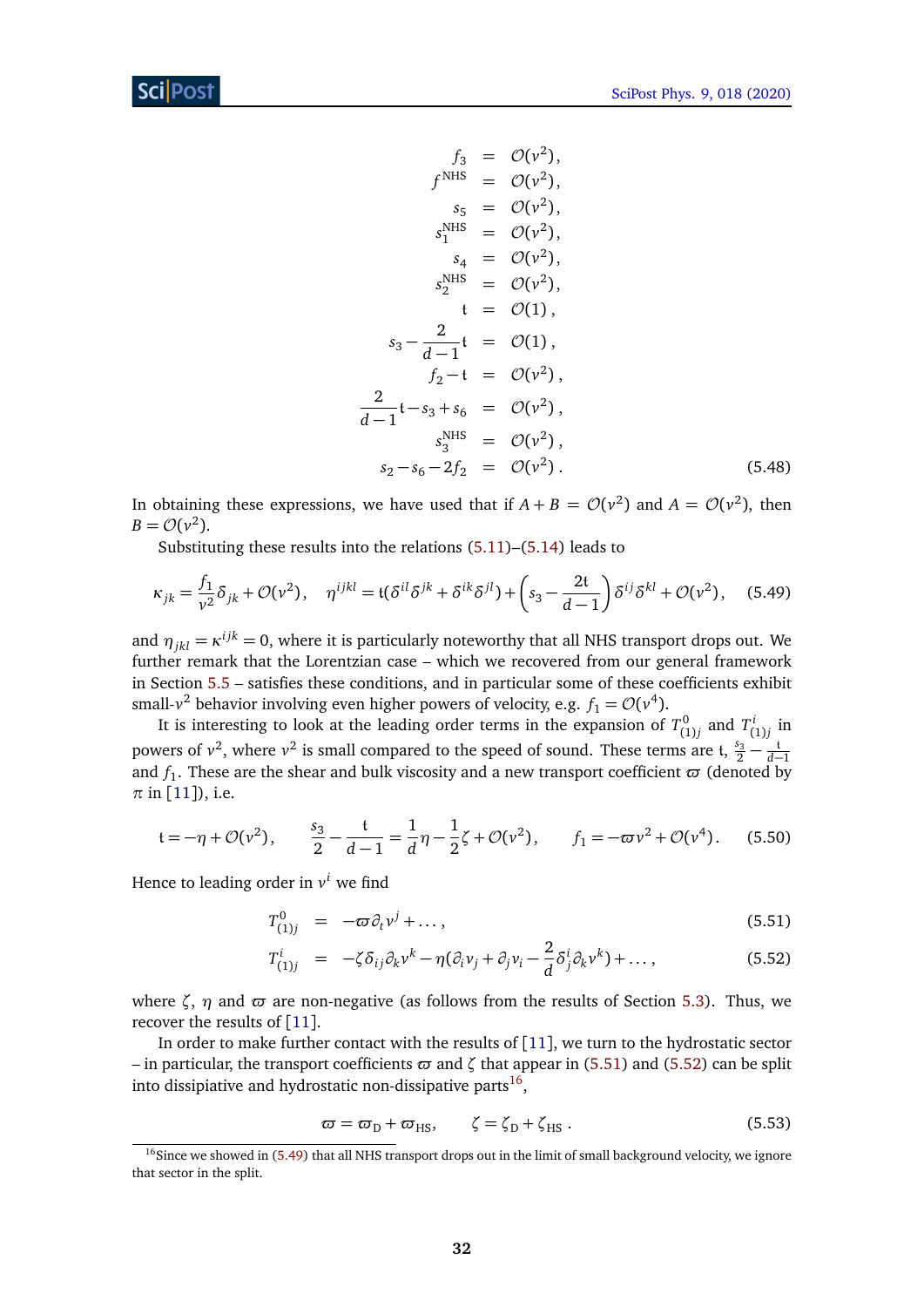$$
\begin{aligned}
f_3 &= \mathcal{O}(v^2), \\
f^{\text{NHS}} &= \mathcal{O}(v^2), \\
s_5 &= \mathcal{O}(v^2), \\
s_1^{\text{NHS}} &= \mathcal{O}(v^2), \\
s_4 &= \mathcal{O}(v^2), \\
s_2^{\text{NHS}} &= \mathcal{O}(v^2), \\
\mathfrak{t} &= \mathcal{O}(1), \\
s_3 - \frac{2}{d-1}\mathfrak{t} &= \mathcal{O}(1), \\
f_2 - \mathfrak{t} &= \mathcal{O}(v^2), \\
\frac{2}{d-1}\mathfrak{t} - s_3 + s_6 &= \mathcal{O}(v^2), \\
s_3^{\text{NHS}} &= \mathcal{O}(v^2), \\
s_2 - s_6 - 2f_2 &= \mathcal{O}(v^2).
\end{aligned} \tag{5.48}
$$

In obtaining these expressions, we have used that if $A + B = \mathcal{O}(v^2)$ and $A = \mathcal{O}(v^2)$, then $B = \mathcal{O}(v^2)$.

Substituting these results into the relations (5.11)–(5.14) leads to

$$
\kappa_{jk} = \frac{f_1}{v^2}\delta_{jk} + \mathcal{O}(v^2), \quad \eta^{ijkl} = \mathfrak{t}(\delta^{il}\delta^{jk} + \delta^{ik}\delta^{jl}) + \left(s_3 - \frac{2\mathfrak{t}}{d-1}\right)\delta^{ij}\delta^{kl} + \mathcal{O}(v^2), \tag{5.49}
$$

and $\eta_{jkl} = \kappa^{ijk} = 0$, where it is particularly noteworthy that all NHS transport drops out. We further remark that the Lorentzian case – which we recovered from our general framework in Section 5.5 – satisfies these conditions, and in particular some of these coefficients exhibit small-$v^2$ behavior involving even higher powers of velocity, e.g. $f_1 = \mathcal{O}(v^4)$.

It is interesting to look at the leading order terms in the expansion of $T^0_{(1)j}$ and $T^i_{(1)j}$ in powers of $v^2$, where $v^2$ is small compared to the speed of sound. These terms are $\mathfrak{t}$, $\frac{s_3}{2} - \frac{\mathfrak{t}}{d-1}$ and $f_1$. These are the shear and bulk viscosity and a new transport coefficient $\varpi$ (denoted by $\pi$ in [11]), i.e.

$$
\mathfrak{t} = -\eta + \mathcal{O}(v^2), \qquad \frac{s_3}{2} - \frac{\mathfrak{t}}{d-1} = \frac{1}{d}\eta - \frac{1}{2}\zeta + \mathcal{O}(v^2), \qquad f_1 = -\varpi v^2 + \mathcal{O}(v^4). \tag{5.50}
$$

Hence to leading order in $v^i$ we find

$$
T^0_{(1)j} = -\varpi \partial_t v^j + \ldots, \tag{5.51}
$$

$$
T^i_{(1)j} = -\zeta \delta_{ij}\partial_k v^k - \eta(\partial_i v_j + \partial_j v_i - \frac{2}{d}\delta^i_j \partial_k v^k) + \ldots, \tag{5.52}
$$

where $\zeta$, $\eta$ and $\varpi$ are non-negative (as follows from the results of Section 5.3). Thus, we recover the results of [11].

In order to make further contact with the results of [11], we turn to the hydrostatic sector – in particular, the transport coefficients $\varpi$ and $\zeta$ that appear in (5.51) and (5.52) can be split into dissipative and hydrostatic non-dissipative parts[16],

$$
\varpi = \varpi_{\text{D}} + \varpi_{\text{HS}}, \qquad \zeta = \zeta_{\text{D}} + \zeta_{\text{HS}}. \tag{5.53}
$$

[16] Since we showed in (5.49) that all NHS transport drops out in the limit of small background velocity, we ignore that sector in the split.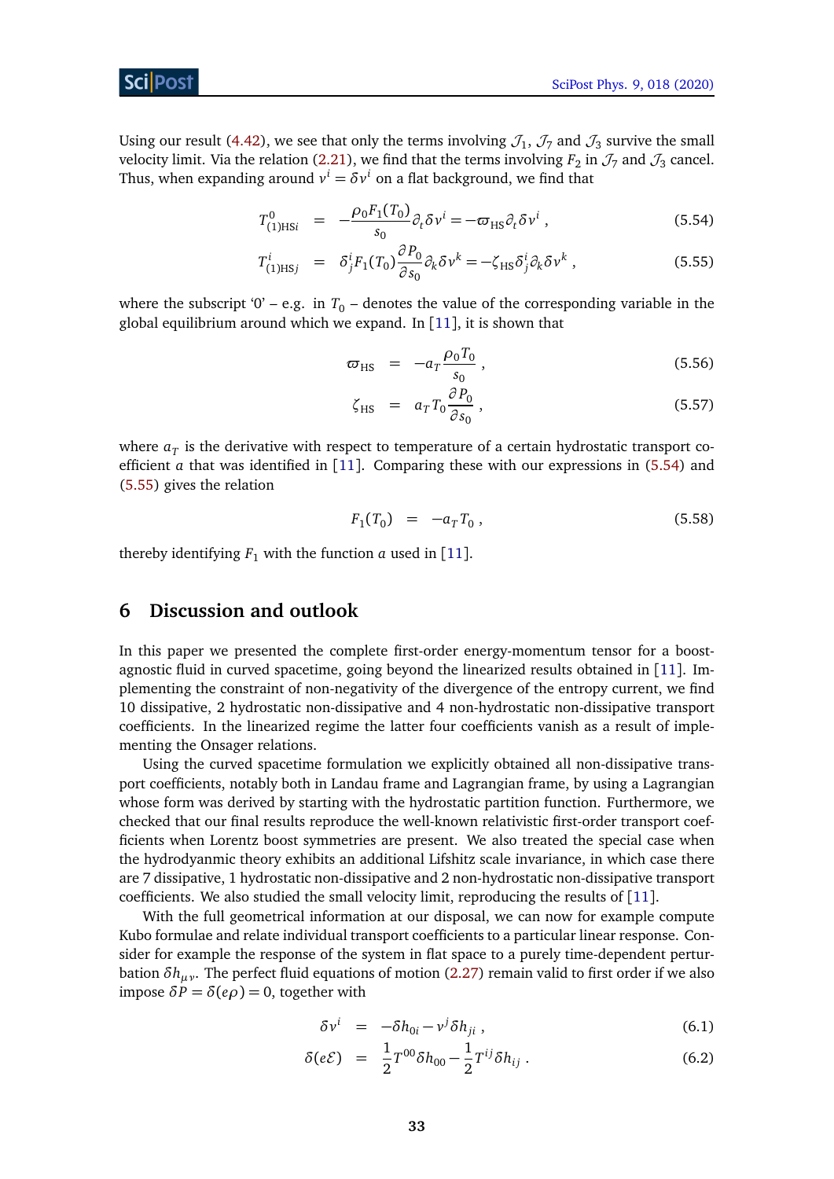Using our result (4.42), we see that only the terms involving $\mathcal{J}_1$, $\mathcal{J}_7$ and $\mathcal{J}_3$ survive the small velocity limit. Via the relation (2.21), we find that the terms involving $F_2$ in $\mathcal{J}_7$ and $\mathcal{J}_3$ cancel. Thus, when expanding around $v^i = \delta v^i$ on a flat background, we find that

$$T^0_{(1)\text{HS}i} = -\frac{\rho_0 F_1(T_0)}{s_0}\partial_t \delta v^i = -\varpi_{\text{HS}}\partial_t \delta v^i \,, \tag{5.54}$$

$$T^i_{(1)\text{HS}j} = \delta^i_j F_1(T_0)\frac{\partial P_0}{\partial s_0}\partial_k \delta v^k = -\zeta_{\text{HS}}\delta^i_j \partial_k \delta v^k \,, \tag{5.55}$$

where the subscript '0' – e.g. in $T_0$ – denotes the value of the corresponding variable in the global equilibrium around which we expand. In [11], it is shown that

$$\varpi_{\text{HS}} = -a_T \frac{\rho_0 T_0}{s_0} \,, \tag{5.56}$$

$$\zeta_{\text{HS}} = a_T T_0 \frac{\partial P_0}{\partial s_0} \,, \tag{5.57}$$

where $a_T$ is the derivative with respect to temperature of a certain hydrostatic transport coefficient $a$ that was identified in [11]. Comparing these with our expressions in (5.54) and (5.55) gives the relation

$$F_1(T_0) = -a_T T_0 \,, \tag{5.58}$$

thereby identifying $F_1$ with the function $a$ used in [11].

## 6 Discussion and outlook

In this paper we presented the complete first-order energy-momentum tensor for a boost-agnostic fluid in curved spacetime, going beyond the linearized results obtained in [11]. Implementing the constraint of non-negativity of the divergence of the entropy current, we find 10 dissipative, 2 hydrostatic non-dissipative and 4 non-hydrostatic non-dissipative transport coefficients. In the linearized regime the latter four coefficients vanish as a result of implementing the Onsager relations.

Using the curved spacetime formulation we explicitly obtained all non-dissipative transport coefficients, notably both in Landau frame and Lagrangian frame, by using a Lagrangian whose form was derived by starting with the hydrostatic partition function. Furthermore, we checked that our final results reproduce the well-known relativistic first-order transport coefficients when Lorentz boost symmetries are present. We also treated the special case when the hydrodyanmic theory exhibits an additional Lifshitz scale invariance, in which case there are 7 dissipative, 1 hydrostatic non-dissipative and 2 non-hydrostatic non-dissipative transport coefficients. We also studied the small velocity limit, reproducing the results of [11].

With the full geometrical information at our disposal, we can now for example compute Kubo formulae and relate individual transport coefficients to a particular linear response. Consider for example the response of the system in flat space to a purely time-dependent perturbation $\delta h_{\mu\nu}$. The perfect fluid equations of motion (2.27) remain valid to first order if we also impose $\delta P = \delta(e\rho) = 0$, together with

$$\delta v^i = -\delta h_{0i} - v^j \delta h_{ji} \,, \tag{6.1}$$

$$\delta(e\mathcal{E}) = \frac{1}{2}T^{00}\delta h_{00} - \frac{1}{2}T^{ij}\delta h_{ij} \,. \tag{6.2}$$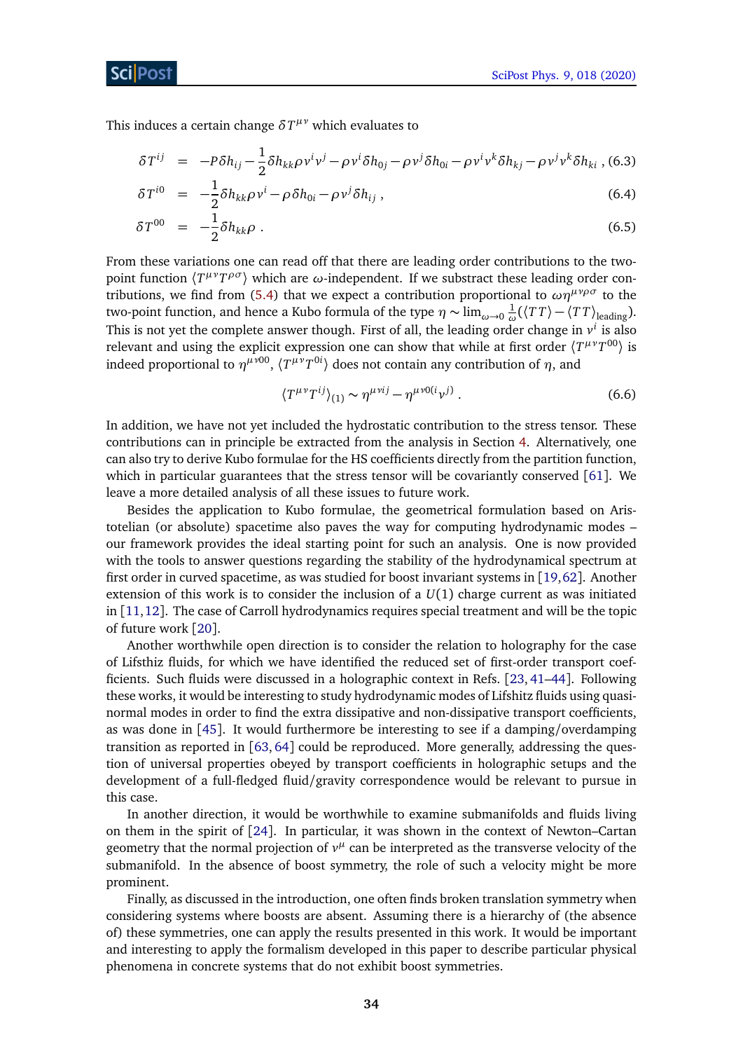This induces a certain change $\delta T^{\mu\nu}$ which evaluates to

$$
\delta T^{ij} = -P\delta h_{ij} - \frac{1}{2}\delta h_{kk}\rho v^i v^j - \rho v^i \delta h_{0j} - \rho v^j \delta h_{0i} - \rho v^i v^k \delta h_{kj} - \rho v^j v^k \delta h_{ki} \,, \tag{6.3}
$$

$$
\delta T^{i0} = -\frac{1}{2}\delta h_{kk}\rho v^i - \rho \delta h_{0i} - \rho v^j \delta h_{ij} \,, \tag{6.4}
$$

$$
\delta T^{00} = -\frac{1}{2}\delta h_{kk}\rho \,. \tag{6.5}
$$

From these variations one can read off that there are leading order contributions to the two-point function $\langle T^{\mu\nu}T^{\rho\sigma}\rangle$ which are $\omega$-independent. If we substract these leading order contributions, we find from (5.4) that we expect a contribution proportional to $\omega\eta^{\mu\nu\rho\sigma}$ to the two-point function, and hence a Kubo formula of the type $\eta \sim \lim_{\omega\to 0}\frac{1}{\omega}(\langle TT\rangle - \langle TT\rangle_{\text{leading}})$. This is not yet the complete answer though. First of all, the leading order change in $v^i$ is also relevant and using the explicit expression one can show that while at first order $\langle T^{\mu\nu}T^{00}\rangle$ is indeed proportional to $\eta^{\mu\nu 00}$, $\langle T^{\mu\nu}T^{0i}\rangle$ does not contain any contribution of $\eta$, and

$$
\langle T^{\mu\nu}T^{ij}\rangle_{(1)} \sim \eta^{\mu\nu ij} - \eta^{\mu\nu 0(i}v^{j)} \,. \tag{6.6}
$$

In addition, we have not yet included the hydrostatic contribution to the stress tensor. These contributions can in principle be extracted from the analysis in Section 4. Alternatively, one can also try to derive Kubo formulae for the HS coefficients directly from the partition function, which in particular guarantees that the stress tensor will be covariantly conserved [61]. We leave a more detailed analysis of all these issues to future work.

Besides the application to Kubo formulae, the geometrical formulation based on Aristotelian (or absolute) spacetime also paves the way for computing hydrodynamic modes – our framework provides the ideal starting point for such an analysis. One is now provided with the tools to answer questions regarding the stability of the hydrodynamical spectrum at first order in curved spacetime, as was studied for boost invariant systems in [19,62]. Another extension of this work is to consider the inclusion of a $U(1)$ charge current as was initiated in [11,12]. The case of Carroll hydrodynamics requires special treatment and will be the topic of future work [20].

Another worthwhile open direction is to consider the relation to holography for the case of Lifsthiz fluids, for which we have identified the reduced set of first-order transport coefficients. Such fluids were discussed in a holographic context in Refs. [23,41–44]. Following these works, it would be interesting to study hydrodynamic modes of Lifshitz fluids using quasi-normal modes in order to find the extra dissipative and non-dissipative transport coefficients, as was done in [45]. It would furthermore be interesting to see if a damping/overdamping transition as reported in [63,64] could be reproduced. More generally, addressing the question of universal properties obeyed by transport coefficients in holographic setups and the development of a full-fledged fluid/gravity correspondence would be relevant to pursue in this case.

In another direction, it would be worthwhile to examine submanifolds and fluids living on them in the spirit of [24]. In particular, it was shown in the context of Newton–Cartan geometry that the normal projection of $v^\mu$ can be interpreted as the transverse velocity of the submanifold. In the absence of boost symmetry, the role of such a velocity might be more prominent.

Finally, as discussed in the introduction, one often finds broken translation symmetry when considering systems where boosts are absent. Assuming there is a hierarchy of (the absence of) these symmetries, one can apply the results presented in this work. It would be important and interesting to apply the formalism developed in this paper to describe particular physical phenomena in concrete systems that do not exhibit boost symmetries.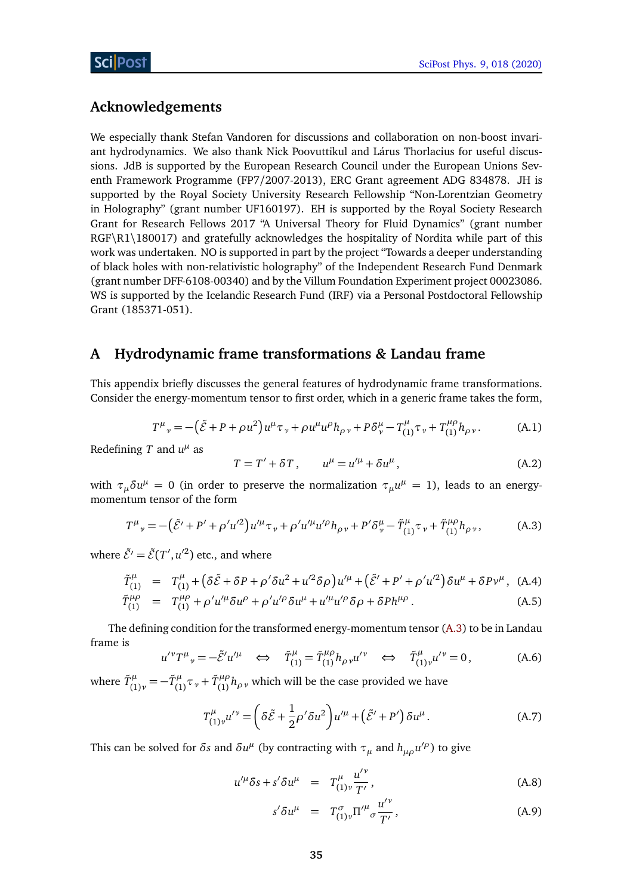## Acknowledgements

We especially thank Stefan Vandoren for discussions and collaboration on non-boost invariant hydrodynamics. We also thank Nick Poovuttikul and Lárus Thorlacius for useful discussions. JdB is supported by the European Research Council under the European Unions Seventh Framework Programme (FP7/2007-2013), ERC Grant agreement ADG 834878. JH is supported by the Royal Society University Research Fellowship "Non-Lorentzian Geometry in Holography" (grant number UF160197). EH is supported by the Royal Society Research Grant for Research Fellows 2017 "A Universal Theory for Fluid Dynamics" (grant number RGF\R1\180017) and gratefully acknowledges the hospitality of Nordita while part of this work was undertaken. NO is supported in part by the project "Towards a deeper understanding of black holes with non-relativistic holography" of the Independent Research Fund Denmark (grant number DFF-6108-00340) and by the Villum Foundation Experiment project 00023086. WS is supported by the Icelandic Research Fund (IRF) via a Personal Postdoctoral Fellowship Grant (185371-051).

## A Hydrodynamic frame transformations & Landau frame

This appendix briefly discusses the general features of hydrodynamic frame transformations. Consider the energy-momentum tensor to first order, which in a generic frame takes the form,

$$T^{\mu}{}_{\nu} = -\left(\tilde{\mathcal{E}} + P + \rho u^2\right) u^{\mu}\tau_{\nu} + \rho u^{\mu}u^{\rho}h_{\rho\nu} + P\delta^{\mu}_{\nu} - T^{\mu}_{(1)}\tau_{\nu} + T^{\mu\rho}_{(1)}h_{\rho\nu}\,. \tag{A.1}$$

Redefining $T$ and $u^{\mu}$ as

$$T = T' + \delta T\,, \qquad u^{\mu} = u'^{\mu} + \delta u^{\mu}\,, \tag{A.2}$$

with $\tau_{\mu}\delta u^{\mu} = 0$ (in order to preserve the normalization $\tau_{\mu}u^{\mu} = 1$), leads to an energy-momentum tensor of the form

$$T^{\mu}{}_{\nu} = -\left(\tilde{\mathcal{E}}' + P' + \rho' u'^2\right) u'^{\mu}\tau_{\nu} + \rho' u'^{\mu}u'^{\rho}h_{\rho\nu} + P'\delta^{\mu}_{\nu} - \tilde{T}^{\mu}_{(1)}\tau_{\nu} + \tilde{T}^{\mu\rho}_{(1)}h_{\rho\nu}\,, \tag{A.3}$$

where $\tilde{\mathcal{E}}' = \tilde{\mathcal{E}}(T', u'^2)$ etc., and where

$$\begin{aligned}
\tilde{T}^{\mu}_{(1)} &= T^{\mu}_{(1)} + \left(\delta\tilde{\mathcal{E}} + \delta P + \rho'\delta u^2 + u'^2\delta\rho\right)u'^{\mu} + \left(\tilde{\mathcal{E}}' + P' + \rho' u'^2\right)\delta u^{\mu} + \delta P v^{\mu}\,, & \text{(A.4)}\\
\tilde{T}^{\mu\rho}_{(1)} &= T^{\mu\rho}_{(1)} + \rho' u'^{\mu}\delta u^{\rho} + \rho' u'^{\rho}\delta u^{\mu} + u'^{\mu}u'^{\rho}\delta\rho + \delta P h^{\mu\rho}\,. & \text{(A.5)}
\end{aligned}$$

The defining condition for the transformed energy-momentum tensor (A.3) to be in Landau frame is

$$u'^{\nu}T^{\mu}{}_{\nu} = -\tilde{\mathcal{E}}' u'^{\mu} \quad\Leftrightarrow\quad \tilde{T}^{\mu}_{(1)} = \tilde{T}^{\mu\rho}_{(1)}h_{\rho\nu}u'^{\nu} \quad\Leftrightarrow\quad \tilde{T}^{\mu}_{(1)\nu}u'^{\nu} = 0\,, \tag{A.6}$$

where $\tilde{T}^{\mu}_{(1)\nu} = -\tilde{T}^{\mu}_{(1)}\tau_{\nu} + \tilde{T}^{\mu\rho}_{(1)}h_{\rho\nu}$ which will be the case provided we have

$$T^{\mu}_{(1)\nu}u'^{\nu} = \left(\delta\tilde{\mathcal{E}} + \frac{1}{2}\rho'\delta u^2\right)u'^{\mu} + \left(\tilde{\mathcal{E}}' + P'\right)\delta u^{\mu}\,. \tag{A.7}$$

This can be solved for $\delta s$ and $\delta u^{\mu}$ (by contracting with $\tau_{\mu}$ and $h_{\mu\rho}u'^{\rho}$) to give

$$\begin{aligned}
u'^{\mu}\delta s + s'\delta u^{\mu} &= T^{\mu}_{(1)\nu}\frac{u'^{\nu}}{T'}\,, & \text{(A.8)}\\
s'\delta u^{\mu} &= T^{\sigma}_{(1)\nu}\Pi'^{\mu}{}_{\sigma}\frac{u'^{\nu}}{T'}\,, & \text{(A.9)}
\end{aligned}$$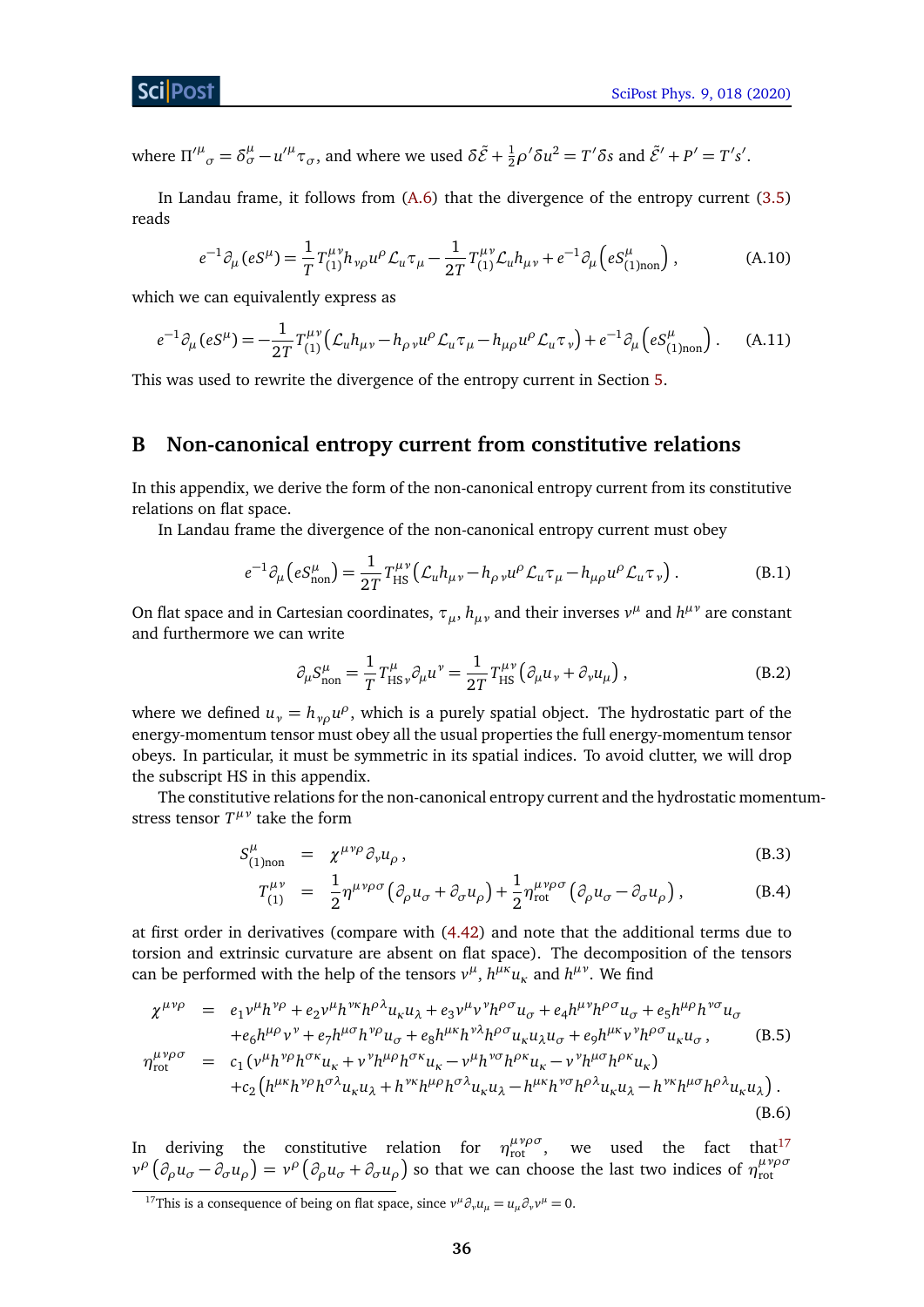where $\Pi'^{\mu}{}_{\sigma} = \delta^{\mu}_{\sigma} - u'^{\mu}\tau_{\sigma}$, and where we used $\delta\tilde{\mathcal{E}} + \frac{1}{2}\rho'\delta u^2 = T'\delta s$ and $\tilde{\mathcal{E}}' + P' = T's'$.

In Landau frame, it follows from (A.6) that the divergence of the entropy current (3.5) reads

$$e^{-1}\partial_{\mu}\left(eS^{\mu}\right) = \frac{1}{T}T^{\mu\nu}_{(1)}h_{\nu\rho}u^{\rho}\mathcal{L}_{u}\tau_{\mu} - \frac{1}{2T}T^{\mu\nu}_{(1)}\mathcal{L}_{u}h_{\mu\nu} + e^{-1}\partial_{\mu}\left(eS^{\mu}_{(1)\text{non}}\right), \tag{A.10}$$

which we can equivalently express as

$$e^{-1}\partial_{\mu}\left(eS^{\mu}\right) = -\frac{1}{2T}T^{\mu\nu}_{(1)}\left(\mathcal{L}_{u}h_{\mu\nu} - h_{\rho\nu}u^{\rho}\mathcal{L}_{u}\tau_{\mu} - h_{\mu\rho}u^{\rho}\mathcal{L}_{u}\tau_{\nu}\right) + e^{-1}\partial_{\mu}\left(eS^{\mu}_{(1)\text{non}}\right). \tag{A.11}$$

This was used to rewrite the divergence of the entropy current in Section 5.

## B Non-canonical entropy current from constitutive relations

In this appendix, we derive the form of the non-canonical entropy current from its constitutive relations on flat space.

In Landau frame the divergence of the non-canonical entropy current must obey

$$e^{-1}\partial_{\mu}\left(eS^{\mu}_{\text{non}}\right) = \frac{1}{2T}T^{\mu\nu}_{\text{HS}}\left(\mathcal{L}_{u}h_{\mu\nu} - h_{\rho\nu}u^{\rho}\mathcal{L}_{u}\tau_{\mu} - h_{\mu\rho}u^{\rho}\mathcal{L}_{u}\tau_{\nu}\right). \tag{B.1}$$

On flat space and in Cartesian coordinates, $\tau_{\mu}$, $h_{\mu\nu}$ and their inverses $v^{\mu}$ and $h^{\mu\nu}$ are constant and furthermore we can write

$$\partial_{\mu}S^{\mu}_{\text{non}} = \frac{1}{T}T^{\mu}_{\text{HS}\,\nu}\partial_{\mu}u^{\nu} = \frac{1}{2T}T^{\mu\nu}_{\text{HS}}\left(\partial_{\mu}u_{\nu} + \partial_{\nu}u_{\mu}\right), \tag{B.2}$$

where we defined $u_{\nu} = h_{\nu\rho}u^{\rho}$, which is a purely spatial object. The hydrostatic part of the energy-momentum tensor must obey all the usual properties the full energy-momentum tensor obeys. In particular, it must be symmetric in its spatial indices. To avoid clutter, we will drop the subscript HS in this appendix.

The constitutive relations for the non-canonical entropy current and the hydrostatic momentum-stress tensor $T^{\mu\nu}$ take the form

$$S^{\mu}_{(1)\text{non}} = \chi^{\mu\nu\rho}\partial_{\nu}u_{\rho}, \tag{B.3}$$

$$T^{\mu\nu}_{(1)} = \frac{1}{2}\eta^{\mu\nu\rho\sigma}\left(\partial_{\rho}u_{\sigma} + \partial_{\sigma}u_{\rho}\right) + \frac{1}{2}\eta^{\mu\nu\rho\sigma}_{\text{rot}}\left(\partial_{\rho}u_{\sigma} - \partial_{\sigma}u_{\rho}\right), \tag{B.4}$$

at first order in derivatives (compare with (4.42) and note that the additional terms due to torsion and extrinsic curvature are absent on flat space). The decomposition of the tensors can be performed with the help of the tensors $v^{\mu}$, $h^{\mu\kappa}u_{\kappa}$ and $h^{\mu\nu}$. We find

$$\begin{aligned}
\chi^{\mu\nu\rho} &= e_1 v^{\mu}h^{\nu\rho} + e_2 v^{\mu}h^{\nu\kappa}h^{\rho\lambda}u_{\kappa}u_{\lambda} + e_3 v^{\mu}v^{\nu}h^{\rho\sigma}u_{\sigma} + e_4 h^{\mu\nu}h^{\rho\sigma}u_{\sigma} + e_5 h^{\mu\rho}h^{\nu\sigma}u_{\sigma} \\
&\quad + e_6 h^{\mu\rho}v^{\nu} + e_7 h^{\mu\sigma}h^{\nu\rho}u_{\sigma} + e_8 h^{\mu\kappa}h^{\nu\lambda}h^{\rho\sigma}u_{\kappa}u_{\lambda}u_{\sigma} + e_9 h^{\mu\kappa}v^{\nu}h^{\rho\sigma}u_{\kappa}u_{\sigma},
\end{aligned} \tag{B.5}$$

$$\begin{aligned}
\eta^{\mu\nu\rho\sigma}_{\text{rot}} &= c_1\left(v^{\mu}h^{\nu\rho}h^{\sigma\kappa}u_{\kappa} + v^{\nu}h^{\mu\rho}h^{\sigma\kappa}u_{\kappa} - v^{\mu}h^{\nu\sigma}h^{\rho\kappa}u_{\kappa} - v^{\nu}h^{\mu\sigma}h^{\rho\kappa}u_{\kappa}\right) \\
&\quad + c_2\left(h^{\mu\kappa}h^{\nu\rho}h^{\sigma\lambda}u_{\kappa}u_{\lambda} + h^{\nu\kappa}h^{\mu\rho}h^{\sigma\lambda}u_{\kappa}u_{\lambda} - h^{\mu\kappa}h^{\nu\sigma}h^{\rho\lambda}u_{\kappa}u_{\lambda} - h^{\nu\kappa}h^{\mu\sigma}h^{\rho\lambda}u_{\kappa}u_{\lambda}\right).
\end{aligned} \tag{B.6}$$

In deriving the constitutive relation for $\eta^{\mu\nu\rho\sigma}_{\text{rot}}$, we used the fact that[17] $v^{\rho}\left(\partial_{\rho}u_{\sigma} - \partial_{\sigma}u_{\rho}\right) = v^{\rho}\left(\partial_{\rho}u_{\sigma} + \partial_{\sigma}u_{\rho}\right)$ so that we can choose the last two indices of $\eta^{\mu\nu\rho\sigma}_{\text{rot}}$

[17] This is a consequence of being on flat space, since $v^{\mu}\partial_{\nu}u_{\mu} = u_{\mu}\partial_{\nu}v^{\mu} = 0$.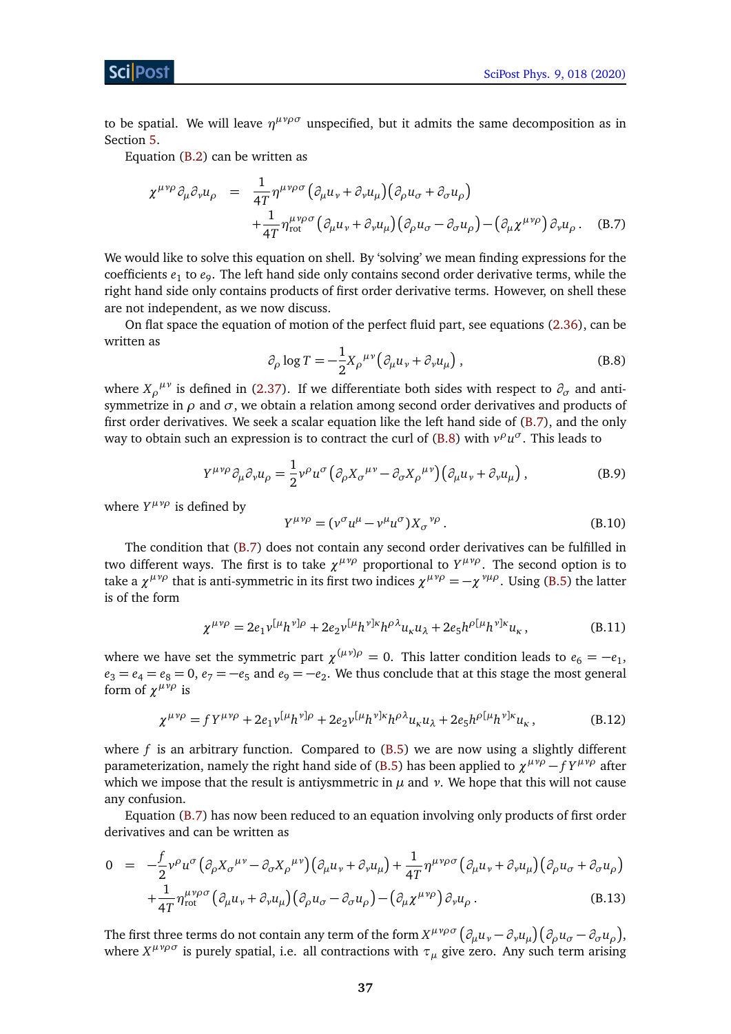to be spatial. We will leave $\eta^{\mu\nu\rho\sigma}$ unspecified, but it admits the same decomposition as in Section 5.

Equation (B.2) can be written as

$$
\begin{aligned}
\chi^{\mu\nu\rho}\partial_\mu\partial_\nu u_\rho &= \frac{1}{4T}\eta^{\mu\nu\rho\sigma}\left(\partial_\mu u_\nu + \partial_\nu u_\mu\right)\left(\partial_\rho u_\sigma + \partial_\sigma u_\rho\right) \\
&\quad + \frac{1}{4T}\eta^{\mu\nu\rho\sigma}_{\text{rot}}\left(\partial_\mu u_\nu + \partial_\nu u_\mu\right)\left(\partial_\rho u_\sigma - \partial_\sigma u_\rho\right) - \left(\partial_\mu \chi^{\mu\nu\rho}\right)\partial_\nu u_\rho\,. \qquad \text{(B.7)}
\end{aligned}
$$

We would like to solve this equation on shell. By 'solving' we mean finding expressions for the coefficients $e_1$ to $e_9$. The left hand side only contains second order derivative terms, while the right hand side only contains products of first order derivative terms. However, on shell these are not independent, as we now discuss.

On flat space the equation of motion of the perfect fluid part, see equations (2.36), can be written as

$$
\partial_\rho \log T = -\frac{1}{2}X_\rho{}^{\mu\nu}\left(\partial_\mu u_\nu + \partial_\nu u_\mu\right), \qquad \text{(B.8)}
$$

where $X_\rho{}^{\mu\nu}$ is defined in (2.37). If we differentiate both sides with respect to $\partial_\sigma$ and anti-symmetrize in $\rho$ and $\sigma$, we obtain a relation among second order derivatives and products of first order derivatives. We seek a scalar equation like the left hand side of (B.7), and the only way to obtain such an expression is to contract the curl of (B.8) with $v^\rho u^\sigma$. This leads to

$$
Y^{\mu\nu\rho}\partial_\mu\partial_\nu u_\rho = \frac{1}{2}v^\rho u^\sigma\left(\partial_\rho X_\sigma{}^{\mu\nu} - \partial_\sigma X_\rho{}^{\mu\nu}\right)\left(\partial_\mu u_\nu + \partial_\nu u_\mu\right), \qquad \text{(B.9)}
$$

where $Y^{\mu\nu\rho}$ is defined by

$$
Y^{\mu\nu\rho} = \left(v^\sigma u^\mu - v^\mu u^\sigma\right)X_\sigma{}^{\nu\rho}\,. \qquad \text{(B.10)}
$$

The condition that (B.7) does not contain any second order derivatives can be fulfilled in two different ways. The first is to take $\chi^{\mu\nu\rho}$ proportional to $Y^{\mu\nu\rho}$. The second option is to take a $\chi^{\mu\nu\rho}$ that is anti-symmetric in its first two indices $\chi^{\mu\nu\rho} = -\chi^{\nu\mu\rho}$. Using (B.5) the latter is of the form

$$
\chi^{\mu\nu\rho} = 2e_1 v^{[\mu}h^{\nu]\rho} + 2e_2 v^{[\mu}h^{\nu]\kappa}h^{\rho\lambda}u_\kappa u_\lambda + 2e_5 h^{\rho[\mu}h^{\nu]\kappa}u_\kappa\,, \qquad \text{(B.11)}
$$

where we have set the symmetric part $\chi^{(\mu\nu)\rho} = 0$. This latter condition leads to $e_6 = -e_1$, $e_3 = e_4 = e_8 = 0$, $e_7 = -e_5$ and $e_9 = -e_2$. We thus conclude that at this stage the most general form of $\chi^{\mu\nu\rho}$ is

$$
\chi^{\mu\nu\rho} = fY^{\mu\nu\rho} + 2e_1 v^{[\mu}h^{\nu]\rho} + 2e_2 v^{[\mu}h^{\nu]\kappa}h^{\rho\lambda}u_\kappa u_\lambda + 2e_5 h^{\rho[\mu}h^{\nu]\kappa}u_\kappa\,, \qquad \text{(B.12)}
$$

where $f$ is an arbitrary function. Compared to (B.5) we are now using a slightly different parameterization, namely the right hand side of (B.5) has been applied to $\chi^{\mu\nu\rho} - fY^{\mu\nu\rho}$ after which we impose that the result is antiysmmetric in $\mu$ and $\nu$. We hope that this will not cause any confusion.

Equation (B.7) has now been reduced to an equation involving only products of first order derivatives and can be written as

$$
\begin{aligned}
0 &= -\frac{f}{2}v^\rho u^\sigma\left(\partial_\rho X_\sigma{}^{\mu\nu} - \partial_\sigma X_\rho{}^{\mu\nu}\right)\left(\partial_\mu u_\nu + \partial_\nu u_\mu\right) + \frac{1}{4T}\eta^{\mu\nu\rho\sigma}\left(\partial_\mu u_\nu + \partial_\nu u_\mu\right)\left(\partial_\rho u_\sigma + \partial_\sigma u_\rho\right) \\
&\quad + \frac{1}{4T}\eta^{\mu\nu\rho\sigma}_{\text{rot}}\left(\partial_\mu u_\nu + \partial_\nu u_\mu\right)\left(\partial_\rho u_\sigma - \partial_\sigma u_\rho\right) - \left(\partial_\mu \chi^{\mu\nu\rho}\right)\partial_\nu u_\rho\,. \qquad \text{(B.13)}
\end{aligned}
$$

The first three terms do not contain any term of the form $X^{\mu\nu\rho\sigma}\left(\partial_\mu u_\nu - \partial_\nu u_\mu\right)\left(\partial_\rho u_\sigma - \partial_\sigma u_\rho\right)$, where $X^{\mu\nu\rho\sigma}$ is purely spatial, i.e. all contractions with $\tau_\mu$ give zero. Any such term arising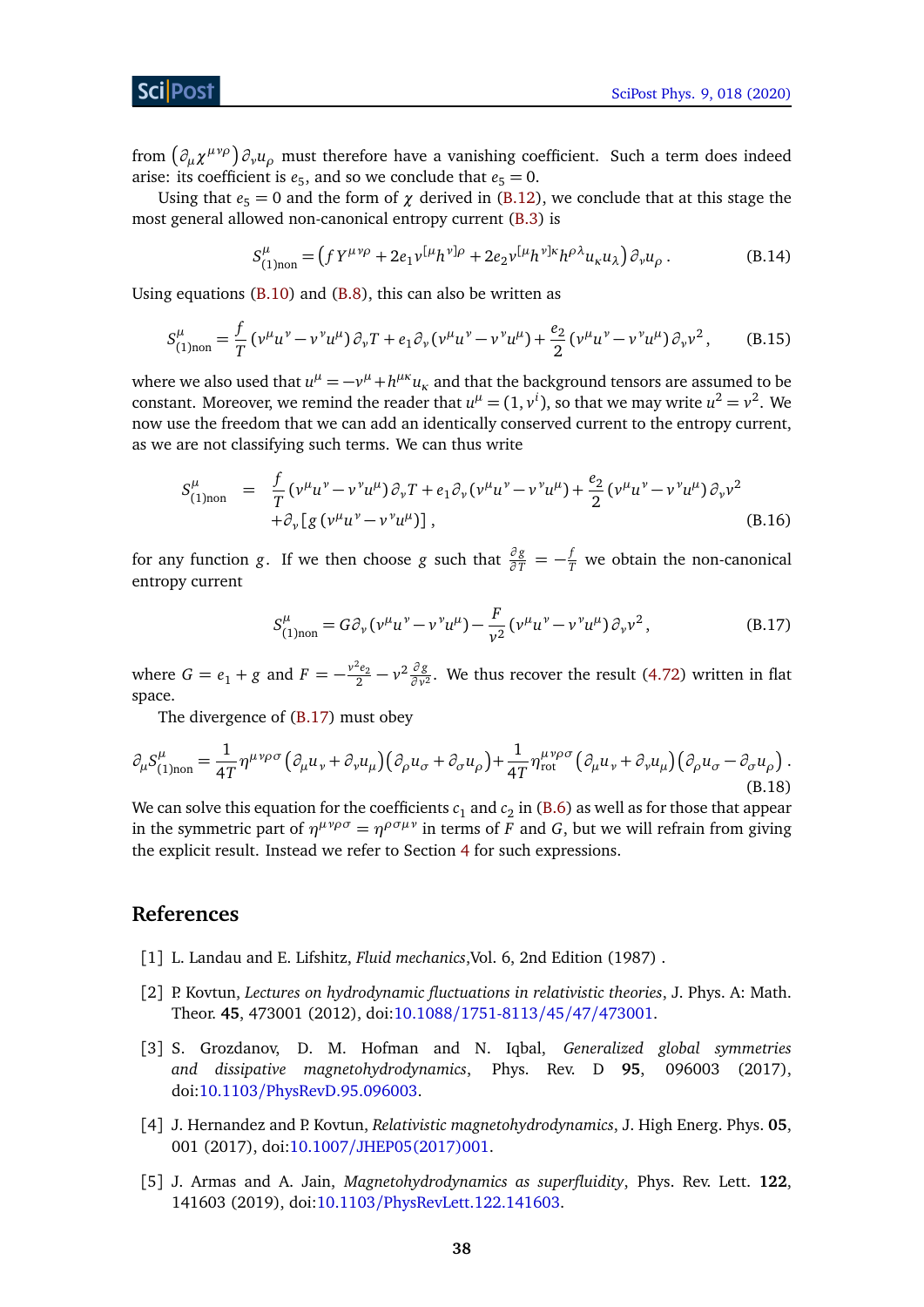from $\left(\partial_\mu \chi^{\mu\nu\rho}\right)\partial_\nu u_\rho$ must therefore have a vanishing coefficient. Such a term does indeed arise: its coefficient is $e_5$, and so we conclude that $e_5 = 0$.

Using that $e_5 = 0$ and the form of $\chi$ derived in (B.12), we conclude that at this stage the most general allowed non-canonical entropy current (B.3) is

$$S^\mu_{(1)\text{non}} = \left(f Y^{\mu\nu\rho} + 2e_1 v^{[\mu} h^{\nu]\rho} + 2e_2 v^{[\mu} h^{\nu]\kappa} h^{\rho\lambda} u_\kappa u_\lambda\right)\partial_\nu u_\rho\,. \tag{B.14}$$

Using equations (B.10) and (B.8), this can also be written as

$$S^\mu_{(1)\text{non}} = \frac{f}{T}\left(v^\mu u^\nu - v^\nu u^\mu\right)\partial_\nu T + e_1 \partial_\nu\left(v^\mu u^\nu - v^\nu u^\mu\right) + \frac{e_2}{2}\left(v^\mu u^\nu - v^\nu u^\mu\right)\partial_\nu v^2\,, \tag{B.15}$$

where we also used that $u^\mu = -v^\mu + h^{\mu\kappa}u_\kappa$ and that the background tensors are assumed to be constant. Moreover, we remind the reader that $u^\mu = (1, v^i)$, so that we may write $u^2 = v^2$. We now use the freedom that we can add an identically conserved current to the entropy current, as we are not classifying such terms. We can thus write

$$\begin{aligned} S^\mu_{(1)\text{non}} \;=\; & \frac{f}{T}\left(v^\mu u^\nu - v^\nu u^\mu\right)\partial_\nu T + e_1 \partial_\nu\left(v^\mu u^\nu - v^\nu u^\mu\right) + \frac{e_2}{2}\left(v^\mu u^\nu - v^\nu u^\mu\right)\partial_\nu v^2 \\ & + \partial_\nu\left[g\left(v^\mu u^\nu - v^\nu u^\mu\right)\right], \end{aligned} \tag{B.16}$$

for any function $g$. If we then choose $g$ such that $\frac{\partial g}{\partial T} = -\frac{f}{T}$ we obtain the non-canonical entropy current

$$S^\mu_{(1)\text{non}} = G\partial_\nu\left(v^\mu u^\nu - v^\nu u^\mu\right) - \frac{F}{v^2}\left(v^\mu u^\nu - v^\nu u^\mu\right)\partial_\nu v^2\,, \tag{B.17}$$

where $G = e_1 + g$ and $F = -\frac{v^2 e_2}{2} - v^2\frac{\partial g}{\partial v^2}$. We thus recover the result (4.72) written in flat space.

The divergence of (B.17) must obey

$$\partial_\mu S^\mu_{(1)\text{non}} = \frac{1}{4T}\eta^{\mu\nu\rho\sigma}\left(\partial_\mu u_\nu + \partial_\nu u_\mu\right)\left(\partial_\rho u_\sigma + \partial_\sigma u_\rho\right) + \frac{1}{4T}\eta^{\mu\nu\rho\sigma}_{\text{rot}}\left(\partial_\mu u_\nu + \partial_\nu u_\mu\right)\left(\partial_\rho u_\sigma - \partial_\sigma u_\rho\right). \tag{B.18}$$

We can solve this equation for the coefficients $c_1$ and $c_2$ in (B.6) as well as for those that appear in the symmetric part of $\eta^{\mu\nu\rho\sigma} = \eta^{\rho\sigma\mu\nu}$ in terms of $F$ and $G$, but we will refrain from giving the explicit result. Instead we refer to Section 4 for such expressions.

## References

[1] L. Landau and E. Lifshitz, *Fluid mechanics*,Vol. 6, 2nd Edition (1987) .

[2] P. Kovtun, *Lectures on hydrodynamic fluctuations in relativistic theories*, J. Phys. A: Math. Theor. **45**, 473001 (2012), doi:10.1088/1751-8113/45/47/473001.

[3] S. Grozdanov, D. M. Hofman and N. Iqbal, *Generalized global symmetries and dissipative magnetohydrodynamics*, Phys. Rev. D **95**, 096003 (2017), doi:10.1103/PhysRevD.95.096003.

[4] J. Hernandez and P. Kovtun, *Relativistic magnetohydrodynamics*, J. High Energ. Phys. **05**, 001 (2017), doi:10.1007/JHEP05(2017)001.

[5] J. Armas and A. Jain, *Magnetohydrodynamics as superfluidity*, Phys. Rev. Lett. **122**, 141603 (2019), doi:10.1103/PhysRevLett.122.141603.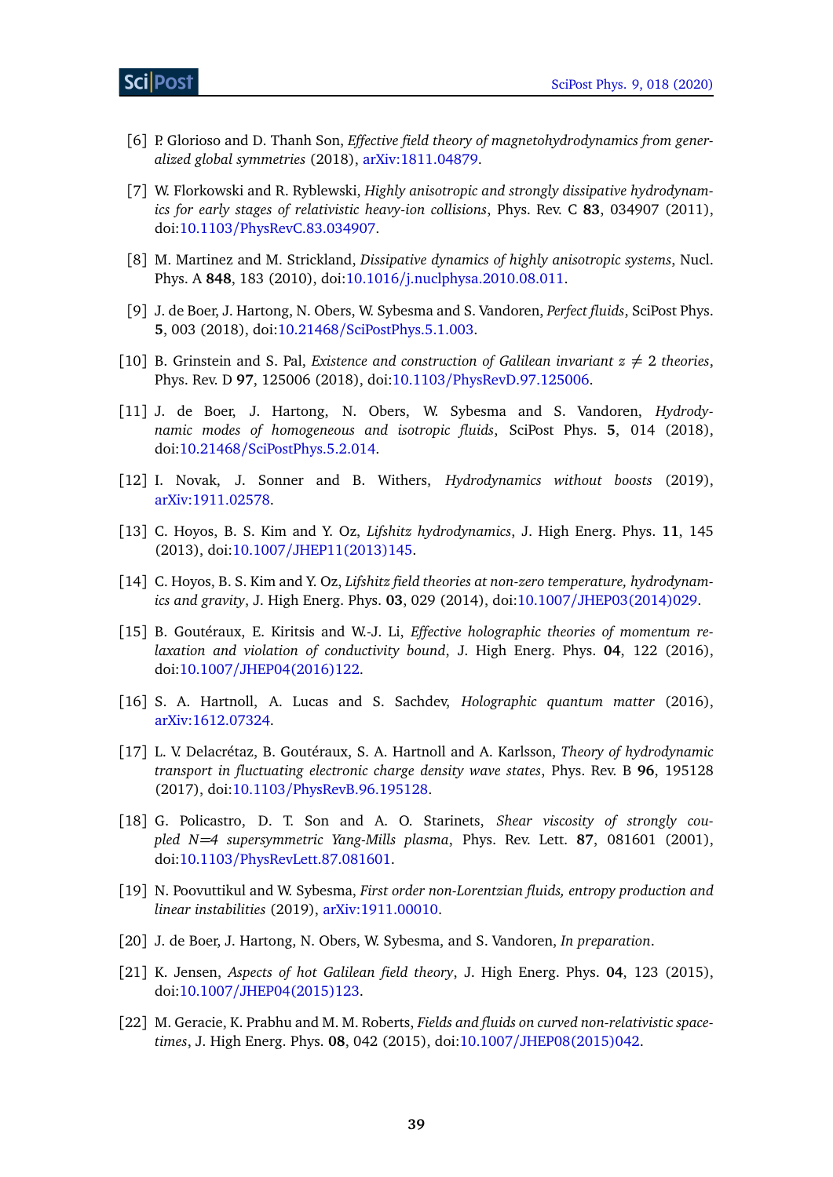[6] P. Glorioso and D. Thanh Son, *Effective field theory of magnetohydrodynamics from generalized global symmetries* (2018), arXiv:1811.04879.

[7] W. Florkowski and R. Ryblewski, *Highly anisotropic and strongly dissipative hydrodynamics for early stages of relativistic heavy-ion collisions*, Phys. Rev. C **83**, 034907 (2011), doi:10.1103/PhysRevC.83.034907.

[8] M. Martinez and M. Strickland, *Dissipative dynamics of highly anisotropic systems*, Nucl. Phys. A **848**, 183 (2010), doi:10.1016/j.nuclphysa.2010.08.011.

[9] J. de Boer, J. Hartong, N. Obers, W. Sybesma and S. Vandoren, *Perfect fluids*, SciPost Phys. **5**, 003 (2018), doi:10.21468/SciPostPhys.5.1.003.

[10] B. Grinstein and S. Pal, *Existence and construction of Galilean invariant $z \neq 2$ theories*, Phys. Rev. D **97**, 125006 (2018), doi:10.1103/PhysRevD.97.125006.

[11] J. de Boer, J. Hartong, N. Obers, W. Sybesma and S. Vandoren, *Hydrodynamic modes of homogeneous and isotropic fluids*, SciPost Phys. **5**, 014 (2018), doi:10.21468/SciPostPhys.5.2.014.

[12] I. Novak, J. Sonner and B. Withers, *Hydrodynamics without boosts* (2019), arXiv:1911.02578.

[13] C. Hoyos, B. S. Kim and Y. Oz, *Lifshitz hydrodynamics*, J. High Energ. Phys. **11**, 145 (2013), doi:10.1007/JHEP11(2013)145.

[14] C. Hoyos, B. S. Kim and Y. Oz, *Lifshitz field theories at non-zero temperature, hydrodynamics and gravity*, J. High Energ. Phys. **03**, 029 (2014), doi:10.1007/JHEP03(2014)029.

[15] B. Goutéraux, E. Kiritsis and W.-J. Li, *Effective holographic theories of momentum relaxation and violation of conductivity bound*, J. High Energ. Phys. **04**, 122 (2016), doi:10.1007/JHEP04(2016)122.

[16] S. A. Hartnoll, A. Lucas and S. Sachdev, *Holographic quantum matter* (2016), arXiv:1612.07324.

[17] L. V. Delacrétaz, B. Goutéraux, S. A. Hartnoll and A. Karlsson, *Theory of hydrodynamic transport in fluctuating electronic charge density wave states*, Phys. Rev. B **96**, 195128 (2017), doi:10.1103/PhysRevB.96.195128.

[18] G. Policastro, D. T. Son and A. O. Starinets, *Shear viscosity of strongly coupled N=4 supersymmetric Yang-Mills plasma*, Phys. Rev. Lett. **87**, 081601 (2001), doi:10.1103/PhysRevLett.87.081601.

[19] N. Poovuttikul and W. Sybesma, *First order non-Lorentzian fluids, entropy production and linear instabilities* (2019), arXiv:1911.00010.

[20] J. de Boer, J. Hartong, N. Obers, W. Sybesma, and S. Vandoren, *In preparation*.

[21] K. Jensen, *Aspects of hot Galilean field theory*, J. High Energ. Phys. **04**, 123 (2015), doi:10.1007/JHEP04(2015)123.

[22] M. Geracie, K. Prabhu and M. M. Roberts, *Fields and fluids on curved non-relativistic spacetimes*, J. High Energ. Phys. **08**, 042 (2015), doi:10.1007/JHEP08(2015)042.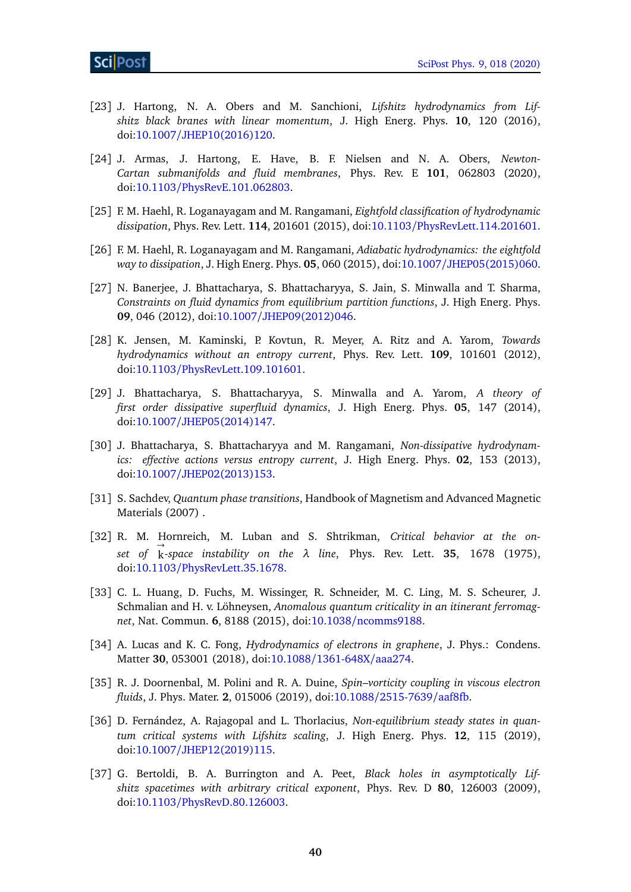[23] J. Hartong, N. A. Obers and M. Sanchioni, *Lifshitz hydrodynamics from Lifshitz black branes with linear momentum*, J. High Energ. Phys. **10**, 120 (2016), doi:10.1007/JHEP10(2016)120.

[24] J. Armas, J. Hartong, E. Have, B. F. Nielsen and N. A. Obers, *Newton-Cartan submanifolds and fluid membranes*, Phys. Rev. E **101**, 062803 (2020), doi:10.1103/PhysRevE.101.062803.

[25] F. M. Haehl, R. Loganayagam and M. Rangamani, *Eightfold classification of hydrodynamic dissipation*, Phys. Rev. Lett. **114**, 201601 (2015), doi:10.1103/PhysRevLett.114.201601.

[26] F. M. Haehl, R. Loganayagam and M. Rangamani, *Adiabatic hydrodynamics: the eightfold way to dissipation*, J. High Energ. Phys. **05**, 060 (2015), doi:10.1007/JHEP05(2015)060.

[27] N. Banerjee, J. Bhattacharya, S. Bhattacharyya, S. Jain, S. Minwalla and T. Sharma, *Constraints on fluid dynamics from equilibrium partition functions*, J. High Energ. Phys. **09**, 046 (2012), doi:10.1007/JHEP09(2012)046.

[28] K. Jensen, M. Kaminski, P. Kovtun, R. Meyer, A. Ritz and A. Yarom, *Towards hydrodynamics without an entropy current*, Phys. Rev. Lett. **109**, 101601 (2012), doi:10.1103/PhysRevLett.109.101601.

[29] J. Bhattacharya, S. Bhattacharyya, S. Minwalla and A. Yarom, *A theory of first order dissipative superfluid dynamics*, J. High Energ. Phys. **05**, 147 (2014), doi:10.1007/JHEP05(2014)147.

[30] J. Bhattacharya, S. Bhattacharyya and M. Rangamani, *Non-dissipative hydrodynamics: effective actions versus entropy current*, J. High Energ. Phys. **02**, 153 (2013), doi:10.1007/JHEP02(2013)153.

[31] S. Sachdev, *Quantum phase transitions*, Handbook of Magnetism and Advanced Magnetic Materials (2007) .

[32] R. M. Hornreich, M. Luban and S. Shtrikman, *Critical behavior at the onset of $\vec{\mathrm{k}}$-space instability on the $\lambda$ line*, Phys. Rev. Lett. **35**, 1678 (1975), doi:10.1103/PhysRevLett.35.1678.

[33] C. L. Huang, D. Fuchs, M. Wissinger, R. Schneider, M. C. Ling, M. S. Scheurer, J. Schmalian and H. v. Löhneysen, *Anomalous quantum criticality in an itinerant ferromagnet*, Nat. Commun. **6**, 8188 (2015), doi:10.1038/ncomms9188.

[34] A. Lucas and K. C. Fong, *Hydrodynamics of electrons in graphene*, J. Phys.: Condens. Matter **30**, 053001 (2018), doi:10.1088/1361-648X/aaa274.

[35] R. J. Doornenbal, M. Polini and R. A. Duine, *Spin–vorticity coupling in viscous electron fluids*, J. Phys. Mater. **2**, 015006 (2019), doi:10.1088/2515-7639/aaf8fb.

[36] D. Fernández, A. Rajagopal and L. Thorlacius, *Non-equilibrium steady states in quantum critical systems with Lifshitz scaling*, J. High Energ. Phys. **12**, 115 (2019), doi:10.1007/JHEP12(2019)115.

[37] G. Bertoldi, B. A. Burrington and A. Peet, *Black holes in asymptotically Lifshitz spacetimes with arbitrary critical exponent*, Phys. Rev. D **80**, 126003 (2009), doi:10.1103/PhysRevD.80.126003.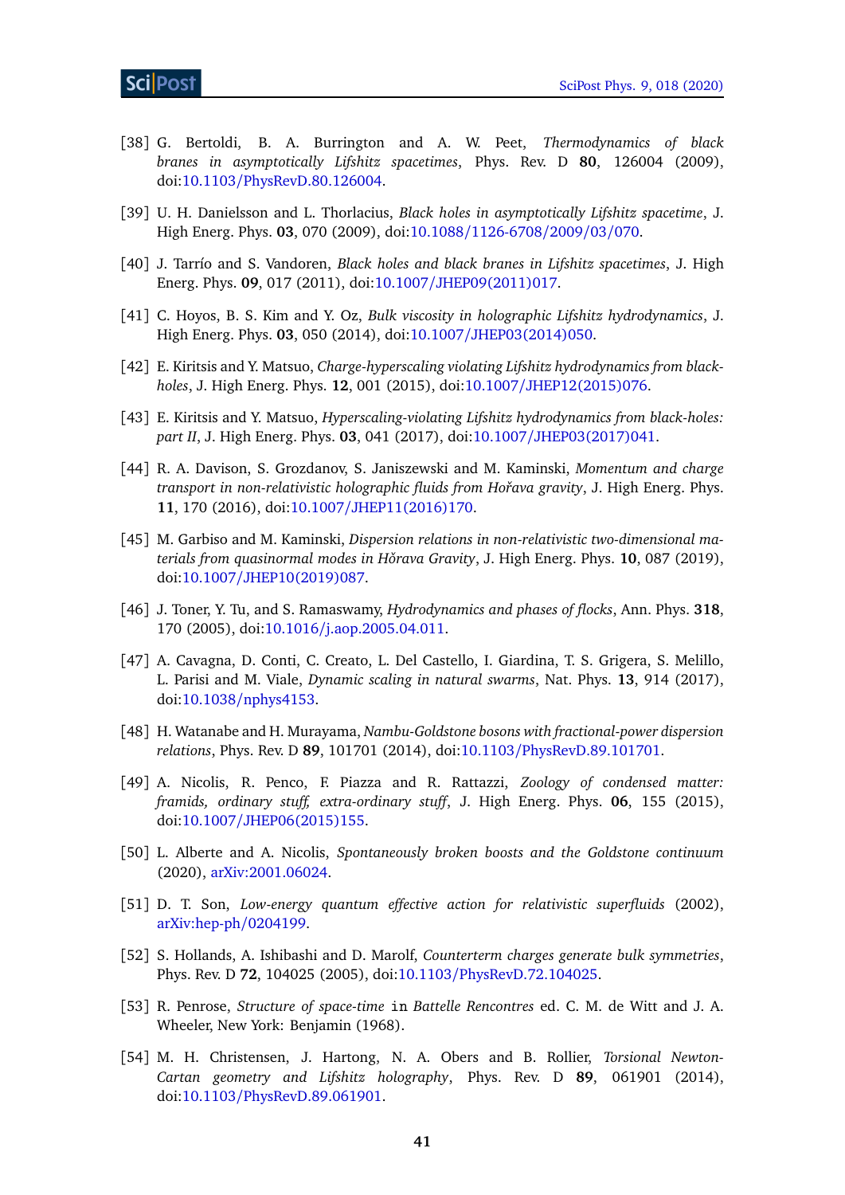[38] G. Bertoldi, B. A. Burrington and A. W. Peet, *Thermodynamics of black branes in asymptotically Lifshitz spacetimes*, Phys. Rev. D **80**, 126004 (2009), doi:10.1103/PhysRevD.80.126004.

[39] U. H. Danielsson and L. Thorlacius, *Black holes in asymptotically Lifshitz spacetime*, J. High Energ. Phys. **03**, 070 (2009), doi:10.1088/1126-6708/2009/03/070.

[40] J. Tarrío and S. Vandoren, *Black holes and black branes in Lifshitz spacetimes*, J. High Energ. Phys. **09**, 017 (2011), doi:10.1007/JHEP09(2011)017.

[41] C. Hoyos, B. S. Kim and Y. Oz, *Bulk viscosity in holographic Lifshitz hydrodynamics*, J. High Energ. Phys. **03**, 050 (2014), doi:10.1007/JHEP03(2014)050.

[42] E. Kiritsis and Y. Matsuo, *Charge-hyperscaling violating Lifshitz hydrodynamics from black-holes*, J. High Energ. Phys. **12**, 001 (2015), doi:10.1007/JHEP12(2015)076.

[43] E. Kiritsis and Y. Matsuo, *Hyperscaling-violating Lifshitz hydrodynamics from black-holes: part II*, J. High Energ. Phys. **03**, 041 (2017), doi:10.1007/JHEP03(2017)041.

[44] R. A. Davison, S. Grozdanov, S. Janiszewski and M. Kaminski, *Momentum and charge transport in non-relativistic holographic fluids from Hořava gravity*, J. High Energ. Phys. **11**, 170 (2016), doi:10.1007/JHEP11(2016)170.

[45] M. Garbiso and M. Kaminski, *Dispersion relations in non-relativistic two-dimensional materials from quasinormal modes in Hořava Gravity*, J. High Energ. Phys. **10**, 087 (2019), doi:10.1007/JHEP10(2019)087.

[46] J. Toner, Y. Tu, and S. Ramaswamy, *Hydrodynamics and phases of flocks*, Ann. Phys. **318**, 170 (2005), doi:10.1016/j.aop.2005.04.011.

[47] A. Cavagna, D. Conti, C. Creato, L. Del Castello, I. Giardina, T. S. Grigera, S. Melillo, L. Parisi and M. Viale, *Dynamic scaling in natural swarms*, Nat. Phys. **13**, 914 (2017), doi:10.1038/nphys4153.

[48] H. Watanabe and H. Murayama, *Nambu-Goldstone bosons with fractional-power dispersion relations*, Phys. Rev. D **89**, 101701 (2014), doi:10.1103/PhysRevD.89.101701.

[49] A. Nicolis, R. Penco, F. Piazza and R. Rattazzi, *Zoology of condensed matter: framids, ordinary stuff, extra-ordinary stuff*, J. High Energ. Phys. **06**, 155 (2015), doi:10.1007/JHEP06(2015)155.

[50] L. Alberte and A. Nicolis, *Spontaneously broken boosts and the Goldstone continuum* (2020), arXiv:2001.06024.

[51] D. T. Son, *Low-energy quantum effective action for relativistic superfluids* (2002), arXiv:hep-ph/0204199.

[52] S. Hollands, A. Ishibashi and D. Marolf, *Counterterm charges generate bulk symmetries*, Phys. Rev. D **72**, 104025 (2005), doi:10.1103/PhysRevD.72.104025.

[53] R. Penrose, *Structure of space-time* in *Battelle Rencontres* ed. C. M. de Witt and J. A. Wheeler, New York: Benjamin (1968).

[54] M. H. Christensen, J. Hartong, N. A. Obers and B. Rollier, *Torsional Newton-Cartan geometry and Lifshitz holography*, Phys. Rev. D **89**, 061901 (2014), doi:10.1103/PhysRevD.89.061901.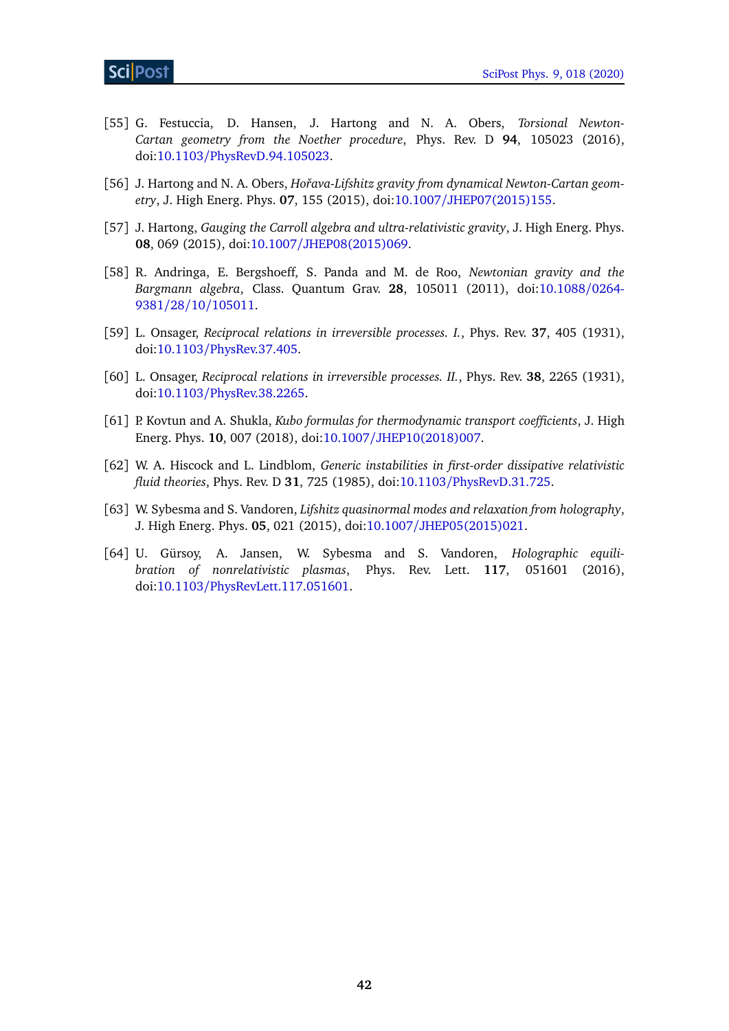[55] G. Festuccia, D. Hansen, J. Hartong and N. A. Obers, *Torsional Newton-Cartan geometry from the Noether procedure*, Phys. Rev. D **94**, 105023 (2016), doi:10.1103/PhysRevD.94.105023.

[56] J. Hartong and N. A. Obers, *Hořava-Lifshitz gravity from dynamical Newton-Cartan geometry*, J. High Energ. Phys. **07**, 155 (2015), doi:10.1007/JHEP07(2015)155.

[57] J. Hartong, *Gauging the Carroll algebra and ultra-relativistic gravity*, J. High Energ. Phys. **08**, 069 (2015), doi:10.1007/JHEP08(2015)069.

[58] R. Andringa, E. Bergshoeff, S. Panda and M. de Roo, *Newtonian gravity and the Bargmann algebra*, Class. Quantum Grav. **28**, 105011 (2011), doi:10.1088/0264-9381/28/10/105011.

[59] L. Onsager, *Reciprocal relations in irreversible processes. I.*, Phys. Rev. **37**, 405 (1931), doi:10.1103/PhysRev.37.405.

[60] L. Onsager, *Reciprocal relations in irreversible processes. II.*, Phys. Rev. **38**, 2265 (1931), doi:10.1103/PhysRev.38.2265.

[61] P. Kovtun and A. Shukla, *Kubo formulas for thermodynamic transport coefficients*, J. High Energ. Phys. **10**, 007 (2018), doi:10.1007/JHEP10(2018)007.

[62] W. A. Hiscock and L. Lindblom, *Generic instabilities in first-order dissipative relativistic fluid theories*, Phys. Rev. D **31**, 725 (1985), doi:10.1103/PhysRevD.31.725.

[63] W. Sybesma and S. Vandoren, *Lifshitz quasinormal modes and relaxation from holography*, J. High Energ. Phys. **05**, 021 (2015), doi:10.1007/JHEP05(2015)021.

[64] U. Gürsoy, A. Jansen, W. Sybesma and S. Vandoren, *Holographic equilibration of nonrelativistic plasmas*, Phys. Rev. Lett. **117**, 051601 (2016), doi:10.1103/PhysRevLett.117.051601.